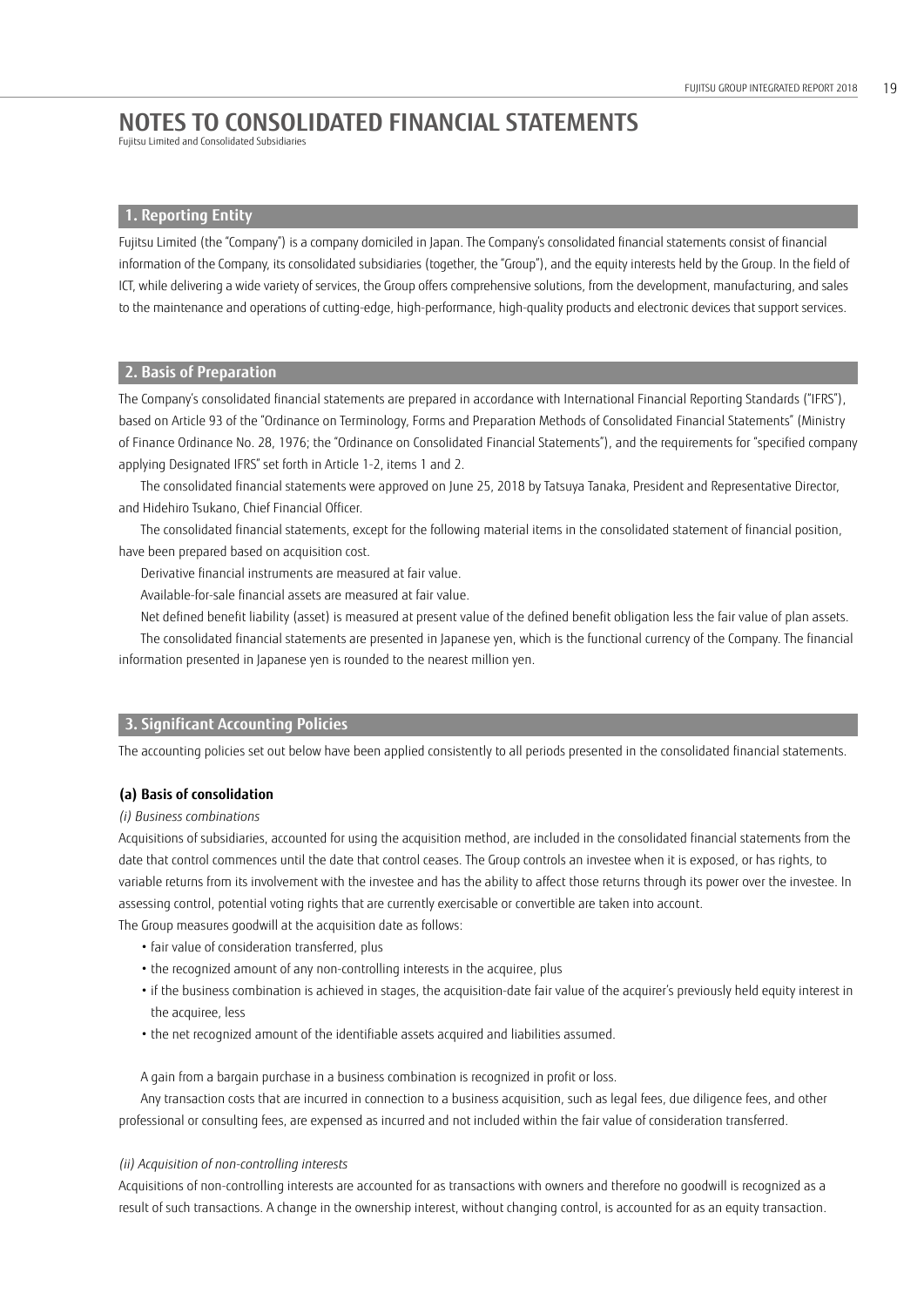# NOTES TO CONSOLIDATED FINANCIAL STATEMENTS

Fujitsu Limited and Consolidated Subsidiaries

## 1. Reporting Entity

Fujitsu Limited (the "Company") is a company domiciled in Japan. The Company's consolidated financial statements consist of financial information of the Company, its consolidated subsidiaries (together, the "Group"), and the equity interests held by the Group. In the field of ICT, while delivering a wide variety of services, the Group offers comprehensive solutions, from the development, manufacturing, and sales to the maintenance and operations of cutting-edge, high-performance, high-quality products and electronic devices that support services.

## 2. Basis of Preparation

The Company's consolidated financial statements are prepared in accordance with International Financial Reporting Standards ("IFRS"), based on Article 93 of the "Ordinance on Terminology, Forms and Preparation Methods of Consolidated Financial Statements" (Ministry of Finance Ordinance No. 28, 1976; the "Ordinance on Consolidated Financial Statements"), and the requirements for "specified company applying Designated IFRS" set forth in Article 1-2, items 1 and 2.

The consolidated financial statements were approved on June 25, 2018 by Tatsuya Tanaka, President and Representative Director, and Hidehiro Tsukano, Chief Financial Officer.

The consolidated financial statements, except for the following material items in the consolidated statement of financial position, have been prepared based on acquisition cost.

Derivative financial instruments are measured at fair value.

Available-for-sale financial assets are measured at fair value.

Net defined benefit liability (asset) is measured at present value of the defined benefit obligation less the fair value of plan assets.

The consolidated financial statements are presented in Japanese yen, which is the functional currency of the Company. The financial information presented in Japanese yen is rounded to the nearest million yen.

## 3. Significant Accounting Policies

The accounting policies set out below have been applied consistently to all periods presented in the consolidated financial statements.

### (a) Basis of consolidation

*(i) Business combinations*

Acquisitions of subsidiaries, accounted for using the acquisition method, are included in the consolidated financial statements from the date that control commences until the date that control ceases. The Group controls an investee when it is exposed, or has rights, to variable returns from its involvement with the investee and has the ability to affect those returns through its power over the investee. In assessing control, potential voting rights that are currently exercisable or convertible are taken into account.

The Group measures goodwill at the acquisition date as follows:

- fair value of consideration transferred, plus
- the recognized amount of any non-controlling interests in the acquiree, plus
- if the business combination is achieved in stages, the acquisition-date fair value of the acquirer's previously held equity interest in the acquiree, less
- the net recognized amount of the identifiable assets acquired and liabilities assumed.

A gain from a bargain purchase in a business combination is recognized in profit or loss.

Any transaction costs that are incurred in connection to a business acquisition, such as legal fees, due diligence fees, and other professional or consulting fees, are expensed as incurred and not included within the fair value of consideration transferred.

*(ii) Acquisition of non-controlling interests*

Acquisitions of non-controlling interests are accounted for as transactions with owners and therefore no goodwill is recognized as a result of such transactions. A change in the ownership interest, without changing control, is accounted for as an equity transaction.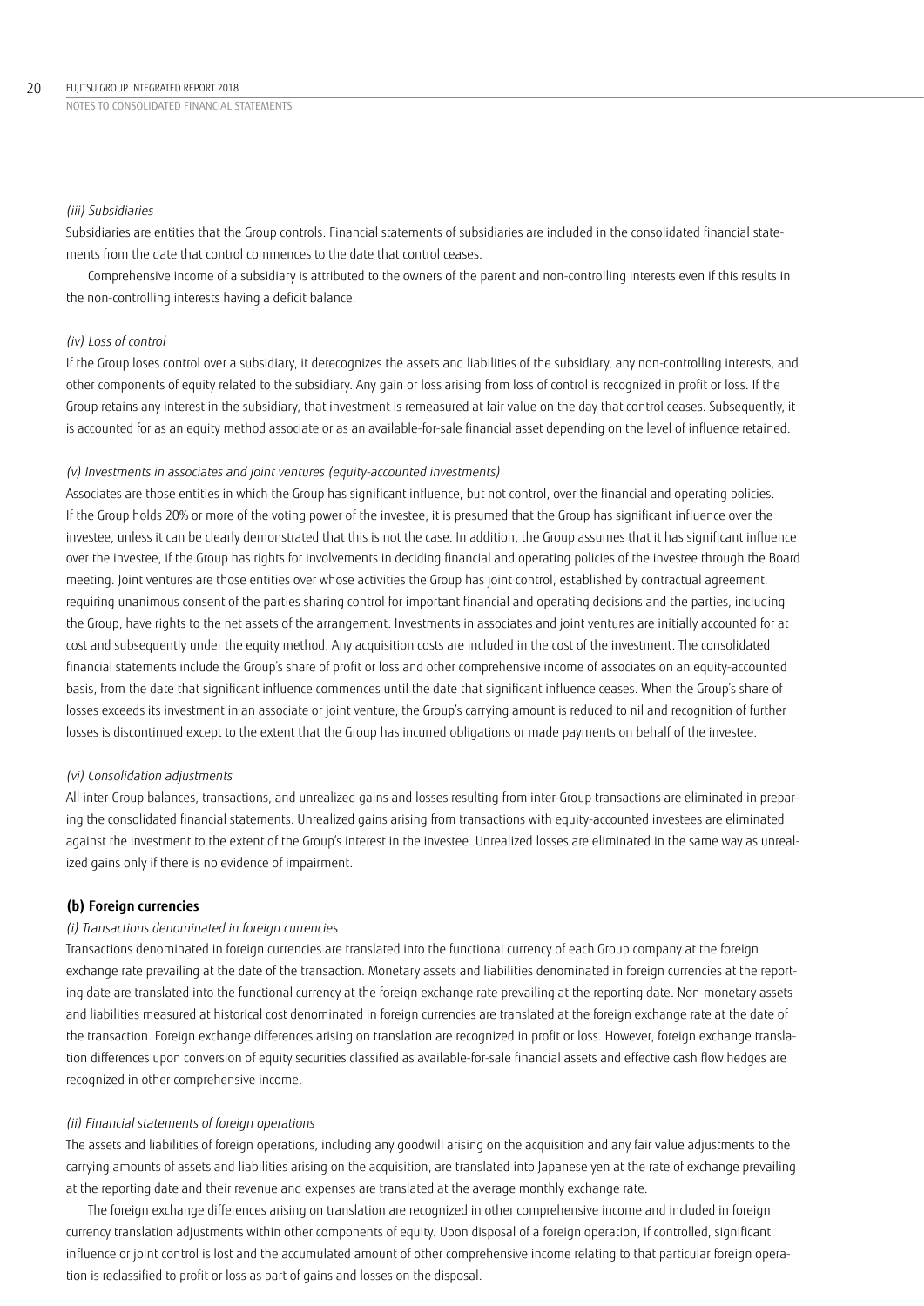*(iii) Subsidiaries*

Subsidiaries are entities that the Group controls. Financial statements of subsidiaries are included in the consolidated financial statements from the date that control commences to the date that control ceases.

Comprehensive income of a subsidiary is attributed to the owners of the parent and non-controlling interests even if this results in the non-controlling interests having a deficit balance.

*(iv) Loss of control*

If the Group loses control over a subsidiary, it derecognizes the assets and liabilities of the subsidiary, any non-controlling interests, and other components of equity related to the subsidiary. Any gain or loss arising from loss of control is recognized in profit or loss. If the Group retains any interest in the subsidiary, that investment is remeasured at fair value on the day that control ceases. Subsequently, it is accounted for as an equity method associate or as an available-for-sale financial asset depending on the level of influence retained.

*(v) Investments in associates and joint ventures (equity-accounted investments)*

Associates are those entities in which the Group has significant influence, but not control, over the financial and operating policies. If the Group holds 20% or more of the voting power of the investee, it is presumed that the Group has significant influence over the investee, unless it can be clearly demonstrated that this is not the case. In addition, the Group assumes that it has significant influence over the investee, if the Group has rights for involvements in deciding financial and operating policies of the investee through the Board meeting. Joint ventures are those entities over whose activities the Group has joint control, established by contractual agreement, requiring unanimous consent of the parties sharing control for important financial and operating decisions and the parties, including the Group, have rights to the net assets of the arrangement. Investments in associates and joint ventures are initially accounted for at cost and subsequently under the equity method. Any acquisition costs are included in the cost of the investment. The consolidated financial statements include the Group's share of profit or loss and other comprehensive income of associates on an equity-accounted basis, from the date that significant influence commences until the date that significant influence ceases. When the Group's share of losses exceeds its investment in an associate or joint venture, the Group's carrying amount is reduced to nil and recognition of further losses is discontinued except to the extent that the Group has incurred obligations or made payments on behalf of the investee.

*(vi) Consolidation adjustments*

All inter-Group balances, transactions, and unrealized gains and losses resulting from inter-Group transactions are eliminated in preparing the consolidated financial statements. Unrealized gains arising from transactions with equity-accounted investees are eliminated against the investment to the extent of the Group's interest in the investee. Unrealized losses are eliminated in the same way as unrealized gains only if there is no evidence of impairment.

**(b) Foreign currencies**

*(i) Transactions denominated in foreign currencies*

Transactions denominated in foreign currencies are translated into the functional currency of each Group company at the foreign exchange rate prevailing at the date of the transaction. Monetary assets and liabilities denominated in foreign currencies at the reporting date are translated into the functional currency at the foreign exchange rate prevailing at the reporting date. Non-monetary assets and liabilities measured at historical cost denominated in foreign currencies are translated at the foreign exchange rate at the date of the transaction. Foreign exchange differences arising on translation are recognized in profit or loss. However, foreign exchange translation differences upon conversion of equity securities classified as available-for-sale financial assets and effective cash flow hedges are recognized in other comprehensive income.

*(ii) Financial statements of foreign operations*

The assets and liabilities of foreign operations, including any goodwill arising on the acquisition and any fair value adjustments to the carrying amounts of assets and liabilities arising on the acquisition, are translated into Japanese yen at the rate of exchange prevailing at the reporting date and their revenue and expenses are translated at the average monthly exchange rate.

The foreign exchange differences arising on translation are recognized in other comprehensive income and included in foreign currency translation adjustments within other components of equity. Upon disposal of a foreign operation, if controlled, significant influence or joint control is lost and the accumulated amount of other comprehensive income relating to that particular foreign operation is reclassified to profit or loss as part of gains and losses on the disposal.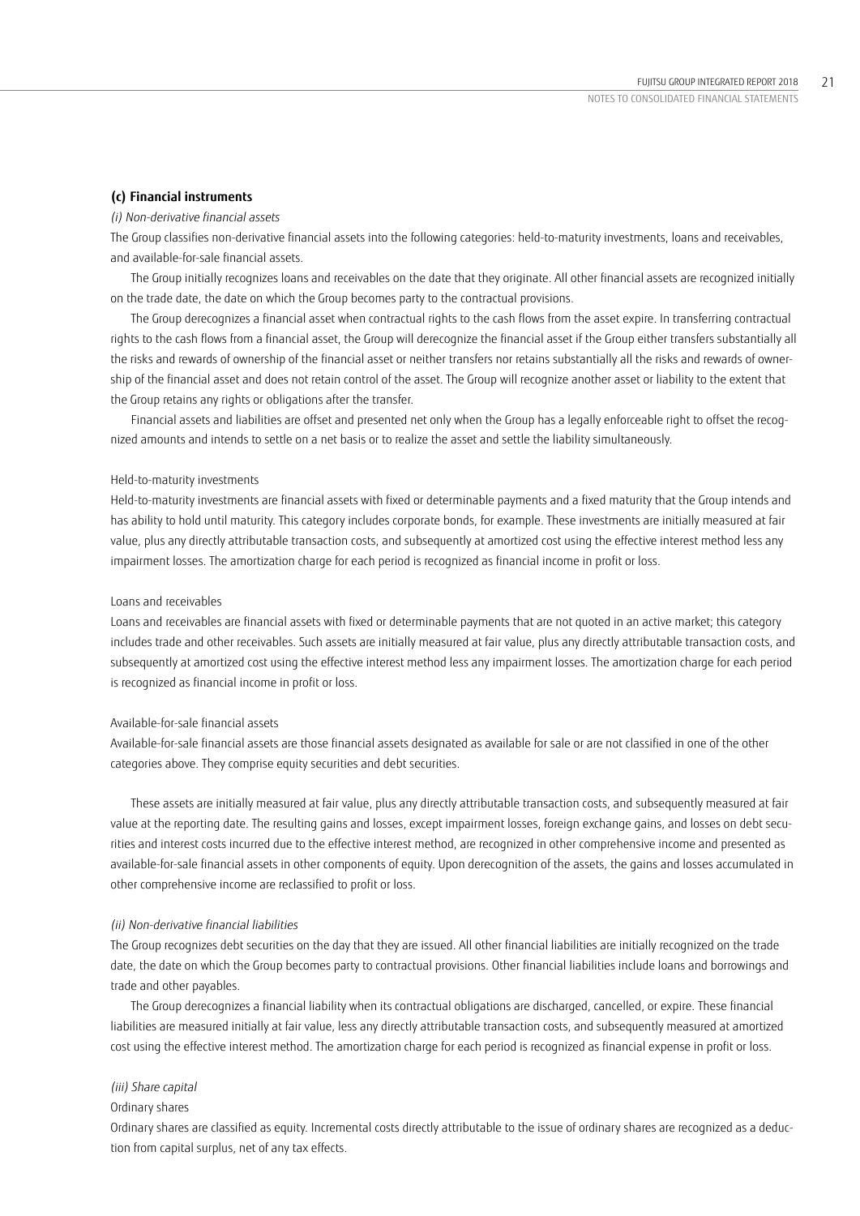### (c) Financial instruments

*(i) Non-derivative financial assets*

The Group classifies non-derivative financial assets into the following categories: held-to-maturity investments, loans and receivables, and available-for-sale financial assets.

The Group initially recognizes loans and receivables on the date that they originate. All other financial assets are recognized initially on the trade date, the date on which the Group becomes party to the contractual provisions.

The Group derecognizes a financial asset when contractual rights to the cash flows from the asset expire. In transferring contractual rights to the cash flows from a financial asset, the Group will derecognize the financial asset if the Group either transfers substantially all the risks and rewards of ownership of the financial asset or neither transfers nor retains substantially all the risks and rewards of ownership of the financial asset and does not retain control of the asset. The Group will recognize another asset or liability to the extent that the Group retains any rights or obligations after the transfer.

Financial assets and liabilities are offset and presented net only when the Group has a legally enforceable right to offset the recognized amounts and intends to settle on a net basis or to realize the asset and settle the liability simultaneously.

Held-to-maturity investments

Held-to-maturity investments are financial assets with fixed or determinable payments and a fixed maturity that the Group intends and has ability to hold until maturity. This category includes corporate bonds, for example. These investments are initially measured at fair value, plus any directly attributable transaction costs, and subsequently at amortized cost using the effective interest method less any impairment losses. The amortization charge for each period is recognized as financial income in profit or loss.

Loans and receivables

Loans and receivables are financial assets with fixed or determinable payments that are not quoted in an active market; this category includes trade and other receivables. Such assets are initially measured at fair value, plus any directly attributable transaction costs, and subsequently at amortized cost using the effective interest method less any impairment losses. The amortization charge for each period is recognized as financial income in profit or loss.

Available-for-sale financial assets

Available-for-sale financial assets are those financial assets designated as available for sale or are not classified in one of the other categories above. They comprise equity securities and debt securities.

These assets are initially measured at fair value, plus any directly attributable transaction costs, and subsequently measured at fair value at the reporting date. The resulting gains and losses, except impairment losses, foreign exchange gains, and losses on debt securities and interest costs incurred due to the effective interest method, are recognized in other comprehensive income and presented as available-for-sale financial assets in other components of equity. Upon derecognition of the assets, the gains and losses accumulated in other comprehensive income are reclassified to profit or loss.

*(ii) Non-derivative financial liabilities*

The Group recognizes debt securities on the day that they are issued. All other financial liabilities are initially recognized on the trade date, the date on which the Group becomes party to contractual provisions. Other financial liabilities include loans and borrowings and trade and other payables.

The Group derecognizes a financial liability when its contractual obligations are discharged, cancelled, or expire. These financial liabilities are measured initially at fair value, less any directly attributable transaction costs, and subsequently measured at amortized cost using the effective interest method. The amortization charge for each period is recognized as financial expense in profit or loss.

*(iii) Share capital*

Ordinary shares

Ordinary shares are classified as equity. Incremental costs directly attributable to the issue of ordinary shares are recognized as a deduction from capital surplus, net of any tax effects.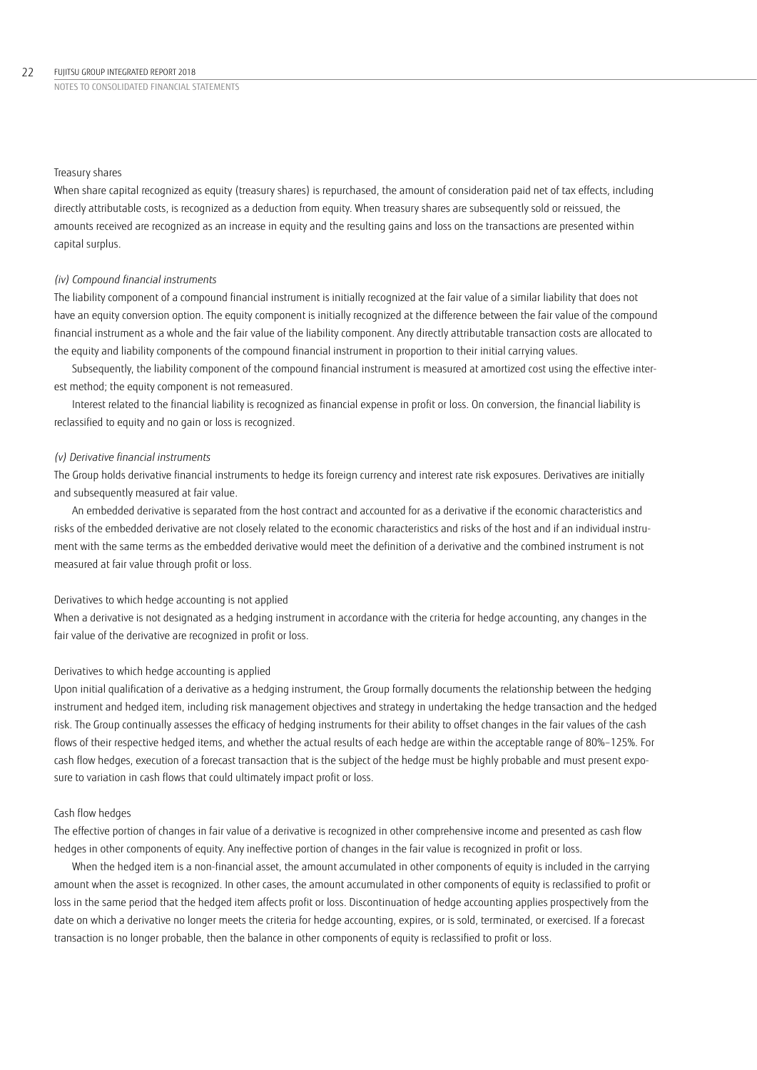### Treasury shares

When share capital recognized as equity (treasury shares) is repurchased, the amount of consideration paid net of tax effects, including directly attributable costs, is recognized as a deduction from equity. When treasury shares are subsequently sold or reissued, the amounts received are recognized as an increase in equity and the resulting gains and loss on the transactions are presented within capital surplus.

### *(iv) Compound financial instruments*

The liability component of a compound financial instrument is initially recognized at the fair value of a similar liability that does not have an equity conversion option. The equity component is initially recognized at the difference between the fair value of the compound financial instrument as a whole and the fair value of the liability component. Any directly attributable transaction costs are allocated to the equity and liability components of the compound financial instrument in proportion to their initial carrying values.

Subsequently, the liability component of the compound financial instrument is measured at amortized cost using the effective interest method; the equity component is not remeasured.

Interest related to the financial liability is recognized as financial expense in profit or loss. On conversion, the financial liability is reclassified to equity and no gain or loss is recognized.

### *(v) Derivative financial instruments*

The Group holds derivative financial instruments to hedge its foreign currency and interest rate risk exposures. Derivatives are initially and subsequently measured at fair value.

An embedded derivative is separated from the host contract and accounted for as a derivative if the economic characteristics and risks of the embedded derivative are not closely related to the economic characteristics and risks of the host and if an individual instrument with the same terms as the embedded derivative would meet the definition of a derivative and the combined instrument is not measured at fair value through profit or loss.

### Derivatives to which hedge accounting is not applied

When a derivative is not designated as a hedging instrument in accordance with the criteria for hedge accounting, any changes in the fair value of the derivative are recognized in profit or loss.

### Derivatives to which hedge accounting is applied

Upon initial qualification of a derivative as a hedging instrument, the Group formally documents the relationship between the hedging instrument and hedged item, including risk management objectives and strategy in undertaking the hedge transaction and the hedged risk. The Group continually assesses the efficacy of hedging instruments for their ability to offset changes in the fair values of the cash flows of their respective hedged items, and whether the actual results of each hedge are within the acceptable range of 80%–125%. For cash flow hedges, execution of a forecast transaction that is the subject of the hedge must be highly probable and must present exposure to variation in cash flows that could ultimately impact profit or loss.

### Cash flow hedges

The effective portion of changes in fair value of a derivative is recognized in other comprehensive income and presented as cash flow hedges in other components of equity. Any ineffective portion of changes in the fair value is recognized in profit or loss.

When the hedged item is a non-financial asset, the amount accumulated in other components of equity is included in the carrying amount when the asset is recognized. In other cases, the amount accumulated in other components of equity is reclassified to profit or loss in the same period that the hedged item affects profit or loss. Discontinuation of hedge accounting applies prospectively from the date on which a derivative no longer meets the criteria for hedge accounting, expires, or is sold, terminated, or exercised. If a forecast transaction is no longer probable, then the balance in other components of equity is reclassified to profit or loss.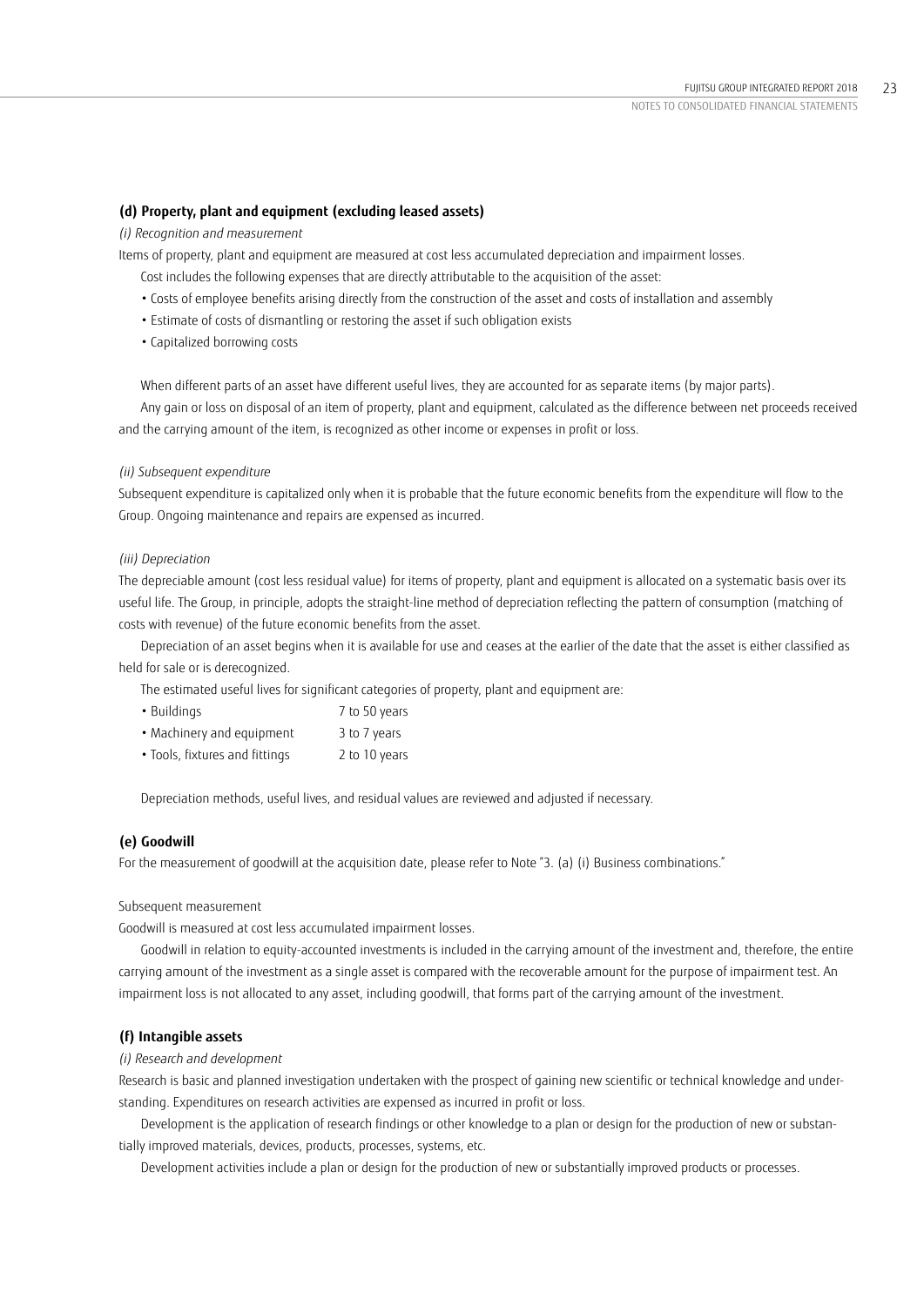### (d) Property, plant and equipment (excluding leased assets)

*(i) Recognition and measurement*

Items of property, plant and equipment are measured at cost less accumulated depreciation and impairment losses.

Cost includes the following expenses that are directly attributable to the acquisition of the asset:

- Costs of employee benefits arising directly from the construction of the asset and costs of installation and assembly
- Estimate of costs of dismantling or restoring the asset if such obligation exists
- Capitalized borrowing costs

When different parts of an asset have different useful lives, they are accounted for as separate items (by major parts).

Any gain or loss on disposal of an item of property, plant and equipment, calculated as the difference between net proceeds received and the carrying amount of the item, is recognized as other income or expenses in profit or loss.

*(ii) Subsequent expenditure*

Subsequent expenditure is capitalized only when it is probable that the future economic benefits from the expenditure will flow to the Group. Ongoing maintenance and repairs are expensed as incurred.

*(iii) Depreciation*

The depreciable amount (cost less residual value) for items of property, plant and equipment is allocated on a systematic basis over its useful life. The Group, in principle, adopts the straight-line method of depreciation reflecting the pattern of consumption (matching of costs with revenue) of the future economic benefits from the asset.

Depreciation of an asset begins when it is available for use and ceases at the earlier of the date that the asset is either classified as held for sale or is derecognized.

The estimated useful lives for significant categories of property, plant and equipment are:

- Buildings 7 to 50 years
- Machinery and equipment 3 to 7 years
- Tools, fixtures and fittings 2 to 10 years

Depreciation methods, useful lives, and residual values are reviewed and adjusted if necessary.

### (e) Goodwill

For the measurement of goodwill at the acquisition date, please refer to Note "3. (a) (i) Business combinations."

Subsequent measurement

Goodwill is measured at cost less accumulated impairment losses.

Goodwill in relation to equity-accounted investments is included in the carrying amount of the investment and, therefore, the entire carrying amount of the investment as a single asset is compared with the recoverable amount for the purpose of impairment test. An impairment loss is not allocated to any asset, including goodwill, that forms part of the carrying amount of the investment.

### (f) Intangible assets

*(i) Research and development*

Research is basic and planned investigation undertaken with the prospect of gaining new scientific or technical knowledge and understanding. Expenditures on research activities are expensed as incurred in profit or loss.

Development is the application of research findings or other knowledge to a plan or design for the production of new or substantially improved materials, devices, products, processes, systems, etc.

Development activities include a plan or design for the production of new or substantially improved products or processes.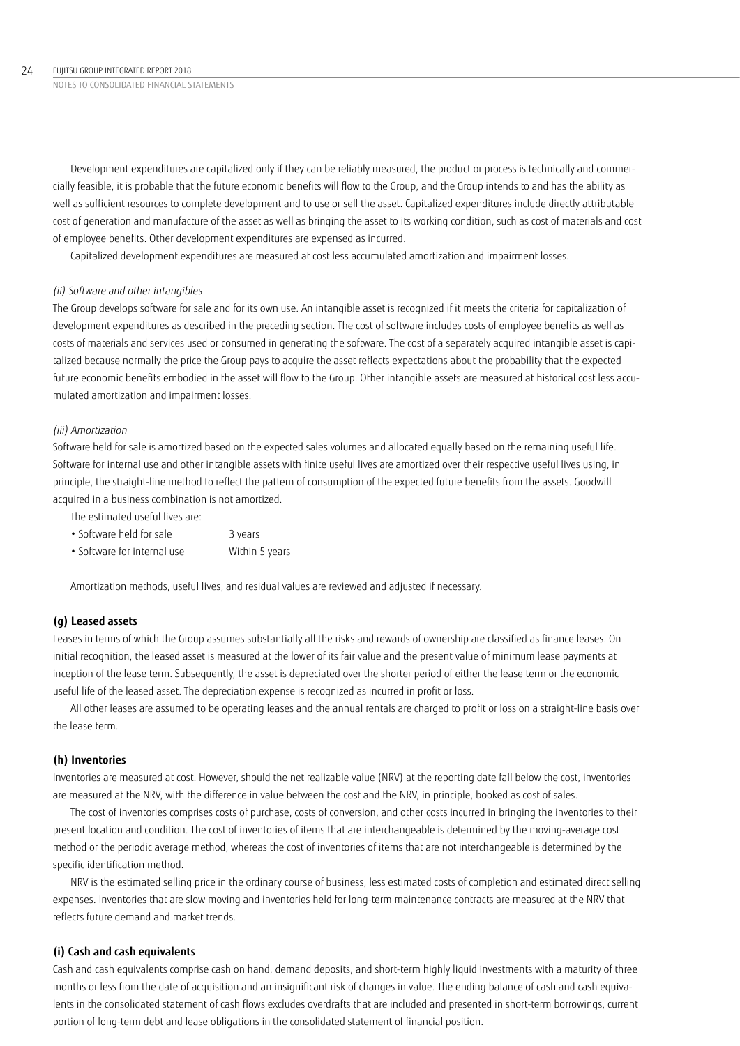Development expenditures are capitalized only if they can be reliably measured, the product or process is technically and commercially feasible, it is probable that the future economic benefits will flow to the Group, and the Group intends to and has the ability as well as sufficient resources to complete development and to use or sell the asset. Capitalized expenditures include directly attributable cost of generation and manufacture of the asset as well as bringing the asset to its working condition, such as cost of materials and cost of employee benefits. Other development expenditures are expensed as incurred.

Capitalized development expenditures are measured at cost less accumulated amortization and impairment losses.

*(ii) Software and other intangibles*

The Group develops software for sale and for its own use. An intangible asset is recognized if it meets the criteria for capitalization of development expenditures as described in the preceding section. The cost of software includes costs of employee benefits as well as costs of materials and services used or consumed in generating the software. The cost of a separately acquired intangible asset is capitalized because normally the price the Group pays to acquire the asset reflects expectations about the probability that the expected future economic benefits embodied in the asset will flow to the Group. Other intangible assets are measured at historical cost less accumulated amortization and impairment losses.

*(iii) Amortization*

Software held for sale is amortized based on the expected sales volumes and allocated equally based on the remaining useful life. Software for internal use and other intangible assets with finite useful lives are amortized over their respective useful lives using, in principle, the straight-line method to reflect the pattern of consumption of the expected future benefits from the assets. Goodwill acquired in a business combination is not amortized.

The estimated useful lives are:

- Software held for sale 3 years
- Software for internal use Within 5 years

Amortization methods, useful lives, and residual values are reviewed and adjusted if necessary.

### (g) Leased assets

Leases in terms of which the Group assumes substantially all the risks and rewards of ownership are classified as finance leases. On initial recognition, the leased asset is measured at the lower of its fair value and the present value of minimum lease payments at inception of the lease term. Subsequently, the asset is depreciated over the shorter period of either the lease term or the economic useful life of the leased asset. The depreciation expense is recognized as incurred in profit or loss.

All other leases are assumed to be operating leases and the annual rentals are charged to profit or loss on a straight-line basis over the lease term.

### (h) Inventories

Inventories are measured at cost. However, should the net realizable value (NRV) at the reporting date fall below the cost, inventories are measured at the NRV, with the difference in value between the cost and the NRV, in principle, booked as cost of sales.

The cost of inventories comprises costs of purchase, costs of conversion, and other costs incurred in bringing the inventories to their present location and condition. The cost of inventories of items that are interchangeable is determined by the moving-average cost method or the periodic average method, whereas the cost of inventories of items that are not interchangeable is determined by the specific identification method.

NRV is the estimated selling price in the ordinary course of business, less estimated costs of completion and estimated direct selling expenses. Inventories that are slow moving and inventories held for long-term maintenance contracts are measured at the NRV that reflects future demand and market trends.

### (i) Cash and cash equivalents

Cash and cash equivalents comprise cash on hand, demand deposits, and short-term highly liquid investments with a maturity of three months or less from the date of acquisition and an insignificant risk of changes in value. The ending balance of cash and cash equivalents in the consolidated statement of cash flows excludes overdrafts that are included and presented in short-term borrowings, current portion of long-term debt and lease obligations in the consolidated statement of financial position.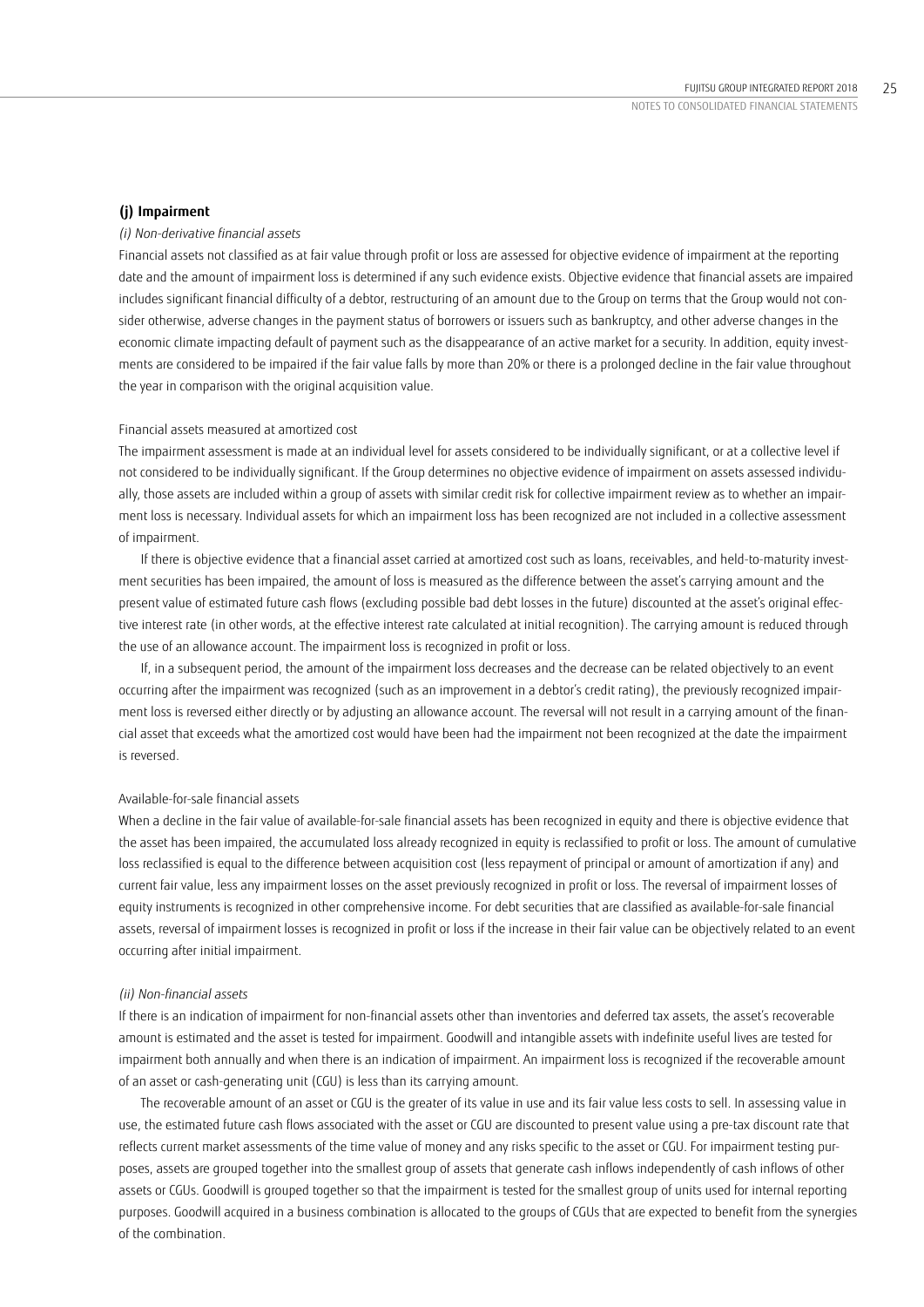### (j) Impairment

*(i) Non-derivative financial assets*

Financial assets not classified as at fair value through profit or loss are assessed for objective evidence of impairment at the reporting date and the amount of impairment loss is determined if any such evidence exists. Objective evidence that financial assets are impaired includes significant financial difficulty of a debtor, restructuring of an amount due to the Group on terms that the Group would not consider otherwise, adverse changes in the payment status of borrowers or issuers such as bankruptcy, and other adverse changes in the economic climate impacting default of payment such as the disappearance of an active market for a security. In addition, equity investments are considered to be impaired if the fair value falls by more than 20% or there is a prolonged decline in the fair value throughout the year in comparison with the original acquisition value.

Financial assets measured at amortized cost

The impairment assessment is made at an individual level for assets considered to be individually significant, or at a collective level if not considered to be individually significant. If the Group determines no objective evidence of impairment on assets assessed individually, those assets are included within a group of assets with similar credit risk for collective impairment review as to whether an impairment loss is necessary. Individual assets for which an impairment loss has been recognized are not included in a collective assessment of impairment.

If there is objective evidence that a financial asset carried at amortized cost such as loans, receivables, and held-to-maturity investment securities has been impaired, the amount of loss is measured as the difference between the asset's carrying amount and the present value of estimated future cash flows (excluding possible bad debt losses in the future) discounted at the asset's original effective interest rate (in other words, at the effective interest rate calculated at initial recognition). The carrying amount is reduced through the use of an allowance account. The impairment loss is recognized in profit or loss.

If, in a subsequent period, the amount of the impairment loss decreases and the decrease can be related objectively to an event occurring after the impairment was recognized (such as an improvement in a debtor's credit rating), the previously recognized impairment loss is reversed either directly or by adjusting an allowance account. The reversal will not result in a carrying amount of the financial asset that exceeds what the amortized cost would have been had the impairment not been recognized at the date the impairment is reversed.

Available-for-sale financial assets

When a decline in the fair value of available-for-sale financial assets has been recognized in equity and there is objective evidence that the asset has been impaired, the accumulated loss already recognized in equity is reclassified to profit or loss. The amount of cumulative loss reclassified is equal to the difference between acquisition cost (less repayment of principal or amount of amortization if any) and current fair value, less any impairment losses on the asset previously recognized in profit or loss. The reversal of impairment losses of equity instruments is recognized in other comprehensive income. For debt securities that are classified as available-for-sale financial assets, reversal of impairment losses is recognized in profit or loss if the increase in their fair value can be objectively related to an event occurring after initial impairment.

*(ii) Non-financial assets*

If there is an indication of impairment for non-financial assets other than inventories and deferred tax assets, the asset's recoverable amount is estimated and the asset is tested for impairment. Goodwill and intangible assets with indefinite useful lives are tested for impairment both annually and when there is an indication of impairment. An impairment loss is recognized if the recoverable amount of an asset or cash-generating unit (CGU) is less than its carrying amount.

The recoverable amount of an asset or CGU is the greater of its value in use and its fair value less costs to sell. In assessing value in use, the estimated future cash flows associated with the asset or CGU are discounted to present value using a pre-tax discount rate that reflects current market assessments of the time value of money and any risks specific to the asset or CGU. For impairment testing purposes, assets are grouped together into the smallest group of assets that generate cash inflows independently of cash inflows of other assets or CGUs. Goodwill is grouped together so that the impairment is tested for the smallest group of units used for internal reporting purposes. Goodwill acquired in a business combination is allocated to the groups of CGUs that are expected to benefit from the synergies of the combination.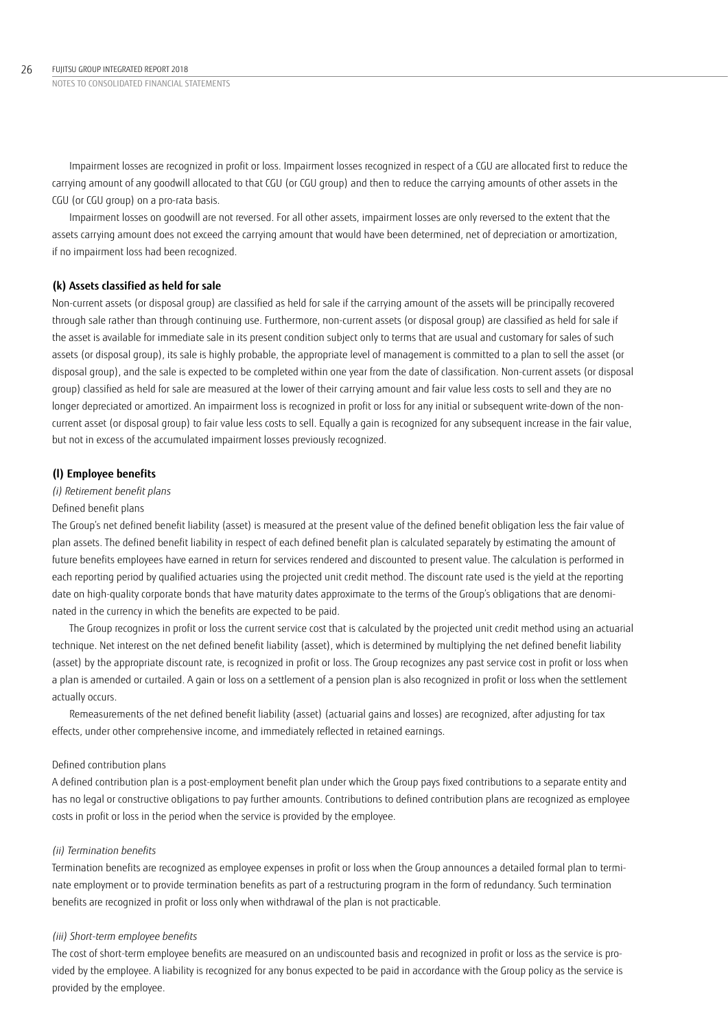Impairment losses are recognized in profit or loss. Impairment losses recognized in respect of a CGU are allocated first to reduce the carrying amount of any goodwill allocated to that CGU (or CGU group) and then to reduce the carrying amounts of other assets in the CGU (or CGU group) on a pro-rata basis.

Impairment losses on goodwill are not reversed. For all other assets, impairment losses are only reversed to the extent that the assets carrying amount does not exceed the carrying amount that would have been determined, net of depreciation or amortization, if no impairment loss had been recognized.

**(k) Assets classified as held for sale**

Non-current assets (or disposal group) are classified as held for sale if the carrying amount of the assets will be principally recovered through sale rather than through continuing use. Furthermore, non-current assets (or disposal group) are classified as held for sale if the asset is available for immediate sale in its present condition subject only to terms that are usual and customary for sales of such assets (or disposal group), its sale is highly probable, the appropriate level of management is committed to a plan to sell the asset (or disposal group), and the sale is expected to be completed within one year from the date of classification. Non-current assets (or disposal group) classified as held for sale are measured at the lower of their carrying amount and fair value less costs to sell and they are no longer depreciated or amortized. An impairment loss is recognized in profit or loss for any initial or subsequent write-down of the non-current asset (or disposal group) to fair value less costs to sell. Equally a gain is recognized for any subsequent increase in the fair value, but not in excess of the accumulated impairment losses previously recognized.

**(l) Employee benefits**

*(i) Retirement benefit plans*

Defined benefit plans

The Group's net defined benefit liability (asset) is measured at the present value of the defined benefit obligation less the fair value of plan assets. The defined benefit liability in respect of each defined benefit plan is calculated separately by estimating the amount of future benefits employees have earned in return for services rendered and discounted to present value. The calculation is performed in each reporting period by qualified actuaries using the projected unit credit method. The discount rate used is the yield at the reporting date on high-quality corporate bonds that have maturity dates approximate to the terms of the Group's obligations that are denominated in the currency in which the benefits are expected to be paid.

The Group recognizes in profit or loss the current service cost that is calculated by the projected unit credit method using an actuarial technique. Net interest on the net defined benefit liability (asset), which is determined by multiplying the net defined benefit liability (asset) by the appropriate discount rate, is recognized in profit or loss. The Group recognizes any past service cost in profit or loss when a plan is amended or curtailed. A gain or loss on a settlement of a pension plan is also recognized in profit or loss when the settlement actually occurs.

Remeasurements of the net defined benefit liability (asset) (actuarial gains and losses) are recognized, after adjusting for tax effects, under other comprehensive income, and immediately reflected in retained earnings.

Defined contribution plans

A defined contribution plan is a post-employment benefit plan under which the Group pays fixed contributions to a separate entity and has no legal or constructive obligations to pay further amounts. Contributions to defined contribution plans are recognized as employee costs in profit or loss in the period when the service is provided by the employee.

*(ii) Termination benefits*

Termination benefits are recognized as employee expenses in profit or loss when the Group announces a detailed formal plan to terminate employment or to provide termination benefits as part of a restructuring program in the form of redundancy. Such termination benefits are recognized in profit or loss only when withdrawal of the plan is not practicable.

*(iii) Short-term employee benefits*

The cost of short-term employee benefits are measured on an undiscounted basis and recognized in profit or loss as the service is provided by the employee. A liability is recognized for any bonus expected to be paid in accordance with the Group policy as the service is provided by the employee.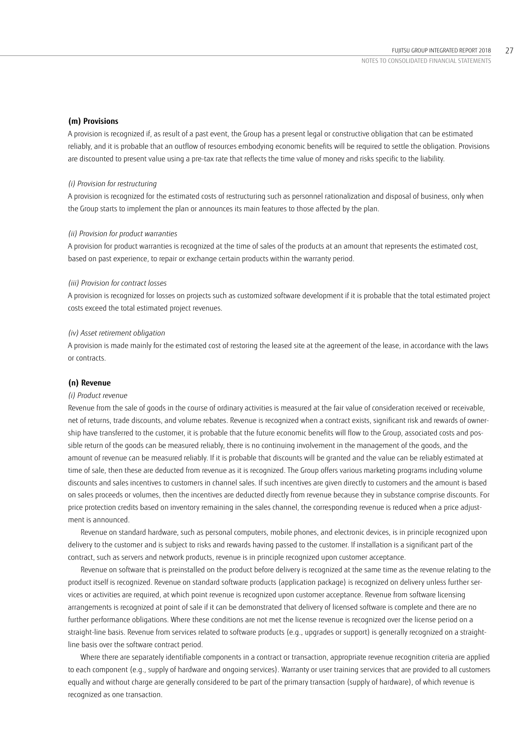### (m) Provisions

A provision is recognized if, as result of a past event, the Group has a present legal or constructive obligation that can be estimated reliably, and it is probable that an outflow of resources embodying economic benefits will be required to settle the obligation. Provisions are discounted to present value using a pre-tax rate that reflects the time value of money and risks specific to the liability.

*(i) Provision for restructuring*

A provision is recognized for the estimated costs of restructuring such as personnel rationalization and disposal of business, only when the Group starts to implement the plan or announces its main features to those affected by the plan.

*(ii) Provision for product warranties*

A provision for product warranties is recognized at the time of sales of the products at an amount that represents the estimated cost, based on past experience, to repair or exchange certain products within the warranty period.

*(iii) Provision for contract losses*

A provision is recognized for losses on projects such as customized software development if it is probable that the total estimated project costs exceed the total estimated project revenues.

*(iv) Asset retirement obligation*

A provision is made mainly for the estimated cost of restoring the leased site at the agreement of the lease, in accordance with the laws or contracts.

### (n) Revenue

*(i) Product revenue*

Revenue from the sale of goods in the course of ordinary activities is measured at the fair value of consideration received or receivable, net of returns, trade discounts, and volume rebates. Revenue is recognized when a contract exists, significant risk and rewards of ownership have transferred to the customer, it is probable that the future economic benefits will flow to the Group, associated costs and possible return of the goods can be measured reliably, there is no continuing involvement in the management of the goods, and the amount of revenue can be measured reliably. If it is probable that discounts will be granted and the value can be reliably estimated at time of sale, then these are deducted from revenue as it is recognized. The Group offers various marketing programs including volume discounts and sales incentives to customers in channel sales. If such incentives are given directly to customers and the amount is based on sales proceeds or volumes, then the incentives are deducted directly from revenue because they in substance comprise discounts. For price protection credits based on inventory remaining in the sales channel, the corresponding revenue is reduced when a price adjustment is announced.

Revenue on standard hardware, such as personal computers, mobile phones, and electronic devices, is in principle recognized upon delivery to the customer and is subject to risks and rewards having passed to the customer. If installation is a significant part of the contract, such as servers and network products, revenue is in principle recognized upon customer acceptance.

Revenue on software that is preinstalled on the product before delivery is recognized at the same time as the revenue relating to the product itself is recognized. Revenue on standard software products (application package) is recognized on delivery unless further services or activities are required, at which point revenue is recognized upon customer acceptance. Revenue from software licensing arrangements is recognized at point of sale if it can be demonstrated that delivery of licensed software is complete and there are no further performance obligations. Where these conditions are not met the license revenue is recognized over the license period on a straight-line basis. Revenue from services related to software products (e.g., upgrades or support) is generally recognized on a straight-line basis over the software contract period.

Where there are separately identifiable components in a contract or transaction, appropriate revenue recognition criteria are applied to each component (e.g., supply of hardware and ongoing services). Warranty or user training services that are provided to all customers equally and without charge are generally considered to be part of the primary transaction (supply of hardware), of which revenue is recognized as one transaction.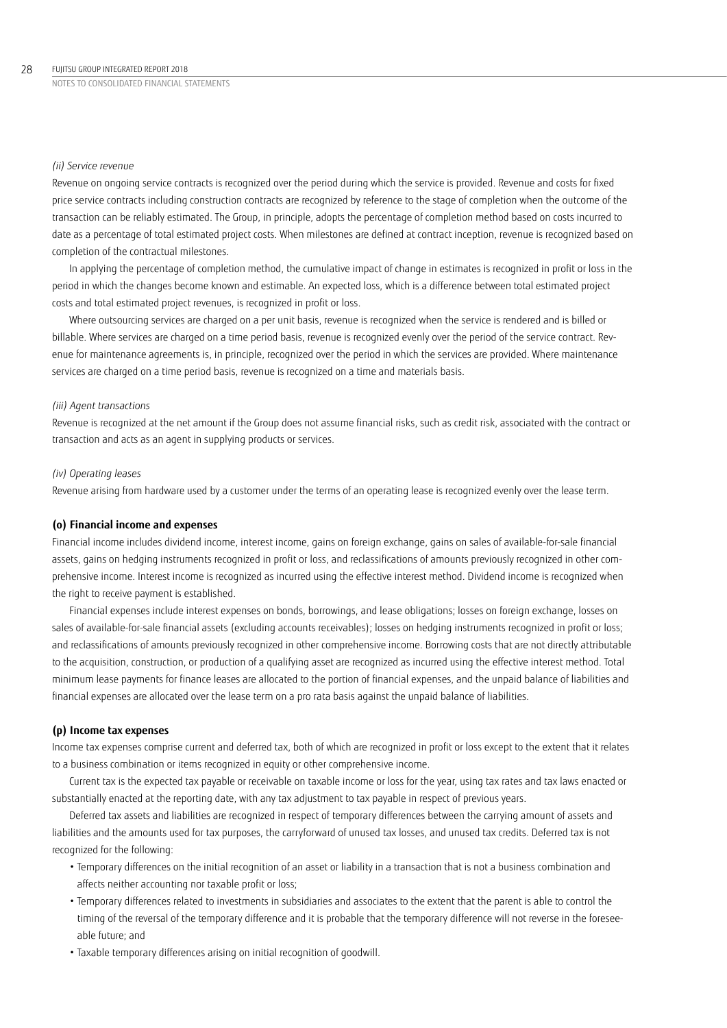*(ii) Service revenue*

Revenue on ongoing service contracts is recognized over the period during which the service is provided. Revenue and costs for fixed price service contracts including construction contracts are recognized by reference to the stage of completion when the outcome of the transaction can be reliably estimated. The Group, in principle, adopts the percentage of completion method based on costs incurred to date as a percentage of total estimated project costs. When milestones are defined at contract inception, revenue is recognized based on completion of the contractual milestones.

In applying the percentage of completion method, the cumulative impact of change in estimates is recognized in profit or loss in the period in which the changes become known and estimable. An expected loss, which is a difference between total estimated project costs and total estimated project revenues, is recognized in profit or loss.

Where outsourcing services are charged on a per unit basis, revenue is recognized when the service is rendered and is billed or billable. Where services are charged on a time period basis, revenue is recognized evenly over the period of the service contract. Revenue for maintenance agreements is, in principle, recognized over the period in which the services are provided. Where maintenance services are charged on a time period basis, revenue is recognized on a time and materials basis.

*(iii) Agent transactions*

Revenue is recognized at the net amount if the Group does not assume financial risks, such as credit risk, associated with the contract or transaction and acts as an agent in supplying products or services.

*(iv) Operating leases*

Revenue arising from hardware used by a customer under the terms of an operating lease is recognized evenly over the lease term.

### (o) Financial income and expenses

Financial income includes dividend income, interest income, gains on foreign exchange, gains on sales of available-for-sale financial assets, gains on hedging instruments recognized in profit or loss, and reclassifications of amounts previously recognized in other comprehensive income. Interest income is recognized as incurred using the effective interest method. Dividend income is recognized when the right to receive payment is established.

Financial expenses include interest expenses on bonds, borrowings, and lease obligations; losses on foreign exchange, losses on sales of available-for-sale financial assets (excluding accounts receivables); losses on hedging instruments recognized in profit or loss; and reclassifications of amounts previously recognized in other comprehensive income. Borrowing costs that are not directly attributable to the acquisition, construction, or production of a qualifying asset are recognized as incurred using the effective interest method. Total minimum lease payments for finance leases are allocated to the portion of financial expenses, and the unpaid balance of liabilities and financial expenses are allocated over the lease term on a pro rata basis against the unpaid balance of liabilities.

### (p) Income tax expenses

Income tax expenses comprise current and deferred tax, both of which are recognized in profit or loss except to the extent that it relates to a business combination or items recognized in equity or other comprehensive income.

Current tax is the expected tax payable or receivable on taxable income or loss for the year, using tax rates and tax laws enacted or substantially enacted at the reporting date, with any tax adjustment to tax payable in respect of previous years.

Deferred tax assets and liabilities are recognized in respect of temporary differences between the carrying amount of assets and liabilities and the amounts used for tax purposes, the carryforward of unused tax losses, and unused tax credits. Deferred tax is not recognized for the following:

- Temporary differences on the initial recognition of an asset or liability in a transaction that is not a business combination and affects neither accounting nor taxable profit or loss;
- Temporary differences related to investments in subsidiaries and associates to the extent that the parent is able to control the timing of the reversal of the temporary difference and it is probable that the temporary difference will not reverse in the foreseeable future; and
- Taxable temporary differences arising on initial recognition of goodwill.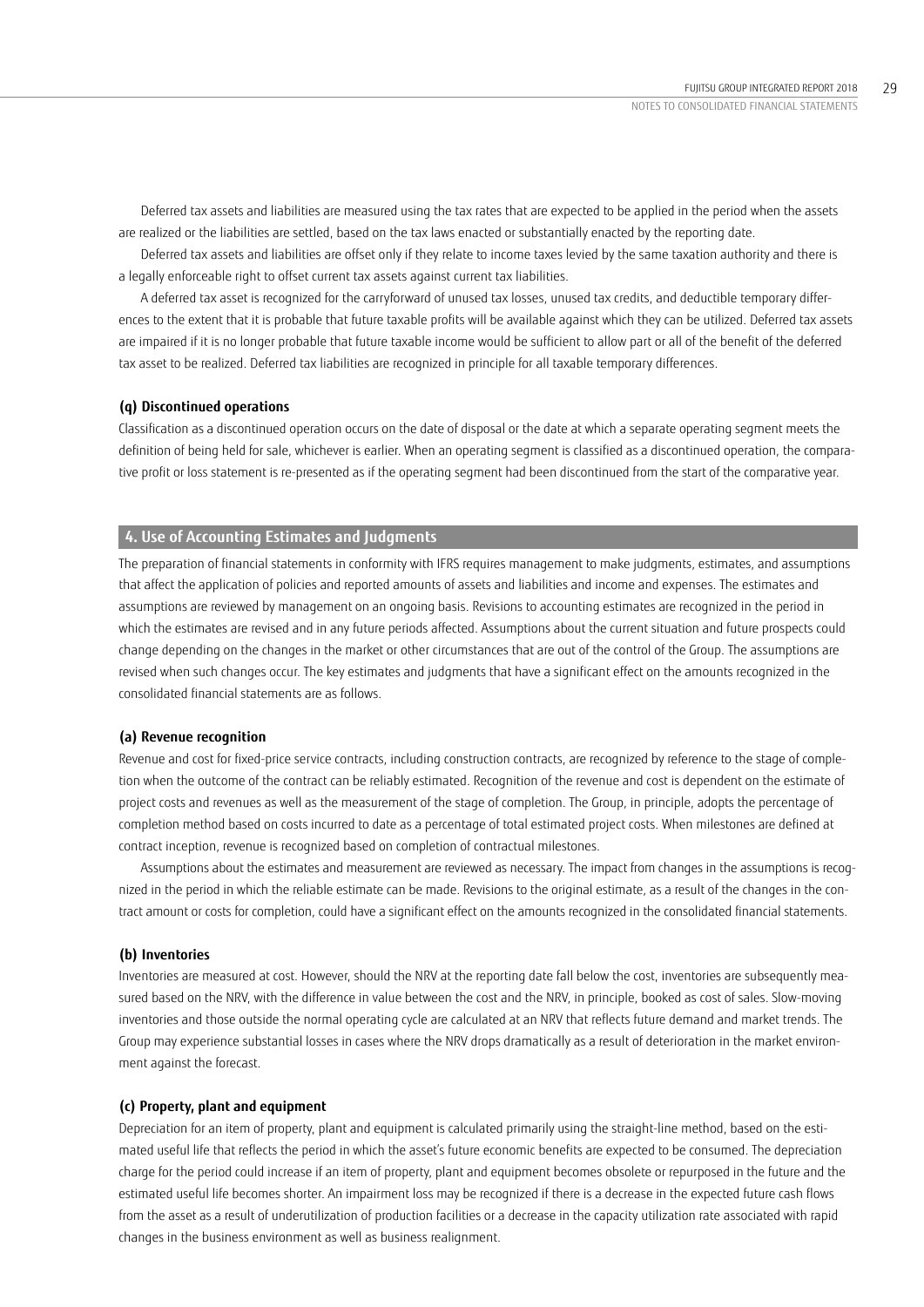Deferred tax assets and liabilities are measured using the tax rates that are expected to be applied in the period when the assets are realized or the liabilities are settled, based on the tax laws enacted or substantially enacted by the reporting date.

Deferred tax assets and liabilities are offset only if they relate to income taxes levied by the same taxation authority and there is a legally enforceable right to offset current tax assets against current tax liabilities.

A deferred tax asset is recognized for the carryforward of unused tax losses, unused tax credits, and deductible temporary differences to the extent that it is probable that future taxable profits will be available against which they can be utilized. Deferred tax assets are impaired if it is no longer probable that future taxable income would be sufficient to allow part or all of the benefit of the deferred tax asset to be realized. Deferred tax liabilities are recognized in principle for all taxable temporary differences.

### (q) Discontinued operations

Classification as a discontinued operation occurs on the date of disposal or the date at which a separate operating segment meets the definition of being held for sale, whichever is earlier. When an operating segment is classified as a discontinued operation, the comparative profit or loss statement is re-presented as if the operating segment had been discontinued from the start of the comparative year.

## 4. Use of Accounting Estimates and Judgments

The preparation of financial statements in conformity with IFRS requires management to make judgments, estimates, and assumptions that affect the application of policies and reported amounts of assets and liabilities and income and expenses. The estimates and assumptions are reviewed by management on an ongoing basis. Revisions to accounting estimates are recognized in the period in which the estimates are revised and in any future periods affected. Assumptions about the current situation and future prospects could change depending on the changes in the market or other circumstances that are out of the control of the Group. The assumptions are revised when such changes occur. The key estimates and judgments that have a significant effect on the amounts recognized in the consolidated financial statements are as follows.

### (a) Revenue recognition

Revenue and cost for fixed-price service contracts, including construction contracts, are recognized by reference to the stage of completion when the outcome of the contract can be reliably estimated. Recognition of the revenue and cost is dependent on the estimate of project costs and revenues as well as the measurement of the stage of completion. The Group, in principle, adopts the percentage of completion method based on costs incurred to date as a percentage of total estimated project costs. When milestones are defined at contract inception, revenue is recognized based on completion of contractual milestones.

Assumptions about the estimates and measurement are reviewed as necessary. The impact from changes in the assumptions is recognized in the period in which the reliable estimate can be made. Revisions to the original estimate, as a result of the changes in the contract amount or costs for completion, could have a significant effect on the amounts recognized in the consolidated financial statements.

### (b) Inventories

Inventories are measured at cost. However, should the NRV at the reporting date fall below the cost, inventories are subsequently measured based on the NRV, with the difference in value between the cost and the NRV, in principle, booked as cost of sales. Slow-moving inventories and those outside the normal operating cycle are calculated at an NRV that reflects future demand and market trends. The Group may experience substantial losses in cases where the NRV drops dramatically as a result of deterioration in the market environment against the forecast.

### (c) Property, plant and equipment

Depreciation for an item of property, plant and equipment is calculated primarily using the straight-line method, based on the estimated useful life that reflects the period in which the asset's future economic benefits are expected to be consumed. The depreciation charge for the period could increase if an item of property, plant and equipment becomes obsolete or repurposed in the future and the estimated useful life becomes shorter. An impairment loss may be recognized if there is a decrease in the expected future cash flows from the asset as a result of underutilization of production facilities or a decrease in the capacity utilization rate associated with rapid changes in the business environment as well as business realignment.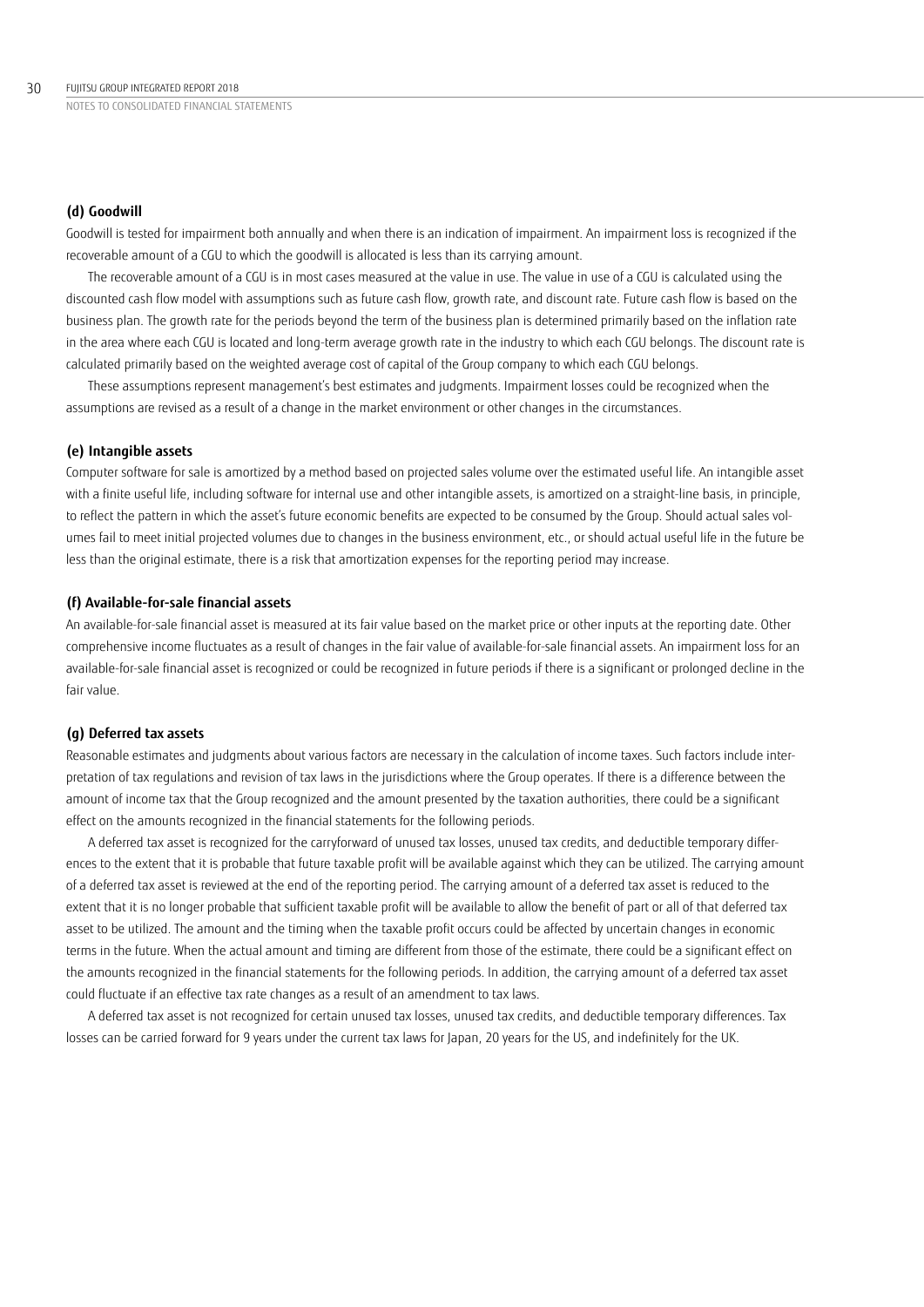### (d) Goodwill

Goodwill is tested for impairment both annually and when there is an indication of impairment. An impairment loss is recognized if the recoverable amount of a CGU to which the goodwill is allocated is less than its carrying amount.

The recoverable amount of a CGU is in most cases measured at the value in use. The value in use of a CGU is calculated using the discounted cash flow model with assumptions such as future cash flow, growth rate, and discount rate. Future cash flow is based on the business plan. The growth rate for the periods beyond the term of the business plan is determined primarily based on the inflation rate in the area where each CGU is located and long-term average growth rate in the industry to which each CGU belongs. The discount rate is calculated primarily based on the weighted average cost of capital of the Group company to which each CGU belongs.

These assumptions represent management's best estimates and judgments. Impairment losses could be recognized when the assumptions are revised as a result of a change in the market environment or other changes in the circumstances.

### (e) Intangible assets

Computer software for sale is amortized by a method based on projected sales volume over the estimated useful life. An intangible asset with a finite useful life, including software for internal use and other intangible assets, is amortized on a straight-line basis, in principle, to reflect the pattern in which the asset's future economic benefits are expected to be consumed by the Group. Should actual sales volumes fail to meet initial projected volumes due to changes in the business environment, etc., or should actual useful life in the future be less than the original estimate, there is a risk that amortization expenses for the reporting period may increase.

### (f) Available-for-sale financial assets

An available-for-sale financial asset is measured at its fair value based on the market price or other inputs at the reporting date. Other comprehensive income fluctuates as a result of changes in the fair value of available-for-sale financial assets. An impairment loss for an available-for-sale financial asset is recognized or could be recognized in future periods if there is a significant or prolonged decline in the fair value.

### (g) Deferred tax assets

Reasonable estimates and judgments about various factors are necessary in the calculation of income taxes. Such factors include interpretation of tax regulations and revision of tax laws in the jurisdictions where the Group operates. If there is a difference between the amount of income tax that the Group recognized and the amount presented by the taxation authorities, there could be a significant effect on the amounts recognized in the financial statements for the following periods.

A deferred tax asset is recognized for the carryforward of unused tax losses, unused tax credits, and deductible temporary differences to the extent that it is probable that future taxable profit will be available against which they can be utilized. The carrying amount of a deferred tax asset is reviewed at the end of the reporting period. The carrying amount of a deferred tax asset is reduced to the extent that it is no longer probable that sufficient taxable profit will be available to allow the benefit of part or all of that deferred tax asset to be utilized. The amount and the timing when the taxable profit occurs could be affected by uncertain changes in economic terms in the future. When the actual amount and timing are different from those of the estimate, there could be a significant effect on the amounts recognized in the financial statements for the following periods. In addition, the carrying amount of a deferred tax asset could fluctuate if an effective tax rate changes as a result of an amendment to tax laws.

A deferred tax asset is not recognized for certain unused tax losses, unused tax credits, and deductible temporary differences. Tax losses can be carried forward for 9 years under the current tax laws for Japan, 20 years for the US, and indefinitely for the UK.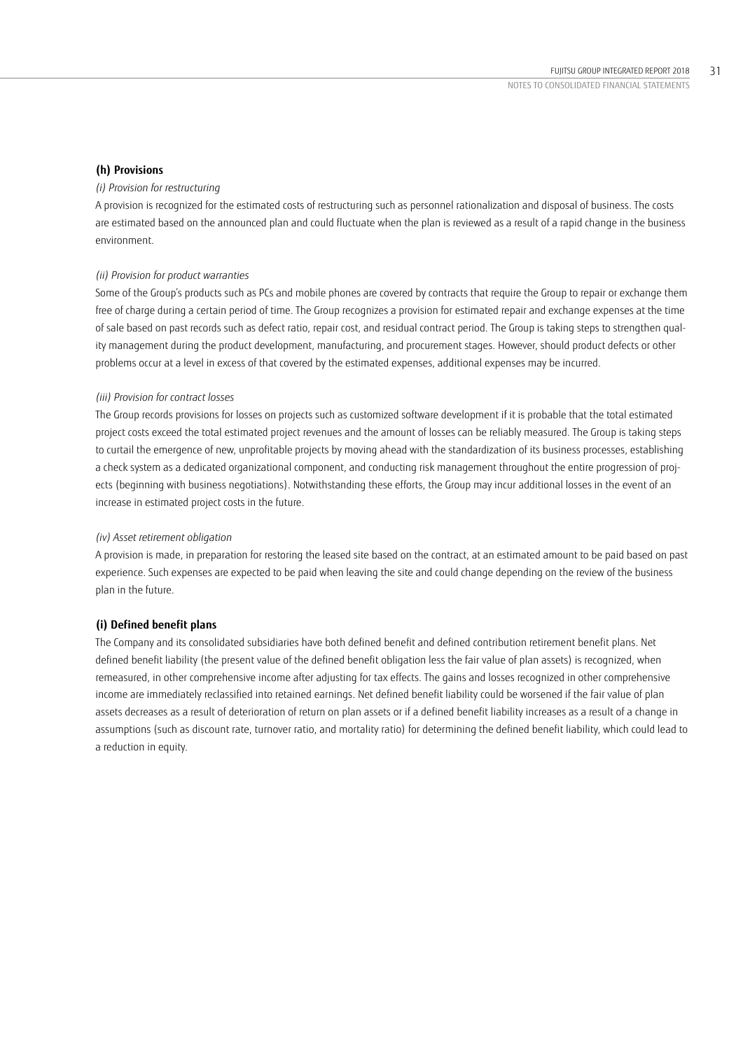### (h) Provisions

*(i) Provision for restructuring*

A provision is recognized for the estimated costs of restructuring such as personnel rationalization and disposal of business. The costs are estimated based on the announced plan and could fluctuate when the plan is reviewed as a result of a rapid change in the business environment.

*(ii) Provision for product warranties*

Some of the Group's products such as PCs and mobile phones are covered by contracts that require the Group to repair or exchange them free of charge during a certain period of time. The Group recognizes a provision for estimated repair and exchange expenses at the time of sale based on past records such as defect ratio, repair cost, and residual contract period. The Group is taking steps to strengthen quality management during the product development, manufacturing, and procurement stages. However, should product defects or other problems occur at a level in excess of that covered by the estimated expenses, additional expenses may be incurred.

*(iii) Provision for contract losses*

The Group records provisions for losses on projects such as customized software development if it is probable that the total estimated project costs exceed the total estimated project revenues and the amount of losses can be reliably measured. The Group is taking steps to curtail the emergence of new, unprofitable projects by moving ahead with the standardization of its business processes, establishing a check system as a dedicated organizational component, and conducting risk management throughout the entire progression of projects (beginning with business negotiations). Notwithstanding these efforts, the Group may incur additional losses in the event of an increase in estimated project costs in the future.

*(iv) Asset retirement obligation*

A provision is made, in preparation for restoring the leased site based on the contract, at an estimated amount to be paid based on past experience. Such expenses are expected to be paid when leaving the site and could change depending on the review of the business plan in the future.

### (i) Defined benefit plans

The Company and its consolidated subsidiaries have both defined benefit and defined contribution retirement benefit plans. Net defined benefit liability (the present value of the defined benefit obligation less the fair value of plan assets) is recognized, when remeasured, in other comprehensive income after adjusting for tax effects. The gains and losses recognized in other comprehensive income are immediately reclassified into retained earnings. Net defined benefit liability could be worsened if the fair value of plan assets decreases as a result of deterioration of return on plan assets or if a defined benefit liability increases as a result of a change in assumptions (such as discount rate, turnover ratio, and mortality ratio) for determining the defined benefit liability, which could lead to a reduction in equity.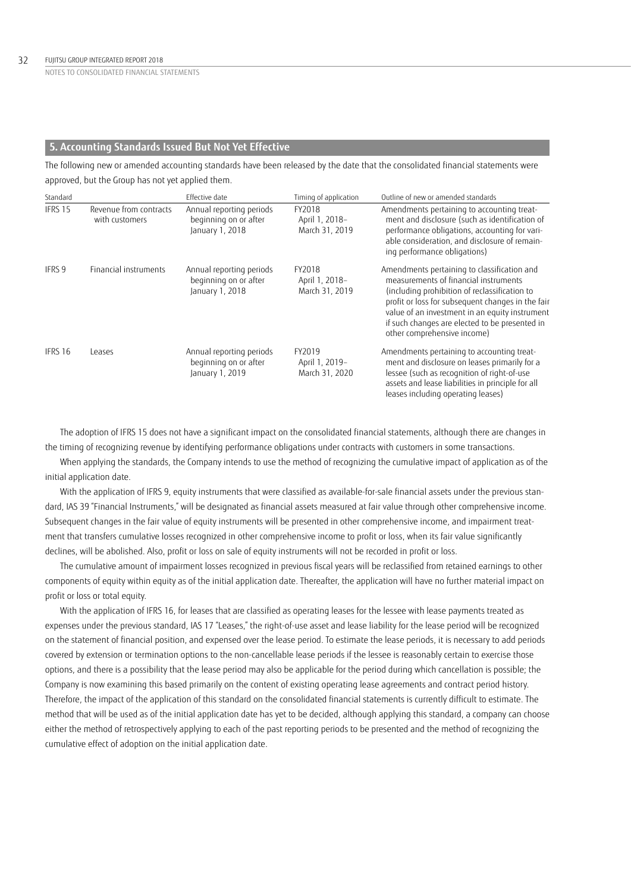## 5. Accounting Standards Issued But Not Yet Effective

The following new or amended accounting standards have been released by the date that the consolidated financial statements were approved, but the Group has not yet applied them.

| Standard | | Effective date | Timing of application | Outline of new or amended standards |
|---|---|---|---|---|
| IFRS 15 | Revenue from contracts with customers | Annual reporting periods beginning on or after January 1, 2018 | FY2018 April 1, 2018– March 31, 2019 | Amendments pertaining to accounting treatment and disclosure (such as identification of performance obligations, accounting for variable consideration, and disclosure of remaining performance obligations) |
| IFRS 9 | Financial instruments | Annual reporting periods beginning on or after January 1, 2018 | FY2018 April 1, 2018– March 31, 2019 | Amendments pertaining to classification and measurements of financial instruments (including prohibition of reclassification to profit or loss for subsequent changes in the fair value of an investment in an equity instrument if such changes are elected to be presented in other comprehensive income) |
| IFRS 16 | Leases | Annual reporting periods beginning on or after January 1, 2019 | FY2019 April 1, 2019– March 31, 2020 | Amendments pertaining to accounting treatment and disclosure on leases primarily for a lessee (such as recognition of right-of-use assets and lease liabilities in principle for all leases including operating leases) |

The adoption of IFRS 15 does not have a significant impact on the consolidated financial statements, although there are changes in the timing of recognizing revenue by identifying performance obligations under contracts with customers in some transactions.

When applying the standards, the Company intends to use the method of recognizing the cumulative impact of application as of the initial application date.

With the application of IFRS 9, equity instruments that were classified as available-for-sale financial assets under the previous standard, IAS 39 "Financial Instruments," will be designated as financial assets measured at fair value through other comprehensive income. Subsequent changes in the fair value of equity instruments will be presented in other comprehensive income, and impairment treatment that transfers cumulative losses recognized in other comprehensive income to profit or loss, when its fair value significantly declines, will be abolished. Also, profit or loss on sale of equity instruments will not be recorded in profit or loss.

The cumulative amount of impairment losses recognized in previous fiscal years will be reclassified from retained earnings to other components of equity within equity as of the initial application date. Thereafter, the application will have no further material impact on profit or loss or total equity.

With the application of IFRS 16, for leases that are classified as operating leases for the lessee with lease payments treated as expenses under the previous standard, IAS 17 "Leases," the right-of-use asset and lease liability for the lease period will be recognized on the statement of financial position, and expensed over the lease period. To estimate the lease periods, it is necessary to add periods covered by extension or termination options to the non-cancellable lease periods if the lessee is reasonably certain to exercise those options, and there is a possibility that the lease period may also be applicable for the period during which cancellation is possible; the Company is now examining this based primarily on the content of existing operating lease agreements and contract period history. Therefore, the impact of the application of this standard on the consolidated financial statements is currently difficult to estimate. The method that will be used as of the initial application date has yet to be decided, although applying this standard, a company can choose either the method of retrospectively applying to each of the past reporting periods to be presented and the method of recognizing the cumulative effect of adoption on the initial application date.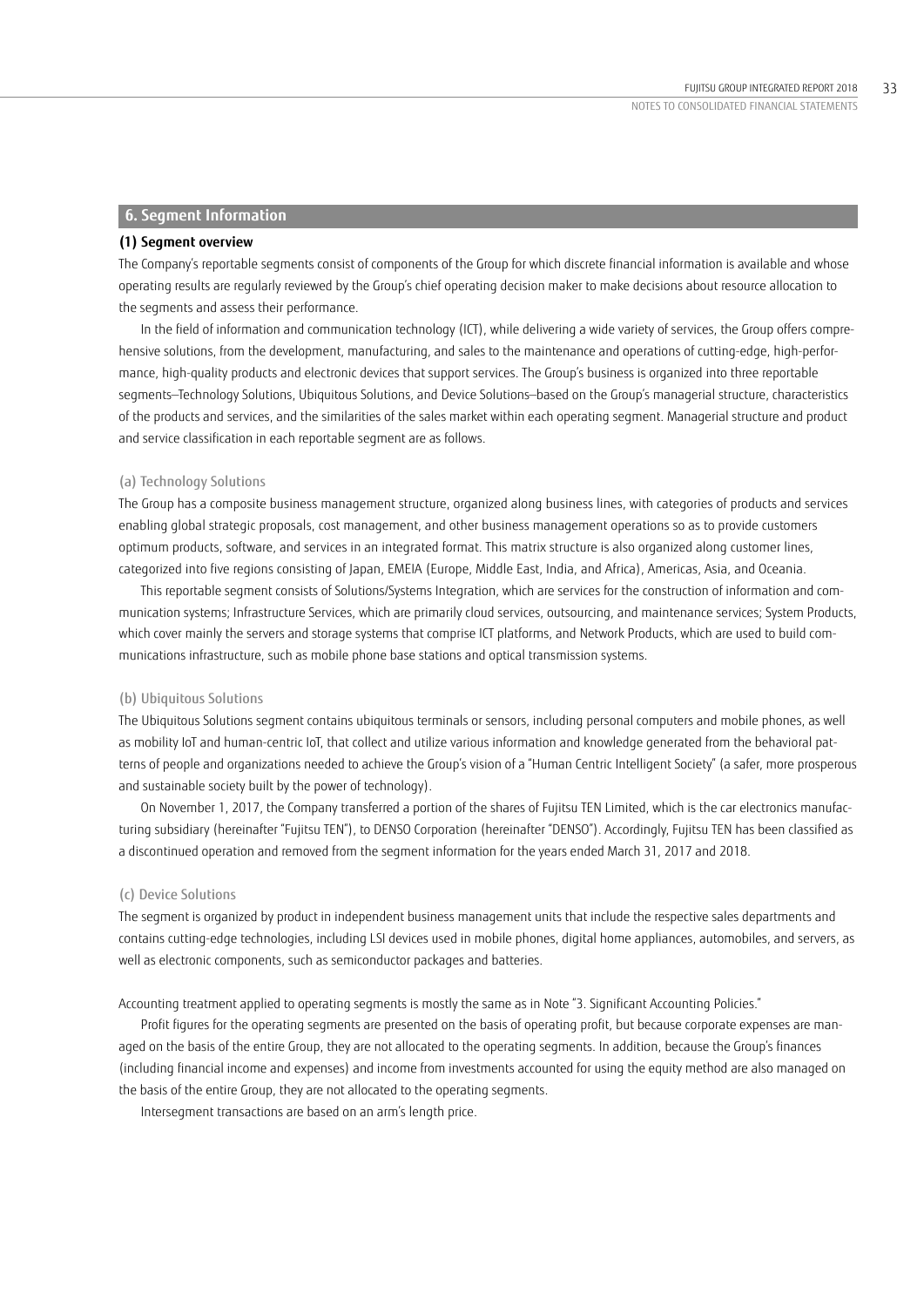## 6. Segment Information

### (1) Segment overview

The Company's reportable segments consist of components of the Group for which discrete financial information is available and whose operating results are regularly reviewed by the Group's chief operating decision maker to make decisions about resource allocation to the segments and assess their performance.

In the field of information and communication technology (ICT), while delivering a wide variety of services, the Group offers comprehensive solutions, from the development, manufacturing, and sales to the maintenance and operations of cutting-edge, high-performance, high-quality products and electronic devices that support services. The Group's business is organized into three reportable segments—Technology Solutions, Ubiquitous Solutions, and Device Solutions—based on the Group's managerial structure, characteristics of the products and services, and the similarities of the sales market within each operating segment. Managerial structure and product and service classification in each reportable segment are as follows.

#### (a) Technology Solutions

The Group has a composite business management structure, organized along business lines, with categories of products and services enabling global strategic proposals, cost management, and other business management operations so as to provide customers optimum products, software, and services in an integrated format. This matrix structure is also organized along customer lines, categorized into five regions consisting of Japan, EMEIA (Europe, Middle East, India, and Africa), Americas, Asia, and Oceania.

This reportable segment consists of Solutions/Systems Integration, which are services for the construction of information and communication systems; Infrastructure Services, which are primarily cloud services, outsourcing, and maintenance services; System Products, which cover mainly the servers and storage systems that comprise ICT platforms, and Network Products, which are used to build communications infrastructure, such as mobile phone base stations and optical transmission systems.

#### (b) Ubiquitous Solutions

The Ubiquitous Solutions segment contains ubiquitous terminals or sensors, including personal computers and mobile phones, as well as mobility IoT and human-centric IoT, that collect and utilize various information and knowledge generated from the behavioral patterns of people and organizations needed to achieve the Group's vision of a "Human Centric Intelligent Society" (a safer, more prosperous and sustainable society built by the power of technology).

On November 1, 2017, the Company transferred a portion of the shares of Fujitsu TEN Limited, which is the car electronics manufacturing subsidiary (hereinafter "Fujitsu TEN"), to DENSO Corporation (hereinafter "DENSO"). Accordingly, Fujitsu TEN has been classified as a discontinued operation and removed from the segment information for the years ended March 31, 2017 and 2018.

#### (c) Device Solutions

The segment is organized by product in independent business management units that include the respective sales departments and contains cutting-edge technologies, including LSI devices used in mobile phones, digital home appliances, automobiles, and servers, as well as electronic components, such as semiconductor packages and batteries.

Accounting treatment applied to operating segments is mostly the same as in Note "3. Significant Accounting Policies."

Profit figures for the operating segments are presented on the basis of operating profit, but because corporate expenses are managed on the basis of the entire Group, they are not allocated to the operating segments. In addition, because the Group's finances (including financial income and expenses) and income from investments accounted for using the equity method are also managed on the basis of the entire Group, they are not allocated to the operating segments.

Intersegment transactions are based on an arm's length price.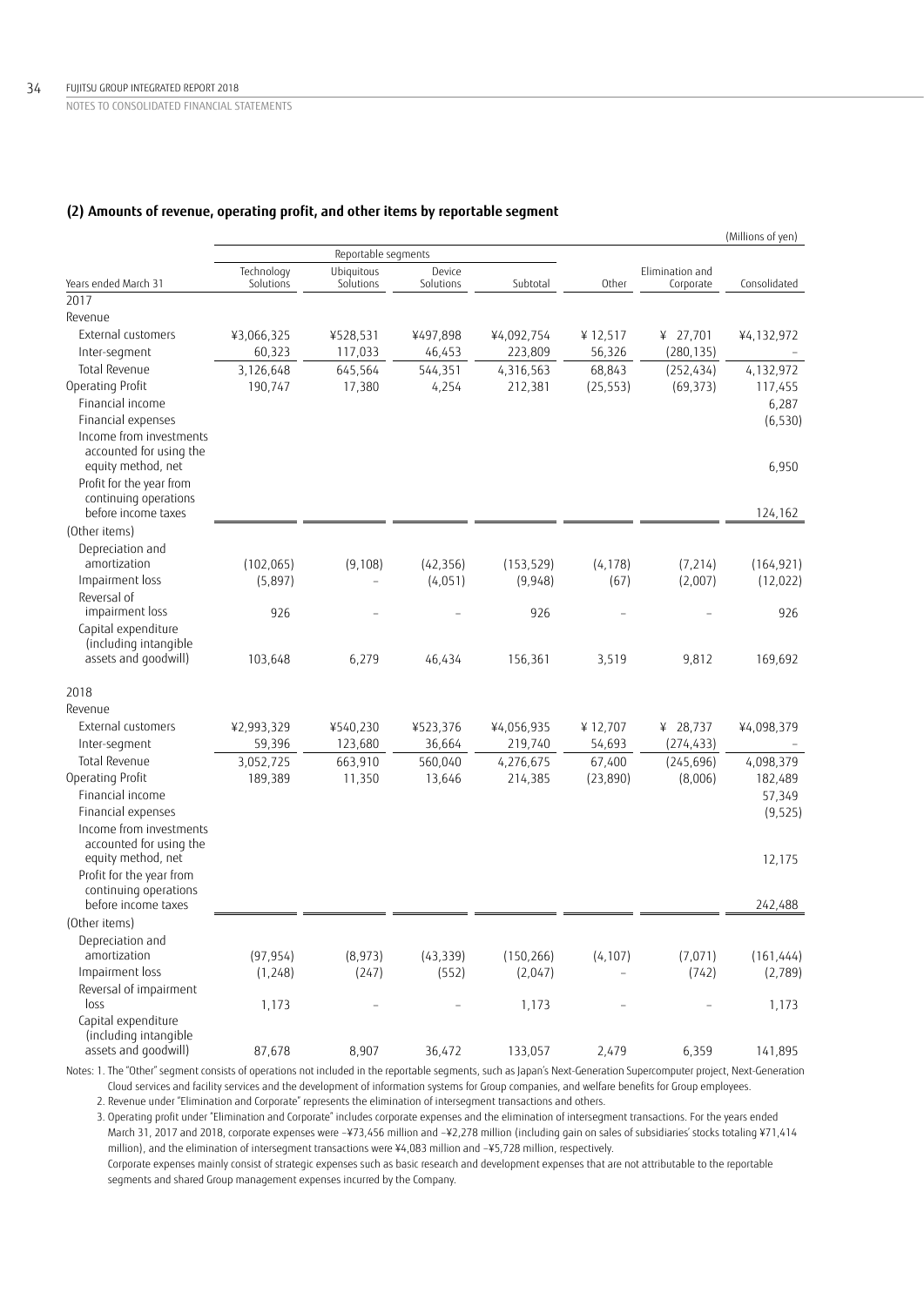### (2) Amounts of revenue, operating profit, and other items by reportable segment

(Millions of yen)

| Years ended March 31 | Reportable segments | | | | Other | Elimination and Corporate | Consolidated |
|---|---|---|---|---|---|---|---|
| | Technology Solutions | Ubiquitous Solutions | Device Solutions | Subtotal | | | |
| **2017** | | | | | | | |
| Revenue | | | | | | | |
| External customers | ¥3,066,325 | ¥528,531 | ¥497,898 | ¥4,092,754 | ¥ 12,517 | ¥ 27,701 | ¥4,132,972 |
| Inter-segment | 60,323 | 117,033 | 46,453 | 223,809 | 56,326 | (280,135) | – |
| Total Revenue | 3,126,648 | 645,564 | 544,351 | 4,316,563 | 68,843 | (252,434) | 4,132,972 |
| Operating Profit | 190,747 | 17,380 | 4,254 | 212,381 | (25,553) | (69,373) | 117,455 |
| Financial income | | | | | | | 6,287 |
| Financial expenses | | | | | | | (6,530) |
| Income from investments accounted for using the equity method, net | | | | | | | 6,950 |
| Profit for the year from continuing operations before income taxes | | | | | | | 124,162 |
| (Other items) | | | | | | | |
| Depreciation and amortization | (102,065) | (9,108) | (42,356) | (153,529) | (4,178) | (7,214) | (164,921) |
| Impairment loss | (5,897) | – | (4,051) | (9,948) | (67) | (2,007) | (12,022) |
| Reversal of impairment loss | 926 | – | – | 926 | – | – | 926 |
| Capital expenditure (including intangible assets and goodwill) | 103,648 | 6,279 | 46,434 | 156,361 | 3,519 | 9,812 | 169,692 |
| **2018** | | | | | | | |
| Revenue | | | | | | | |
| External customers | ¥2,993,329 | ¥540,230 | ¥523,376 | ¥4,056,935 | ¥ 12,707 | ¥ 28,737 | ¥4,098,379 |
| Inter-segment | 59,396 | 123,680 | 36,664 | 219,740 | 54,693 | (274,433) | – |
| Total Revenue | 3,052,725 | 663,910 | 560,040 | 4,276,675 | 67,400 | (245,696) | 4,098,379 |
| Operating Profit | 189,389 | 11,350 | 13,646 | 214,385 | (23,890) | (8,006) | 182,489 |
| Financial income | | | | | | | 57,349 |
| Financial expenses | | | | | | | (9,525) |
| Income from investments accounted for using the equity method, net | | | | | | | 12,175 |
| Profit for the year from continuing operations before income taxes | | | | | | | 242,488 |
| (Other items) | | | | | | | |
| Depreciation and amortization | (97,954) | (8,973) | (43,339) | (150,266) | (4,107) | (7,071) | (161,444) |
| Impairment loss | (1,248) | (247) | (552) | (2,047) | – | (742) | (2,789) |
| Reversal of impairment loss | 1,173 | – | – | 1,173 | – | – | 1,173 |
| Capital expenditure (including intangible assets and goodwill) | 87,678 | 8,907 | 36,472 | 133,057 | 2,479 | 6,359 | 141,895 |

Notes: 1. The "Other" segment consists of operations not included in the reportable segments, such as Japan's Next-Generation Supercomputer project, Next-Generation Cloud services and facility services and the development of information systems for Group companies, and welfare benefits for Group employees.

2. Revenue under "Elimination and Corporate" represents the elimination of intersegment transactions and others.

3. Operating profit under "Elimination and Corporate" includes corporate expenses and the elimination of intersegment transactions. For the years ended March 31, 2017 and 2018, corporate expenses were –¥73,456 million and –¥2,278 million (including gain on sales of subsidiaries' stocks totaling ¥71,414 million), and the elimination of intersegment transactions were ¥4,083 million and –¥5,728 million, respectively.
Corporate expenses mainly consist of strategic expenses such as basic research and development expenses that are not attributable to the reportable segments and shared Group management expenses incurred by the Company.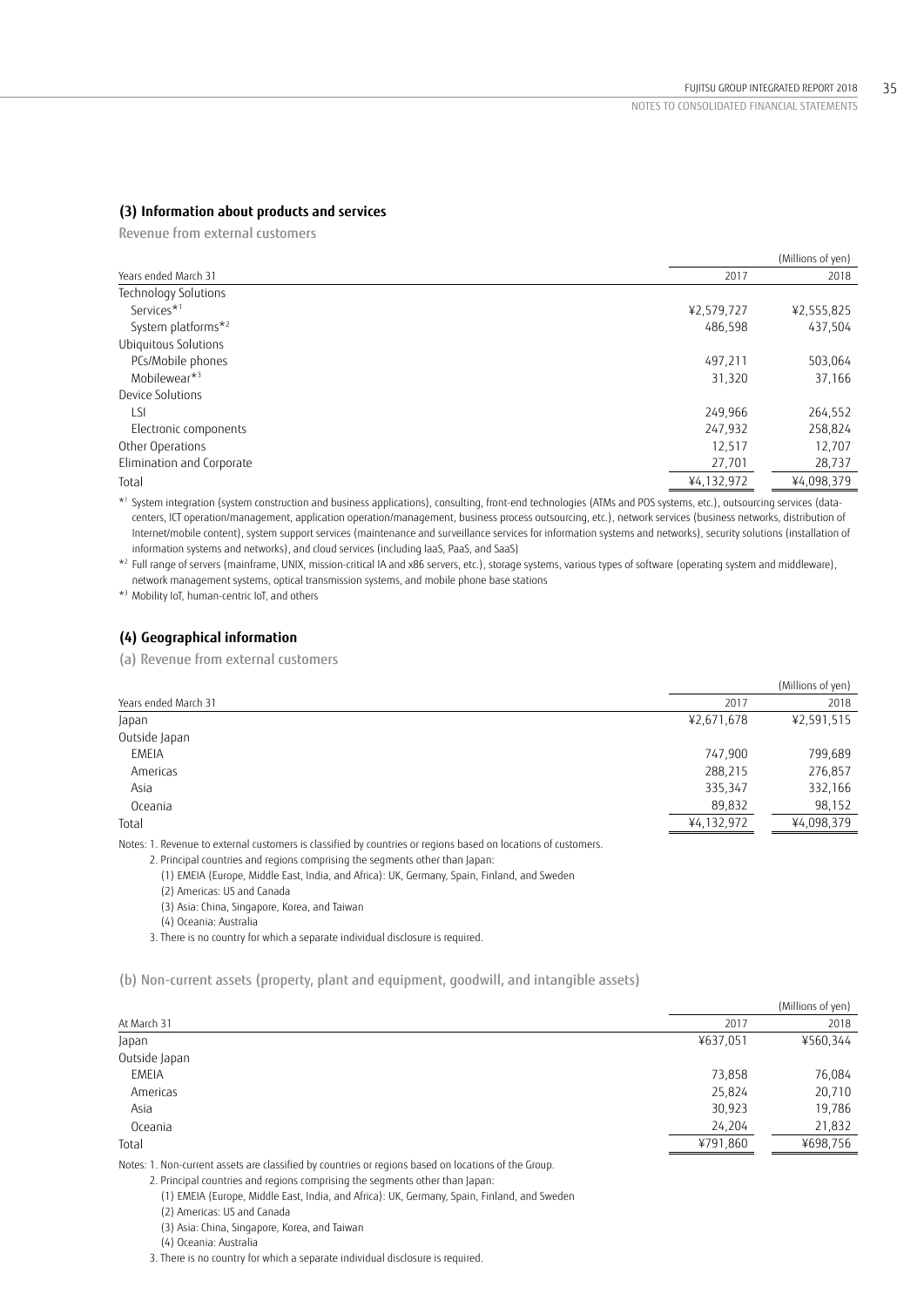### (3) Information about products and services

Revenue from external customers

| Years ended March 31 | 2017 | 2018 |
|---|---|---|
| | | (Millions of yen) |
| Technology Solutions | | |
| Services*1 | ¥2,579,727 | ¥2,555,825 |
| System platforms*2 | 486,598 | 437,504 |
| Ubiquitous Solutions | | |
| PCs/Mobile phones | 497,211 | 503,064 |
| Mobilewear*3 | 31,320 | 37,166 |
| Device Solutions | | |
| LSI | 249,966 | 264,552 |
| Electronic components | 247,932 | 258,824 |
| Other Operations | 12,517 | 12,707 |
| Elimination and Corporate | 27,701 | 28,737 |
| Total | ¥4,132,972 | ¥4,098,379 |

*1 System integration (system construction and business applications), consulting, front-end technologies (ATMs and POS systems, etc.), outsourcing services (datacenters, ICT operation/management, application operation/management, business process outsourcing, etc.), network services (business networks, distribution of Internet/mobile content), system support services (maintenance and surveillance services for information systems and networks), security solutions (installation of information systems and networks), and cloud services (including IaaS, PaaS, and SaaS)

*2 Full range of servers (mainframe, UNIX, mission-critical IA and x86 servers, etc.), storage systems, various types of software (operating system and middleware), network management systems, optical transmission systems, and mobile phone base stations

*3 Mobility IoT, human-centric IoT, and others

### (4) Geographical information

(a) Revenue from external customers

| Years ended March 31 | 2017 | 2018 |
|---|---|---|
| | | (Millions of yen) |
| Japan | ¥2,671,678 | ¥2,591,515 |
| Outside Japan | | |
| EMEIA | 747,900 | 799,689 |
| Americas | 288,215 | 276,857 |
| Asia | 335,347 | 332,166 |
| Oceania | 89,832 | 98,152 |
| Total | ¥4,132,972 | ¥4,098,379 |

Notes: 1. Revenue to external customers is classified by countries or regions based on locations of customers.
2. Principal countries and regions comprising the segments other than Japan:
(1) EMEIA (Europe, Middle East, India, and Africa): UK, Germany, Spain, Finland, and Sweden
(2) Americas: US and Canada
(3) Asia: China, Singapore, Korea, and Taiwan
(4) Oceania: Australia
3. There is no country for which a separate individual disclosure is required.

(b) Non-current assets (property, plant and equipment, goodwill, and intangible assets)

| At March 31 | 2017 | 2018 |
|---|---|---|
| | | (Millions of yen) |
| Japan | ¥637,051 | ¥560,344 |
| Outside Japan | | |
| EMEIA | 73,858 | 76,084 |
| Americas | 25,824 | 20,710 |
| Asia | 30,923 | 19,786 |
| Oceania | 24,204 | 21,832 |
| Total | ¥791,860 | ¥698,756 |

Notes: 1. Non-current assets are classified by countries or regions based on locations of the Group.
2. Principal countries and regions comprising the segments other than Japan:
(1) EMEIA (Europe, Middle East, India, and Africa): UK, Germany, Spain, Finland, and Sweden
(2) Americas: US and Canada
(3) Asia: China, Singapore, Korea, and Taiwan
(4) Oceania: Australia
3. There is no country for which a separate individual disclosure is required.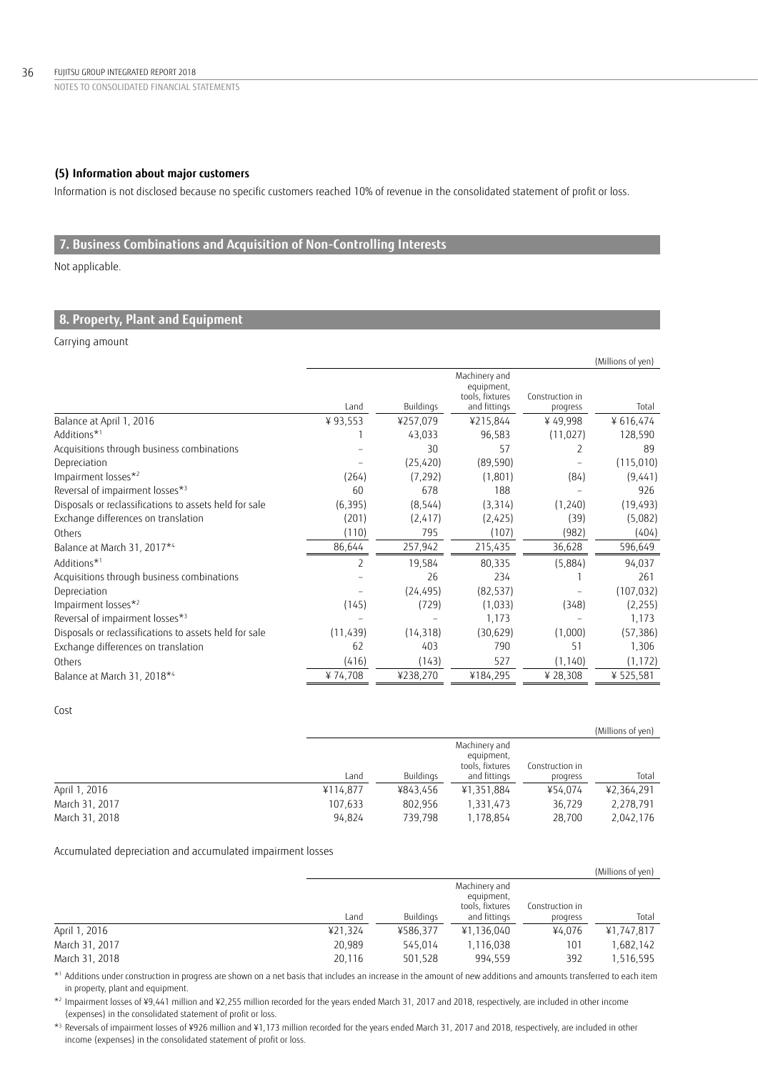### (5) Information about major customers

Information is not disclosed because no specific customers reached 10% of revenue in the consolidated statement of profit or loss.

## 7. Business Combinations and Acquisition of Non-Controlling Interests

Not applicable.

## 8. Property, Plant and Equipment

Carrying amount

(Millions of yen)

| | Land | Buildings | Machinery and equipment, tools, fixtures and fittings | Construction in progress | Total |
|---|---|---|---|---|---|
| Balance at April 1, 2016 | ¥ 93,553 | ¥257,079 | ¥215,844 | ¥ 49,998 | ¥ 616,474 |
| Additions*[1] | 1 | 43,033 | 96,583 | (11,027) | 128,590 |
| Acquisitions through business combinations | – | 30 | 57 | 2 | 89 |
| Depreciation | – | (25,420) | (89,590) | – | (115,010) |
| Impairment losses*[2] | (264) | (7,292) | (1,801) | (84) | (9,441) |
| Reversal of impairment losses*[3] | 60 | 678 | 188 | – | 926 |
| Disposals or reclassifications to assets held for sale | (6,395) | (8,544) | (3,314) | (1,240) | (19,493) |
| Exchange differences on translation | (201) | (2,417) | (2,425) | (39) | (5,082) |
| Others | (110) | 795 | (107) | (982) | (404) |
| Balance at March 31, 2017*[4] | 86,644 | 257,942 | 215,435 | 36,628 | 596,649 |
| Additions*[1] | 2 | 19,584 | 80,335 | (5,884) | 94,037 |
| Acquisitions through business combinations | – | 26 | 234 | 1 | 261 |
| Depreciation | – | (24,495) | (82,537) | – | (107,032) |
| Impairment losses*[2] | (145) | (729) | (1,033) | (348) | (2,255) |
| Reversal of impairment losses*[3] | – | – | 1,173 | – | 1,173 |
| Disposals or reclassifications to assets held for sale | (11,439) | (14,318) | (30,629) | (1,000) | (57,386) |
| Exchange differences on translation | 62 | 403 | 790 | 51 | 1,306 |
| Others | (416) | (143) | 527 | (1,140) | (1,172) |
| Balance at March 31, 2018*[4] | ¥ 74,708 | ¥238,270 | ¥184,295 | ¥ 28,308 | ¥ 525,581 |

Cost

(Millions of yen)

| | Land | Buildings | Machinery and equipment, tools, fixtures and fittings | Construction in progress | Total |
|---|---|---|---|---|---|
| April 1, 2016 | ¥114,877 | ¥843,456 | ¥1,351,884 | ¥54,074 | ¥2,364,291 |
| March 31, 2017 | 107,633 | 802,956 | 1,331,473 | 36,729 | 2,278,791 |
| March 31, 2018 | 94,824 | 739,798 | 1,178,854 | 28,700 | 2,042,176 |

Accumulated depreciation and accumulated impairment losses

(Millions of yen)

| | Land | Buildings | Machinery and equipment, tools, fixtures and fittings | Construction in progress | Total |
|---|---|---|---|---|---|
| April 1, 2016 | ¥21,324 | ¥586,377 | ¥1,136,040 | ¥4,076 | ¥1,747,817 |
| March 31, 2017 | 20,989 | 545,014 | 1,116,038 | 101 | 1,682,142 |
| March 31, 2018 | 20,116 | 501,528 | 994,559 | 392 | 1,516,595 |

*[1] Additions under construction in progress are shown on a net basis that includes an increase in the amount of new additions and amounts transferred to each item in property, plant and equipment.

*[2] Impairment losses of ¥9,441 million and ¥2,255 million recorded for the years ended March 31, 2017 and 2018, respectively, are included in other income (expenses) in the consolidated statement of profit or loss.

*[3] Reversals of impairment losses of ¥926 million and ¥1,173 million recorded for the years ended March 31, 2017 and 2018, respectively, are included in other income (expenses) in the consolidated statement of profit or loss.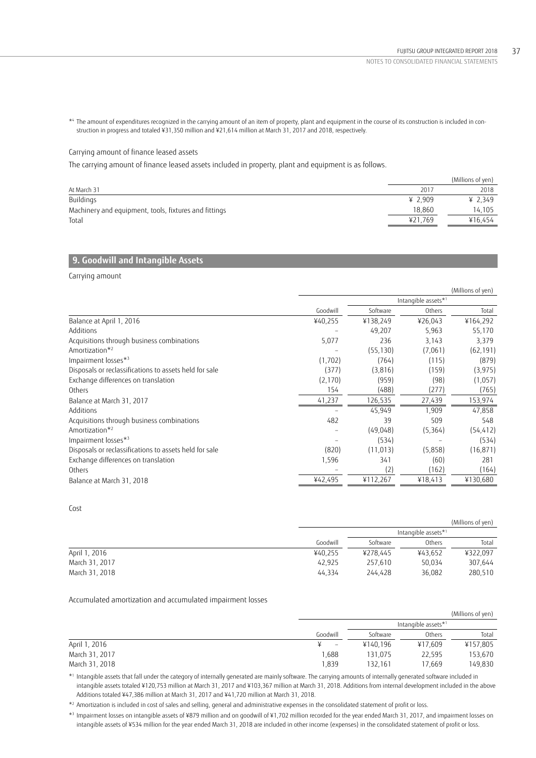*4 The amount of expenditures recognized in the carrying amount of an item of property, plant and equipment in the course of its construction is included in construction in progress and totaled ¥31,350 million and ¥21,614 million at March 31, 2017 and 2018, respectively.

Carrying amount of finance leased assets

The carrying amount of finance leased assets included in property, plant and equipment is as follows.

(Millions of yen)

| At March 31 | 2017 | 2018 |
|---|---|---|
| Buildings | ¥ 2,909 | ¥ 2,349 |
| Machinery and equipment, tools, fixtures and fittings | 18,860 | 14,105 |
| Total | ¥21,769 | ¥16,454 |

## 9. Goodwill and Intangible Assets

Carrying amount

(Millions of yen)

| | Goodwill | Intangible assets*1 | | |
|---|---|---|---|---|
| | | Software | Others | Total |
| Balance at April 1, 2016 | ¥40,255 | ¥138,249 | ¥26,043 | ¥164,292 |
| Additions | – | 49,207 | 5,963 | 55,170 |
| Acquisitions through business combinations | 5,077 | 236 | 3,143 | 3,379 |
| Amortization*2 | – | (55,130) | (7,061) | (62,191) |
| Impairment losses*3 | (1,702) | (764) | (115) | (879) |
| Disposals or reclassifications to assets held for sale | (377) | (3,816) | (159) | (3,975) |
| Exchange differences on translation | (2,170) | (959) | (98) | (1,057) |
| Others | 154 | (488) | (277) | (765) |
| Balance at March 31, 2017 | 41,237 | 126,535 | 27,439 | 153,974 |
| Additions | – | 45,949 | 1,909 | 47,858 |
| Acquisitions through business combinations | 482 | 39 | 509 | 548 |
| Amortization*2 | – | (49,048) | (5,364) | (54,412) |
| Impairment losses*3 | – | (534) | – | (534) |
| Disposals or reclassifications to assets held for sale | (820) | (11,013) | (5,858) | (16,871) |
| Exchange differences on translation | 1,596 | 341 | (60) | 281 |
| Others | – | (2) | (162) | (164) |
| Balance at March 31, 2018 | ¥42,495 | ¥112,267 | ¥18,413 | ¥130,680 |

Cost

(Millions of yen)

| | Goodwill | Intangible assets*1 | | |
|---|---|---|---|---|
| | | Software | Others | Total |
| April 1, 2016 | ¥40,255 | ¥278,445 | ¥43,652 | ¥322,097 |
| March 31, 2017 | 42,925 | 257,610 | 50,034 | 307,644 |
| March 31, 2018 | 44,334 | 244,428 | 36,082 | 280,510 |

Accumulated amortization and accumulated impairment losses

(Millions of yen)

| | Goodwill | Intangible assets*1 | | |
|---|---|---|---|---|
| | | Software | Others | Total |
| April 1, 2016 | ¥ – | ¥140,196 | ¥17,609 | ¥157,805 |
| March 31, 2017 | 1,688 | 131,075 | 22,595 | 153,670 |
| March 31, 2018 | 1,839 | 132,161 | 17,669 | 149,830 |

*1 Intangible assets that fall under the category of internally generated are mainly software. The carrying amounts of internally generated software included in intangible assets totaled ¥120,753 million at March 31, 2017 and ¥103,367 million at March 31, 2018. Additions from internal development included in the above Additions totaled ¥47,386 million at March 31, 2017 and ¥41,720 million at March 31, 2018.

*2 Amortization is included in cost of sales and selling, general and administrative expenses in the consolidated statement of profit or loss.

*3 Impairment losses on intangible assets of ¥879 million and on goodwill of ¥1,702 million recorded for the year ended March 31, 2017, and impairment losses on intangible assets of ¥534 million for the year ended March 31, 2018 are included in other income (expenses) in the consolidated statement of profit or loss.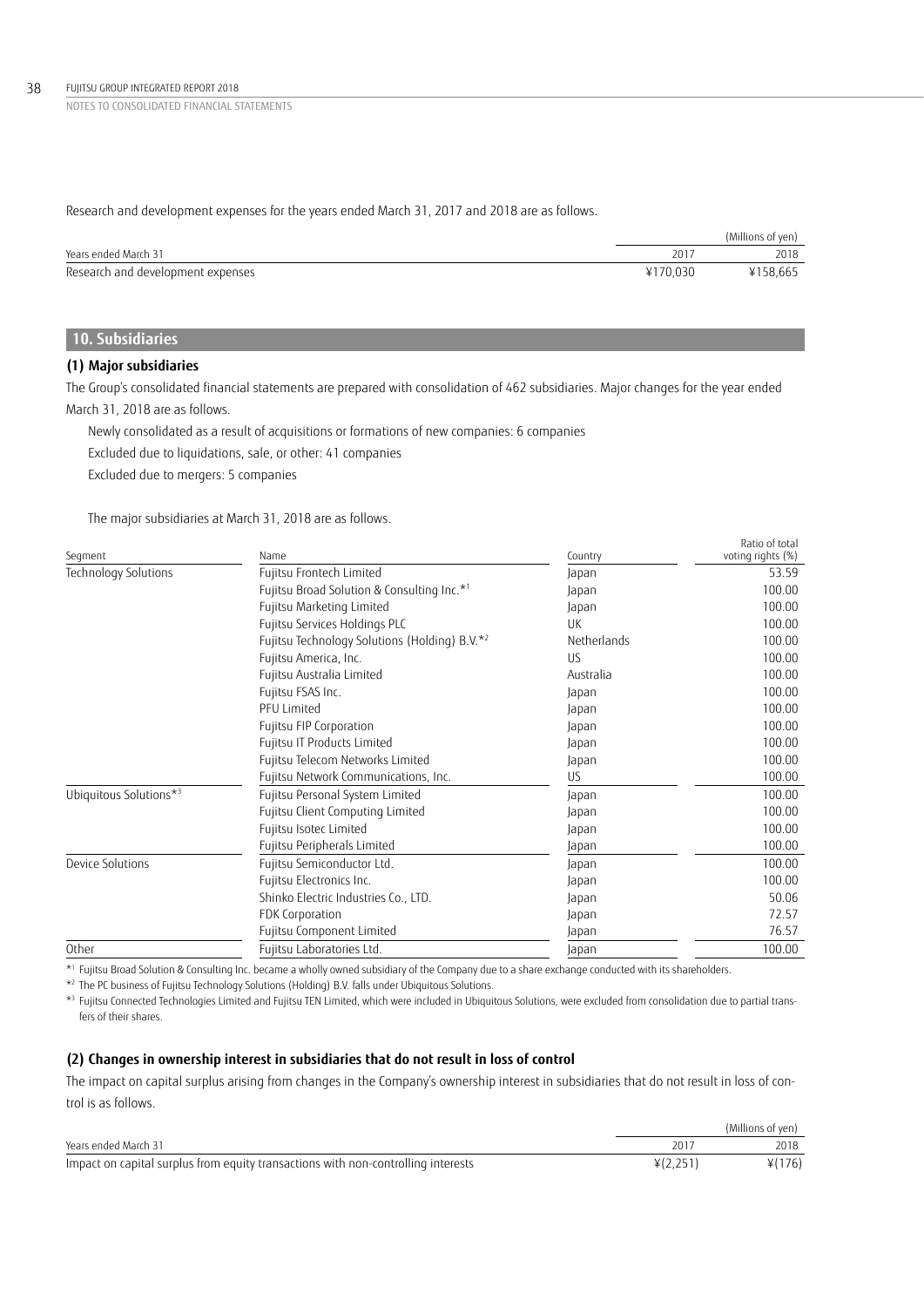Research and development expenses for the years ended March 31, 2017 and 2018 are as follows.

| | | (Millions of yen) |
|---|---|---|
| Years ended March 31 | 2017 | 2018 |
| Research and development expenses | ¥170,030 | ¥158,665 |

## 10. Subsidiaries

### (1) Major subsidiaries

The Group's consolidated financial statements are prepared with consolidation of 462 subsidiaries. Major changes for the year ended March 31, 2018 are as follows.

Newly consolidated as a result of acquisitions or formations of new companies: 6 companies

Excluded due to liquidations, sale, or other: 41 companies

Excluded due to mergers: 5 companies

The major subsidiaries at March 31, 2018 are as follows.

| Segment | Name | Country | Ratio of total voting rights (%) |
|---|---|---|---|
| Technology Solutions | Fujitsu Frontech Limited | Japan | 53.59 |
| | Fujitsu Broad Solution & Consulting Inc.*1 | Japan | 100.00 |
| | Fujitsu Marketing Limited | Japan | 100.00 |
| | Fujitsu Services Holdings PLC | UK | 100.00 |
| | Fujitsu Technology Solutions (Holding) B.V.*2 | Netherlands | 100.00 |
| | Fujitsu America, Inc. | US | 100.00 |
| | Fujitsu Australia Limited | Australia | 100.00 |
| | Fujitsu FSAS Inc. | Japan | 100.00 |
| | PFU Limited | Japan | 100.00 |
| | Fujitsu FIP Corporation | Japan | 100.00 |
| | Fujitsu IT Products Limited | Japan | 100.00 |
| | Fujitsu Telecom Networks Limited | Japan | 100.00 |
| | Fujitsu Network Communications, Inc. | US | 100.00 |
| Ubiquitous Solutions*3 | Fujitsu Personal System Limited | Japan | 100.00 |
| | Fujitsu Client Computing Limited | Japan | 100.00 |
| | Fujitsu Isotec Limited | Japan | 100.00 |
| | Fujitsu Peripherals Limited | Japan | 100.00 |
| Device Solutions | Fujitsu Semiconductor Ltd. | Japan | 100.00 |
| | Fujitsu Electronics Inc. | Japan | 100.00 |
| | Shinko Electric Industries Co., LTD. | Japan | 50.06 |
| | FDK Corporation | Japan | 72.57 |
| | Fujitsu Component Limited | Japan | 76.57 |
| Other | Fujitsu Laboratories Ltd. | Japan | 100.00 |

*1 Fujitsu Broad Solution & Consulting Inc. became a wholly owned subsidiary of the Company due to a share exchange conducted with its shareholders.

*2 The PC business of Fujitsu Technology Solutions (Holding) B.V. falls under Ubiquitous Solutions.

*3 Fujitsu Connected Technologies Limited and Fujitsu TEN Limited, which were included in Ubiquitous Solutions, were excluded from consolidation due to partial transfers of their shares.

### (2) Changes in ownership interest in subsidiaries that do not result in loss of control

The impact on capital surplus arising from changes in the Company's ownership interest in subsidiaries that do not result in loss of control is as follows.

| | | (Millions of yen) |
|---|---|---|
| Years ended March 31 | 2017 | 2018 |
| Impact on capital surplus from equity transactions with non-controlling interests | ¥(2,251) | ¥(176) |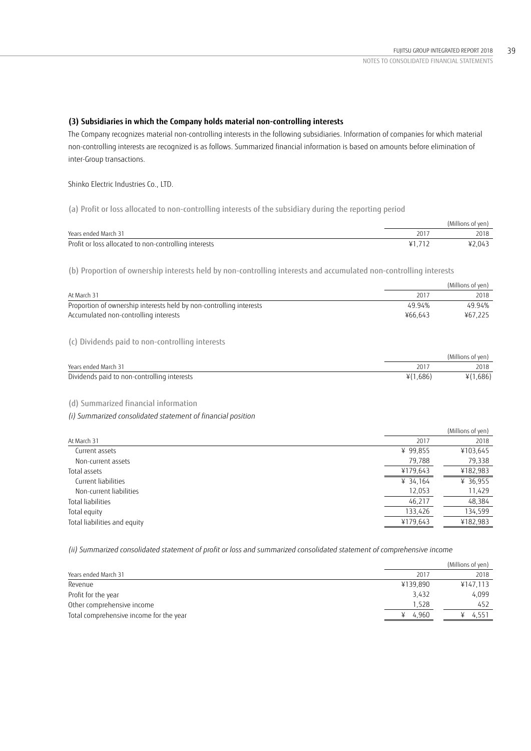### (3) Subsidiaries in which the Company holds material non-controlling interests

The Company recognizes material non-controlling interests in the following subsidiaries. Information of companies for which material non-controlling interests are recognized is as follows. Summarized financial information is based on amounts before elimination of inter-Group transactions.

Shinko Electric Industries Co., LTD.

(a) Profit or loss allocated to non-controlling interests of the subsidiary during the reporting period

| | | (Millions of yen) |
|---|---|---|
| Years ended March 31 | 2017 | 2018 |
| Profit or loss allocated to non-controlling interests | ¥1,712 | ¥2,043 |

(b) Proportion of ownership interests held by non-controlling interests and accumulated non-controlling interests

| | | (Millions of yen) |
|---|---|---|
| At March 31 | 2017 | 2018 |
| Proportion of ownership interests held by non-controlling interests | 49.94% | 49.94% |
| Accumulated non-controlling interests | ¥66,643 | ¥67,225 |

(c) Dividends paid to non-controlling interests

| | | (Millions of yen) |
|---|---|---|
| Years ended March 31 | 2017 | 2018 |
| Dividends paid to non-controlling interests | ¥(1,686) | ¥(1,686) |

(d) Summarized financial information

*(i) Summarized consolidated statement of financial position*

| | | (Millions of yen) |
|---|---|---|
| At March 31 | 2017 | 2018 |
| Current assets | ¥ 99,855 | ¥103,645 |
| Non-current assets | 79,788 | 79,338 |
| Total assets | ¥179,643 | ¥182,983 |
| Current liabilities | ¥ 34,164 | ¥ 36,955 |
| Non-current liabilities | 12,053 | 11,429 |
| Total liabilities | 46,217 | 48,384 |
| Total equity | 133,426 | 134,599 |
| Total liabilities and equity | ¥179,643 | ¥182,983 |

*(ii) Summarized consolidated statement of profit or loss and summarized consolidated statement of comprehensive income*

| | | (Millions of yen) |
|---|---|---|
| Years ended March 31 | 2017 | 2018 |
| Revenue | ¥139,890 | ¥147,113 |
| Profit for the year | 3,432 | 4,099 |
| Other comprehensive income | 1,528 | 452 |
| Total comprehensive income for the year | ¥ 4,960 | ¥ 4,551 |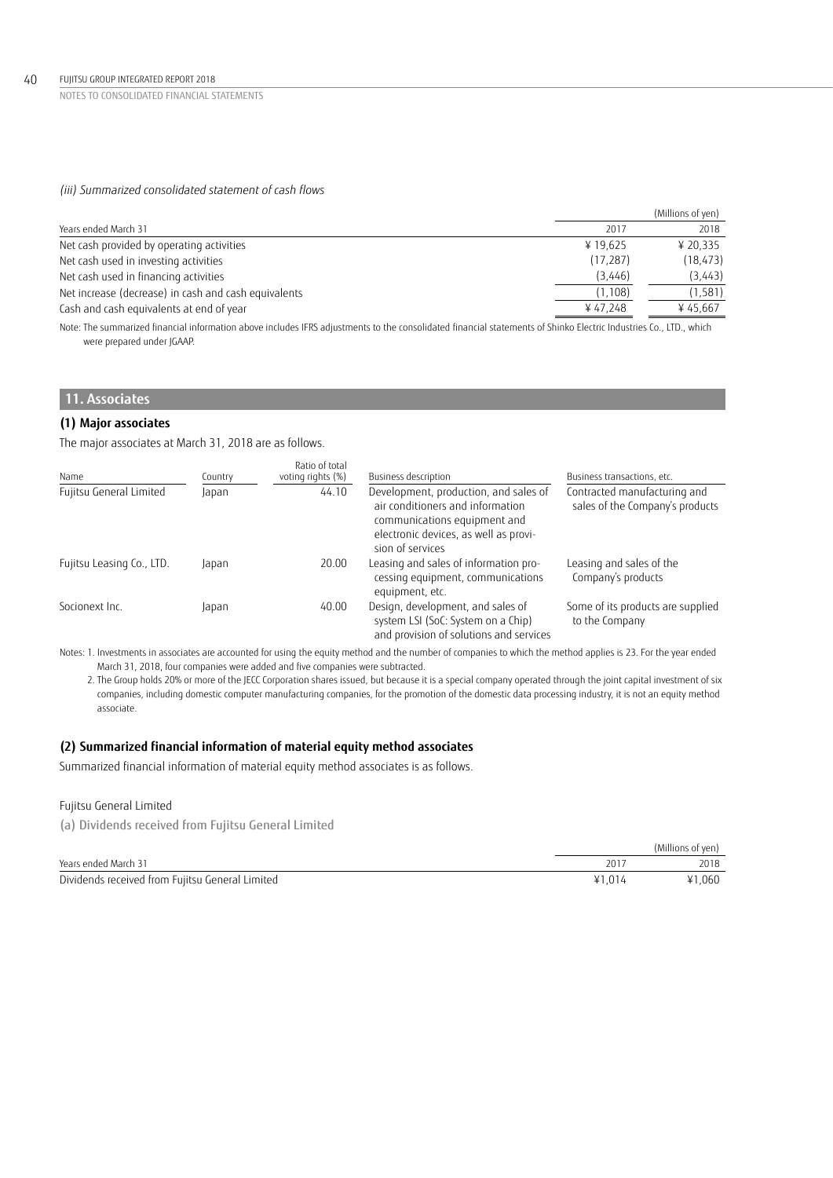*(iii) Summarized consolidated statement of cash flows*

| | | (Millions of yen) |
|---|---|---|
| Years ended March 31 | 2017 | 2018 |
| Net cash provided by operating activities | ¥ 19,625 | ¥ 20,335 |
| Net cash used in investing activities | (17,287) | (18,473) |
| Net cash used in financing activities | (3,446) | (3,443) |
| Net increase (decrease) in cash and cash equivalents | (1,108) | (1,581) |
| Cash and cash equivalents at end of year | ¥ 47,248 | ¥ 45,667 |

Note: The summarized financial information above includes IFRS adjustments to the consolidated financial statements of Shinko Electric Industries Co., LTD., which were prepared under JGAAP.

## 11. Associates

### (1) Major associates

The major associates at March 31, 2018 are as follows.

| Name | Country | Ratio of total voting rights (%) | Business description | Business transactions, etc. |
|---|---|---|---|---|
| Fujitsu General Limited | Japan | 44.10 | Development, production, and sales of air conditioners and information communications equipment and electronic devices, as well as provision of services | Contracted manufacturing and sales of the Company's products |
| Fujitsu Leasing Co., LTD. | Japan | 20.00 | Leasing and sales of information processing equipment, communications equipment, etc. | Leasing and sales of the Company's products |
| Socionext Inc. | Japan | 40.00 | Design, development, and sales of system LSI (SoC: System on a Chip) and provision of solutions and services | Some of its products are supplied to the Company |

Notes: 1. Investments in associates are accounted for using the equity method and the number of companies to which the method applies is 23. For the year ended March 31, 2018, four companies were added and five companies were subtracted.

2. The Group holds 20% or more of the JECC Corporation shares issued, but because it is a special company operated through the joint capital investment of six companies, including domestic computer manufacturing companies, for the promotion of the domestic data processing industry, it is not an equity method associate.

### (2) Summarized financial information of material equity method associates

Summarized financial information of material equity method associates is as follows.

Fujitsu General Limited

(a) Dividends received from Fujitsu General Limited

| | | (Millions of yen) |
|---|---|---|
| Years ended March 31 | 2017 | 2018 |
| Dividends received from Fujitsu General Limited | ¥1,014 | ¥1,060 |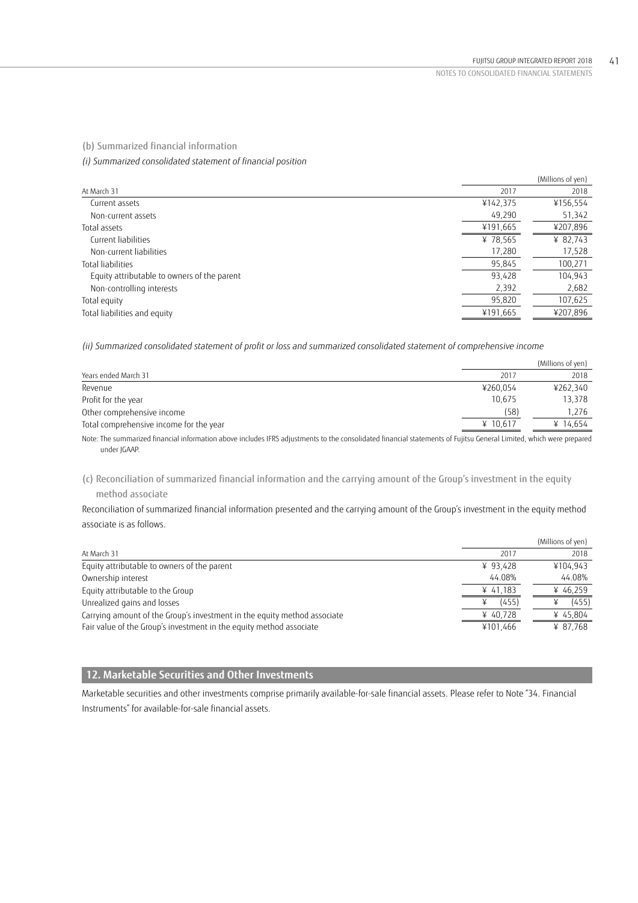### (b) Summarized financial information

*(i) Summarized consolidated statement of financial position*

| At March 31 | 2017 | 2018 |
|---|---|---|
| | | (Millions of yen) |
| Current assets | ¥142,375 | ¥156,554 |
| Non-current assets | 49,290 | 51,342 |
| Total assets | ¥191,665 | ¥207,896 |
| Current liabilities | ¥ 78,565 | ¥ 82,743 |
| Non-current liabilities | 17,280 | 17,528 |
| Total liabilities | 95,845 | 100,271 |
| Equity attributable to owners of the parent | 93,428 | 104,943 |
| Non-controlling interests | 2,392 | 2,682 |
| Total equity | 95,820 | 107,625 |
| Total liabilities and equity | ¥191,665 | ¥207,896 |

*(ii) Summarized consolidated statement of profit or loss and summarized consolidated statement of comprehensive income*

| Years ended March 31 | 2017 | 2018 |
|---|---|---|
| | | (Millions of yen) |
| Revenue | ¥260,054 | ¥262,340 |
| Profit for the year | 10,675 | 13,378 |
| Other comprehensive income | (58) | 1,276 |
| Total comprehensive income for the year | ¥ 10,617 | ¥ 14,654 |

Note: The summarized financial information above includes IFRS adjustments to the consolidated financial statements of Fujitsu General Limited, which were prepared under JGAAP.

### (c) Reconciliation of summarized financial information and the carrying amount of the Group's investment in the equity method associate

Reconciliation of summarized financial information presented and the carrying amount of the Group's investment in the equity method associate is as follows.

| At March 31 | 2017 | 2018 |
|---|---|---|
| | | (Millions of yen) |
| Equity attributable to owners of the parent | ¥ 93,428 | ¥104,943 |
| Ownership interest | 44.08% | 44.08% |
| Equity attributable to the Group | ¥ 41,183 | ¥ 46,259 |
| Unrealized gains and losses | ¥ (455) | ¥ (455) |
| Carrying amount of the Group's investment in the equity method associate | ¥ 40,728 | ¥ 45,804 |
| Fair value of the Group's investment in the equity method associate | ¥101,466 | ¥ 87,768 |

## 12. Marketable Securities and Other Investments

Marketable securities and other investments comprise primarily available-for-sale financial assets. Please refer to Note "34. Financial Instruments" for available-for-sale financial assets.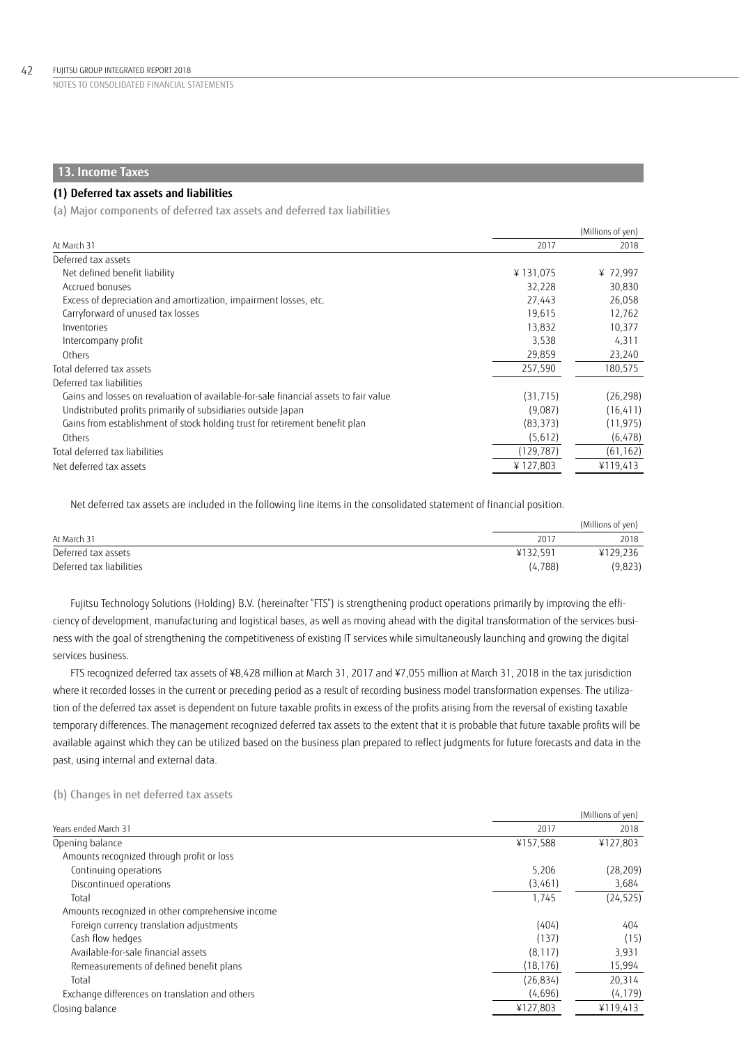## 13. Income Taxes

### (1) Deferred tax assets and liabilities

(a) Major components of deferred tax assets and deferred tax liabilities

(Millions of yen)

| At March 31 | 2017 | 2018 |
|---|---|---|
| Deferred tax assets | | |
| Net defined benefit liability | ¥ 131,075 | ¥ 72,997 |
| Accrued bonuses | 32,228 | 30,830 |
| Excess of depreciation and amortization, impairment losses, etc. | 27,443 | 26,058 |
| Carryforward of unused tax losses | 19,615 | 12,762 |
| Inventories | 13,832 | 10,377 |
| Intercompany profit | 3,538 | 4,311 |
| Others | 29,859 | 23,240 |
| Total deferred tax assets | 257,590 | 180,575 |
| Deferred tax liabilities | | |
| Gains and losses on revaluation of available-for-sale financial assets to fair value | (31,715) | (26,298) |
| Undistributed profits primarily of subsidiaries outside Japan | (9,087) | (16,411) |
| Gains from establishment of stock holding trust for retirement benefit plan | (83,373) | (11,975) |
| Others | (5,612) | (6,478) |
| Total deferred tax liabilities | (129,787) | (61,162) |
| Net deferred tax assets | ¥ 127,803 | ¥119,413 |

Net deferred tax assets are included in the following line items in the consolidated statement of financial position.

(Millions of yen)

| At March 31 | 2017 | 2018 |
|---|---|---|
| Deferred tax assets | ¥132,591 | ¥129,236 |
| Deferred tax liabilities | (4,788) | (9,823) |

Fujitsu Technology Solutions (Holding) B.V. (hereinafter "FTS") is strengthening product operations primarily by improving the efficiency of development, manufacturing and logistical bases, as well as moving ahead with the digital transformation of the services business with the goal of strengthening the competitiveness of existing IT services while simultaneously launching and growing the digital services business.

FTS recognized deferred tax assets of ¥8,428 million at March 31, 2017 and ¥7,055 million at March 31, 2018 in the tax jurisdiction where it recorded losses in the current or preceding period as a result of recording business model transformation expenses. The utilization of the deferred tax asset is dependent on future taxable profits in excess of the profits arising from the reversal of existing taxable temporary differences. The management recognized deferred tax assets to the extent that it is probable that future taxable profits will be available against which they can be utilized based on the business plan prepared to reflect judgments for future forecasts and data in the past, using internal and external data.

(b) Changes in net deferred tax assets

(Millions of yen)

| Years ended March 31 | 2017 | 2018 |
|---|---|---|
| Opening balance | ¥157,588 | ¥127,803 |
| Amounts recognized through profit or loss | | |
| Continuing operations | 5,206 | (28,209) |
| Discontinued operations | (3,461) | 3,684 |
| Total | 1,745 | (24,525) |
| Amounts recognized in other comprehensive income | | |
| Foreign currency translation adjustments | (404) | 404 |
| Cash flow hedges | (137) | (15) |
| Available-for-sale financial assets | (8,117) | 3,931 |
| Remeasurements of defined benefit plans | (18,176) | 15,994 |
| Total | (26,834) | 20,314 |
| Exchange differences on translation and others | (4,696) | (4,179) |
| Closing balance | ¥127,803 | ¥119,413 |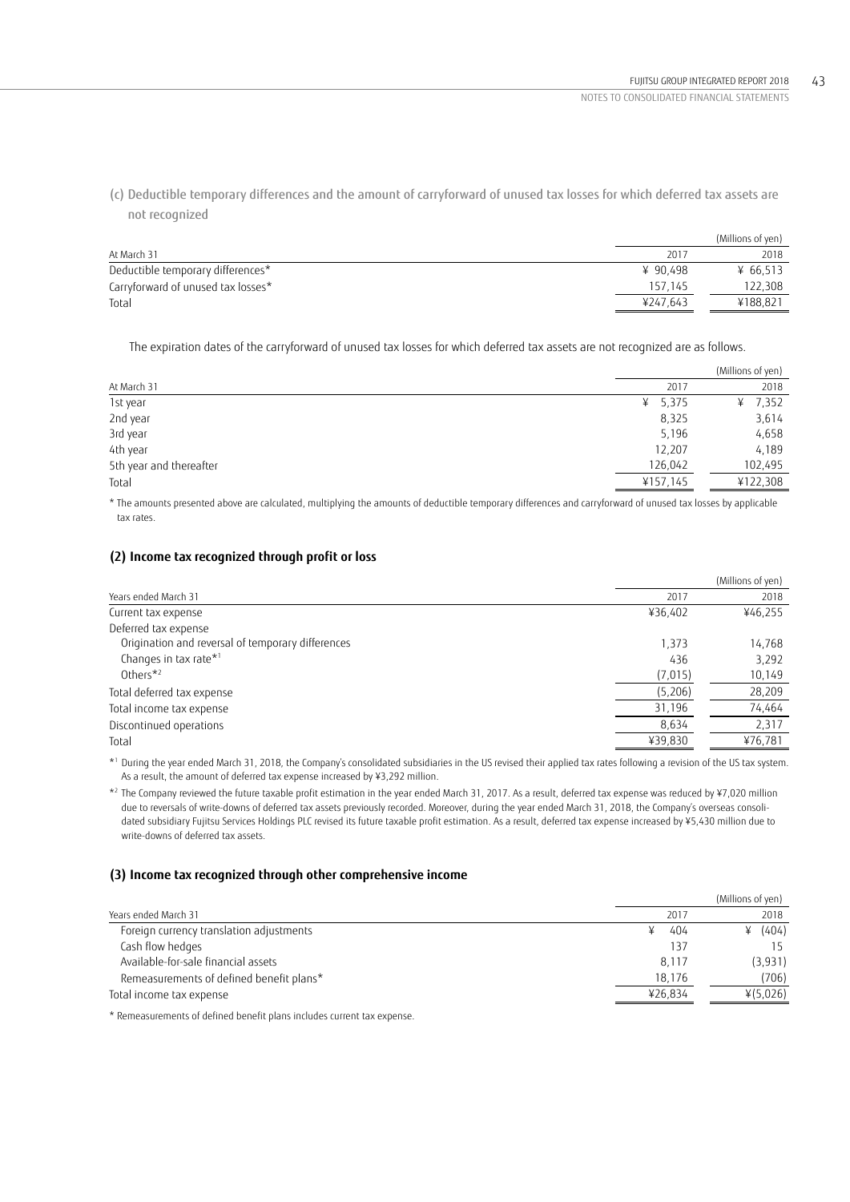(c) Deductible temporary differences and the amount of carryforward of unused tax losses for which deferred tax assets are not recognized

| | | (Millions of yen) |
|---|---|---|
| At March 31 | 2017 | 2018 |
| Deductible temporary differences* | ¥ 90,498 | ¥ 66,513 |
| Carryforward of unused tax losses* | 157,145 | 122,308 |
| Total | ¥247,643 | ¥188,821 |

The expiration dates of the carryforward of unused tax losses for which deferred tax assets are not recognized are as follows.

| | | (Millions of yen) |
|---|---|---|
| At March 31 | 2017 | 2018 |
| 1st year | ¥ 5,375 | ¥ 7,352 |
| 2nd year | 8,325 | 3,614 |
| 3rd year | 5,196 | 4,658 |
| 4th year | 12,207 | 4,189 |
| 5th year and thereafter | 126,042 | 102,495 |
| Total | ¥157,145 | ¥122,308 |

* The amounts presented above are calculated, multiplying the amounts of deductible temporary differences and carryforward of unused tax losses by applicable tax rates.

### (2) Income tax recognized through profit or loss

| | | (Millions of yen) |
|---|---|---|
| Years ended March 31 | 2017 | 2018 |
| Current tax expense | ¥36,402 | ¥46,255 |
| Deferred tax expense | | |
| Origination and reversal of temporary differences | 1,373 | 14,768 |
| Changes in tax rate*[1] | 436 | 3,292 |
| Others*[2] | (7,015) | 10,149 |
| Total deferred tax expense | (5,206) | 28,209 |
| Total income tax expense | 31,196 | 74,464 |
| Discontinued operations | 8,634 | 2,317 |
| Total | ¥39,830 | ¥76,781 |

*[1] During the year ended March 31, 2018, the Company's consolidated subsidiaries in the US revised their applied tax rates following a revision of the US tax system. As a result, the amount of deferred tax expense increased by ¥3,292 million.

*[2] The Company reviewed the future taxable profit estimation in the year ended March 31, 2017. As a result, deferred tax expense was reduced by ¥7,020 million due to reversals of write-downs of deferred tax assets previously recorded. Moreover, during the year ended March 31, 2018, the Company's overseas consolidated subsidiary Fujitsu Services Holdings PLC revised its future taxable profit estimation. As a result, deferred tax expense increased by ¥5,430 million due to write-downs of deferred tax assets.

### (3) Income tax recognized through other comprehensive income

| | | (Millions of yen) |
|---|---|---|
| Years ended March 31 | 2017 | 2018 |
| Foreign currency translation adjustments | ¥ 404 | ¥ (404) |
| Cash flow hedges | 137 | 15 |
| Available-for-sale financial assets | 8,117 | (3,931) |
| Remeasurements of defined benefit plans* | 18,176 | (706) |
| Total income tax expense | ¥26,834 | ¥(5,026) |

* Remeasurements of defined benefit plans includes current tax expense.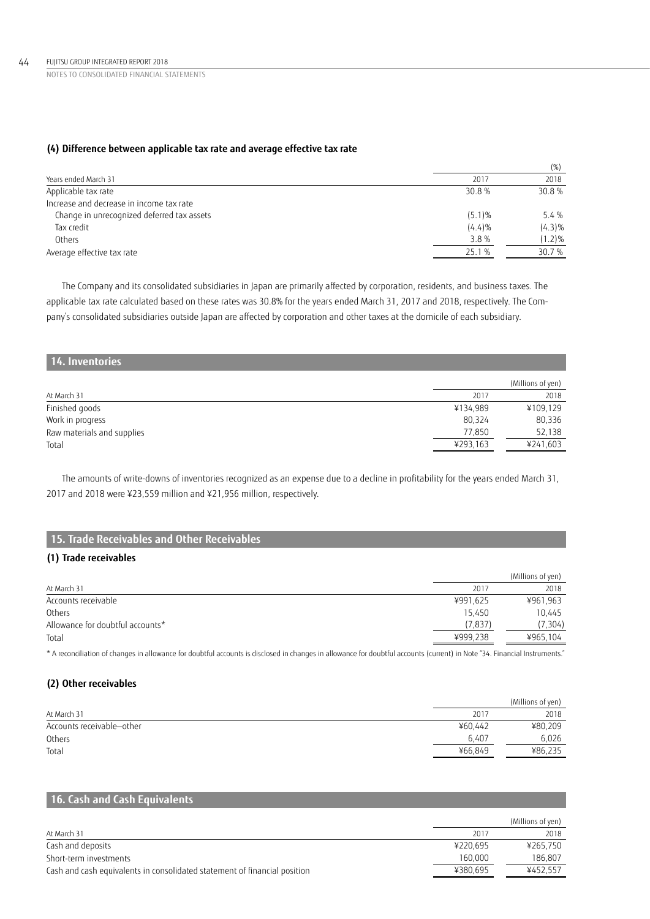### (4) Difference between applicable tax rate and average effective tax rate

| Years ended March 31 | 2017 | 2018 |
|---|---|---|
| | | (%) |
| Applicable tax rate | 30.8 % | 30.8 % |
| Increase and decrease in income tax rate | | |
| Change in unrecognized deferred tax assets | (5.1)% | 5.4 % |
| Tax credit | (4.4)% | (4.3)% |
| Others | 3.8 % | (1.2)% |
| Average effective tax rate | 25.1 % | 30.7 % |

The Company and its consolidated subsidiaries in Japan are primarily affected by corporation, residents, and business taxes. The applicable tax rate calculated based on these rates was 30.8% for the years ended March 31, 2017 and 2018, respectively. The Company's consolidated subsidiaries outside Japan are affected by corporation and other taxes at the domicile of each subsidiary.

## 14. Inventories

| At March 31 | 2017 | 2018 |
|---|---|---|
| | | (Millions of yen) |
| Finished goods | ¥134,989 | ¥109,129 |
| Work in progress | 80,324 | 80,336 |
| Raw materials and supplies | 77,850 | 52,138 |
| Total | ¥293,163 | ¥241,603 |

The amounts of write-downs of inventories recognized as an expense due to a decline in profitability for the years ended March 31, 2017 and 2018 were ¥23,559 million and ¥21,956 million, respectively.

## 15. Trade Receivables and Other Receivables

### (1) Trade receivables

| At March 31 | 2017 | 2018 |
|---|---|---|
| | | (Millions of yen) |
| Accounts receivable | ¥991,625 | ¥961,963 |
| Others | 15,450 | 10,445 |
| Allowance for doubtful accounts* | (7,837) | (7,304) |
| Total | ¥999,238 | ¥965,104 |

* A reconciliation of changes in allowance for doubtful accounts is disclosed in changes in allowance for doubtful accounts (current) in Note "34. Financial Instruments."

### (2) Other receivables

| At March 31 | 2017 | 2018 |
|---|---|---|
| | | (Millions of yen) |
| Accounts receivable–other | ¥60,442 | ¥80,209 |
| Others | 6,407 | 6,026 |
| Total | ¥66,849 | ¥86,235 |

## 16. Cash and Cash Equivalents

| At March 31 | 2017 | 2018 |
|---|---|---|
| | | (Millions of yen) |
| Cash and deposits | ¥220,695 | ¥265,750 |
| Short-term investments | 160,000 | 186,807 |
| Cash and cash equivalents in consolidated statement of financial position | ¥380,695 | ¥452,557 |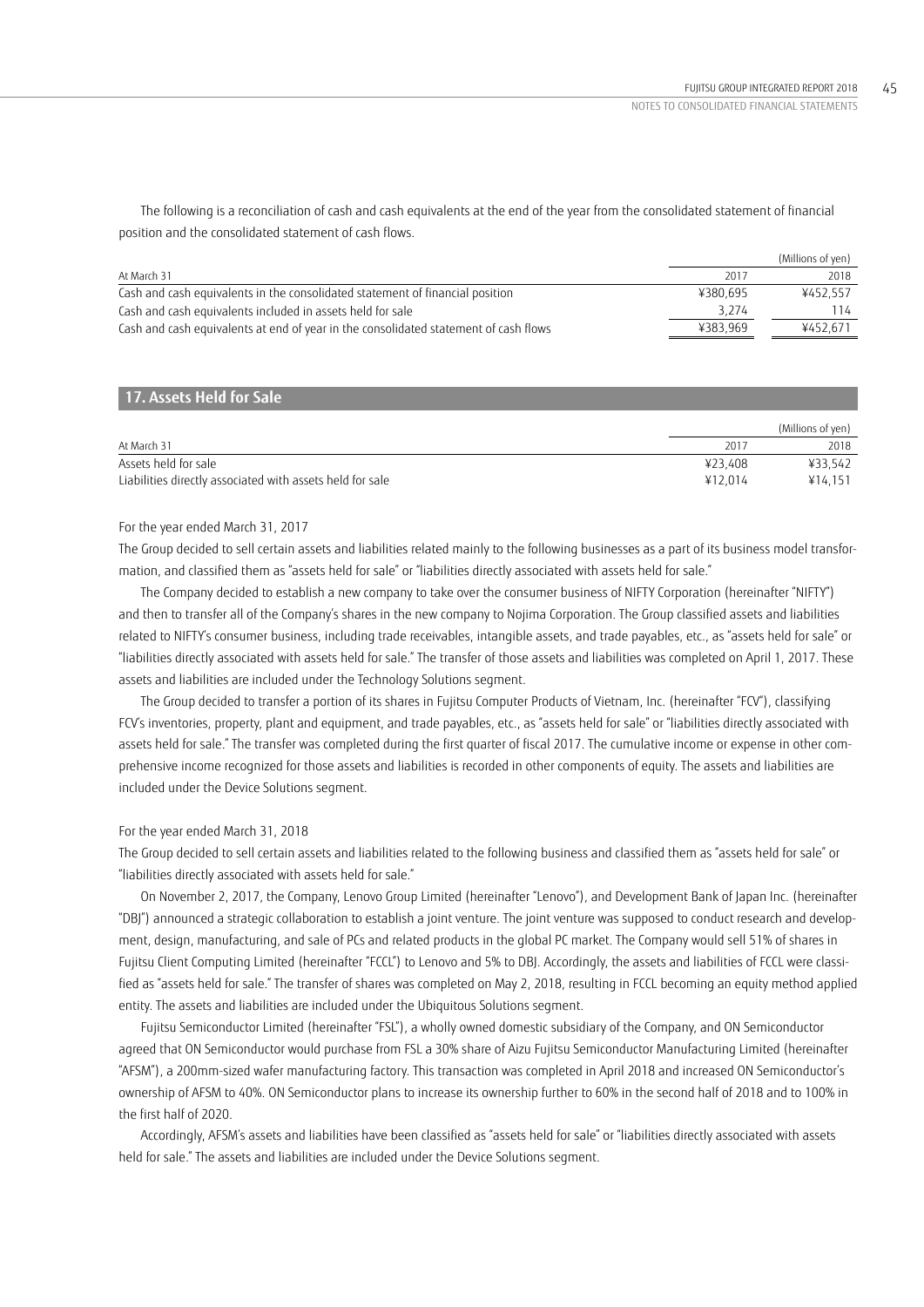The following is a reconciliation of cash and cash equivalents at the end of the year from the consolidated statement of financial position and the consolidated statement of cash flows.

| | | (Millions of yen) |
|---|---|---|
| At March 31 | 2017 | 2018 |
| Cash and cash equivalents in the consolidated statement of financial position | ¥380,695 | ¥452,557 |
| Cash and cash equivalents included in assets held for sale | 3,274 | 114 |
| Cash and cash equivalents at end of year in the consolidated statement of cash flows | ¥383,969 | ¥452,671 |

## 17. Assets Held for Sale

| | | (Millions of yen) |
|---|---|---|
| At March 31 | 2017 | 2018 |
| Assets held for sale | ¥23,408 | ¥33,542 |
| Liabilities directly associated with assets held for sale | ¥12,014 | ¥14,151 |

For the year ended March 31, 2017

The Group decided to sell certain assets and liabilities related mainly to the following businesses as a part of its business model transformation, and classified them as "assets held for sale" or "liabilities directly associated with assets held for sale."

The Company decided to establish a new company to take over the consumer business of NIFTY Corporation (hereinafter "NIFTY") and then to transfer all of the Company's shares in the new company to Nojima Corporation. The Group classified assets and liabilities related to NIFTY's consumer business, including trade receivables, intangible assets, and trade payables, etc., as "assets held for sale" or "liabilities directly associated with assets held for sale." The transfer of those assets and liabilities was completed on April 1, 2017. These assets and liabilities are included under the Technology Solutions segment.

The Group decided to transfer a portion of its shares in Fujitsu Computer Products of Vietnam, Inc. (hereinafter "FCV"), classifying FCV's inventories, property, plant and equipment, and trade payables, etc., as "assets held for sale" or "liabilities directly associated with assets held for sale." The transfer was completed during the first quarter of fiscal 2017. The cumulative income or expense in other comprehensive income recognized for those assets and liabilities is recorded in other components of equity. The assets and liabilities are included under the Device Solutions segment.

For the year ended March 31, 2018

The Group decided to sell certain assets and liabilities related to the following business and classified them as "assets held for sale" or "liabilities directly associated with assets held for sale."

On November 2, 2017, the Company, Lenovo Group Limited (hereinafter "Lenovo"), and Development Bank of Japan Inc. (hereinafter "DBJ") announced a strategic collaboration to establish a joint venture. The joint venture was supposed to conduct research and development, design, manufacturing, and sale of PCs and related products in the global PC market. The Company would sell 51% of shares in Fujitsu Client Computing Limited (hereinafter "FCCL") to Lenovo and 5% to DBJ. Accordingly, the assets and liabilities of FCCL were classified as "assets held for sale." The transfer of shares was completed on May 2, 2018, resulting in FCCL becoming an equity method applied entity. The assets and liabilities are included under the Ubiquitous Solutions segment.

Fujitsu Semiconductor Limited (hereinafter "FSL"), a wholly owned domestic subsidiary of the Company, and ON Semiconductor agreed that ON Semiconductor would purchase from FSL a 30% share of Aizu Fujitsu Semiconductor Manufacturing Limited (hereinafter "AFSM"), a 200mm-sized wafer manufacturing factory. This transaction was completed in April 2018 and increased ON Semiconductor's ownership of AFSM to 40%. ON Semiconductor plans to increase its ownership further to 60% in the second half of 2018 and to 100% in the first half of 2020.

Accordingly, AFSM's assets and liabilities have been classified as "assets held for sale" or "liabilities directly associated with assets held for sale." The assets and liabilities are included under the Device Solutions segment.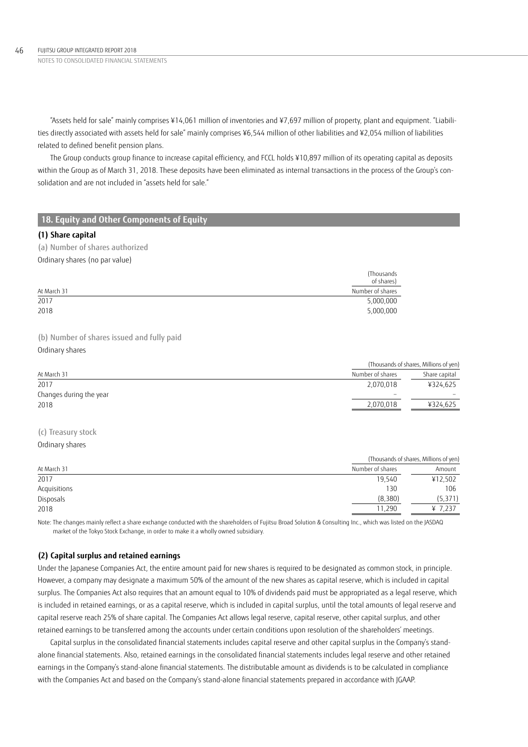"Assets held for sale" mainly comprises ¥14,061 million of inventories and ¥7,697 million of property, plant and equipment. "Liabilities directly associated with assets held for sale" mainly comprises ¥6,544 million of other liabilities and ¥2,054 million of liabilities related to defined benefit pension plans.

The Group conducts group finance to increase capital efficiency, and FCCL holds ¥10,897 million of its operating capital as deposits within the Group as of March 31, 2018. These deposits have been eliminated as internal transactions in the process of the Group's consolidation and are not included in "assets held for sale."

## 18. Equity and Other Components of Equity

### (1) Share capital

(a) Number of shares authorized

Ordinary shares (no par value)

| At March 31 | (Thousands of shares) Number of shares |
|---|---|
| 2017 | 5,000,000 |
| 2018 | 5,000,000 |

(b) Number of shares issued and fully paid

Ordinary shares

| | (Thousands of shares, Millions of yen) | |
|---|---|---|
| At March 31 | Number of shares | Share capital |
| 2017 | 2,070,018 | ¥324,625 |
| Changes during the year | – | – |
| 2018 | 2,070,018 | ¥324,625 |

(c) Treasury stock

Ordinary shares

| | (Thousands of shares, Millions of yen) | |
|---|---|---|
| At March 31 | Number of shares | Amount |
| 2017 | 19,540 | ¥12,502 |
| Acquisitions | 130 | 106 |
| Disposals | (8,380) | (5,371) |
| 2018 | 11,290 | ¥ 7,237 |

Note: The changes mainly reflect a share exchange conducted with the shareholders of Fujitsu Broad Solution & Consulting Inc., which was listed on the JASDAQ market of the Tokyo Stock Exchange, in order to make it a wholly owned subsidiary.

### (2) Capital surplus and retained earnings

Under the Japanese Companies Act, the entire amount paid for new shares is required to be designated as common stock, in principle. However, a company may designate a maximum 50% of the amount of the new shares as capital reserve, which is included in capital surplus. The Companies Act also requires that an amount equal to 10% of dividends paid must be appropriated as a legal reserve, which is included in retained earnings, or as a capital reserve, which is included in capital surplus, until the total amounts of legal reserve and capital reserve reach 25% of share capital. The Companies Act allows legal reserve, capital reserve, other capital surplus, and other retained earnings to be transferred among the accounts under certain conditions upon resolution of the shareholders' meetings.

Capital surplus in the consolidated financial statements includes capital reserve and other capital surplus in the Company's stand-alone financial statements. Also, retained earnings in the consolidated financial statements includes legal reserve and other retained earnings in the Company's stand-alone financial statements. The distributable amount as dividends is to be calculated in compliance with the Companies Act and based on the Company's stand-alone financial statements prepared in accordance with JGAAP.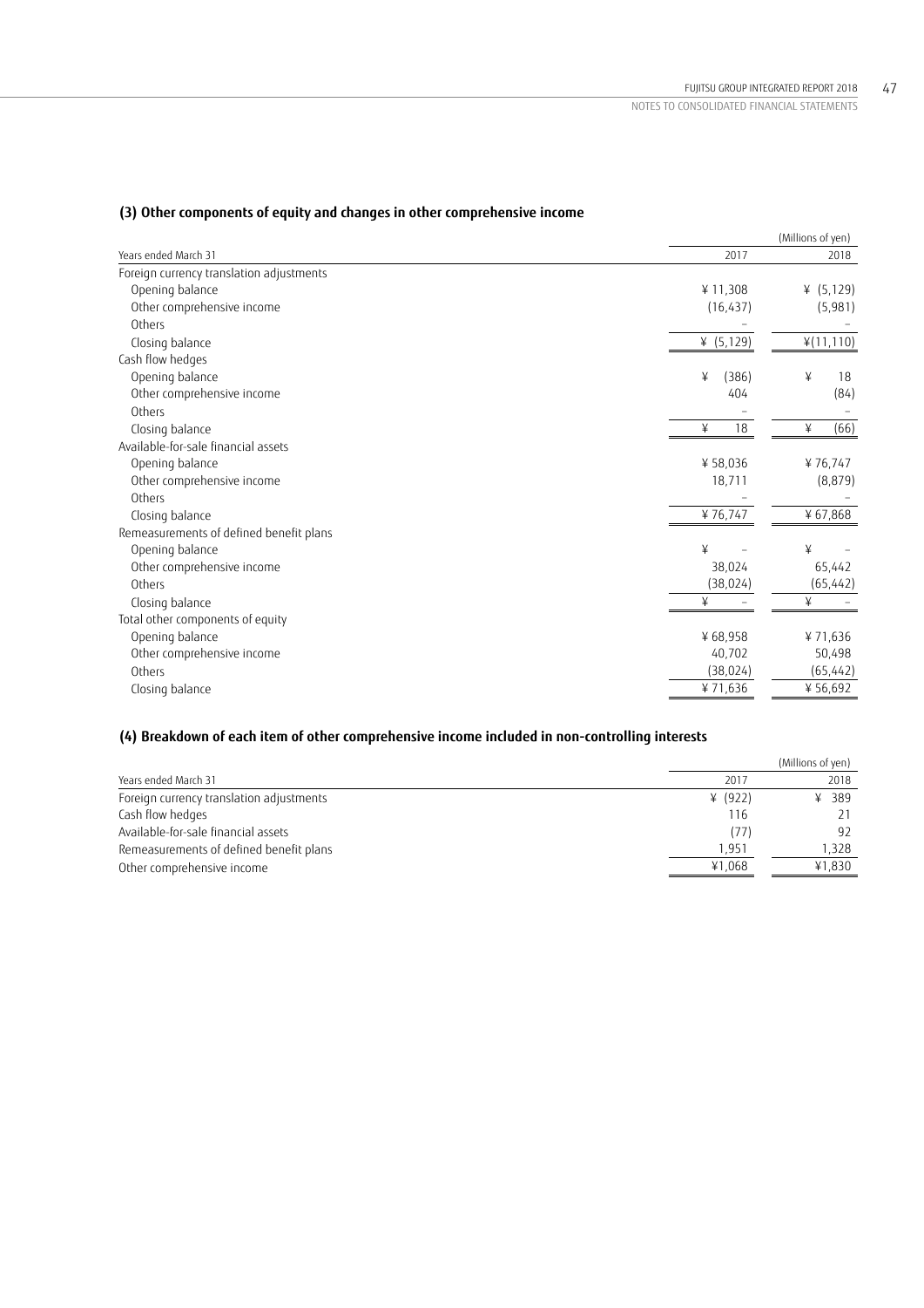### (3) Other components of equity and changes in other comprehensive income

| Years ended March 31 | 2017 | 2018 |
|---|---|---|
| | | (Millions of yen) |
| Foreign currency translation adjustments | | |
| Opening balance | ¥ 11,308 | ¥ (5,129) |
| Other comprehensive income | (16,437) | (5,981) |
| Others | – | – |
| Closing balance | ¥ (5,129) | ¥(11,110) |
| Cash flow hedges | | |
| Opening balance | ¥ (386) | ¥ 18 |
| Other comprehensive income | 404 | (84) |
| Others | – | – |
| Closing balance | ¥ 18 | ¥ (66) |
| Available-for-sale financial assets | | |
| Opening balance | ¥ 58,036 | ¥ 76,747 |
| Other comprehensive income | 18,711 | (8,879) |
| Others | – | – |
| Closing balance | ¥ 76,747 | ¥ 67,868 |
| Remeasurements of defined benefit plans | | |
| Opening balance | ¥ – | ¥ – |
| Other comprehensive income | 38,024 | 65,442 |
| Others | (38,024) | (65,442) |
| Closing balance | ¥ – | ¥ – |
| Total other components of equity | | |
| Opening balance | ¥ 68,958 | ¥ 71,636 |
| Other comprehensive income | 40,702 | 50,498 |
| Others | (38,024) | (65,442) |
| Closing balance | ¥ 71,636 | ¥ 56,692 |

### (4) Breakdown of each item of other comprehensive income included in non-controlling interests

| Years ended March 31 | 2017 | 2018 |
|---|---|---|
| | | (Millions of yen) |
| Foreign currency translation adjustments | ¥ (922) | ¥ 389 |
| Cash flow hedges | 116 | 21 |
| Available-for-sale financial assets | (77) | 92 |
| Remeasurements of defined benefit plans | 1,951 | 1,328 |
| Other comprehensive income | ¥1,068 | ¥1,830 |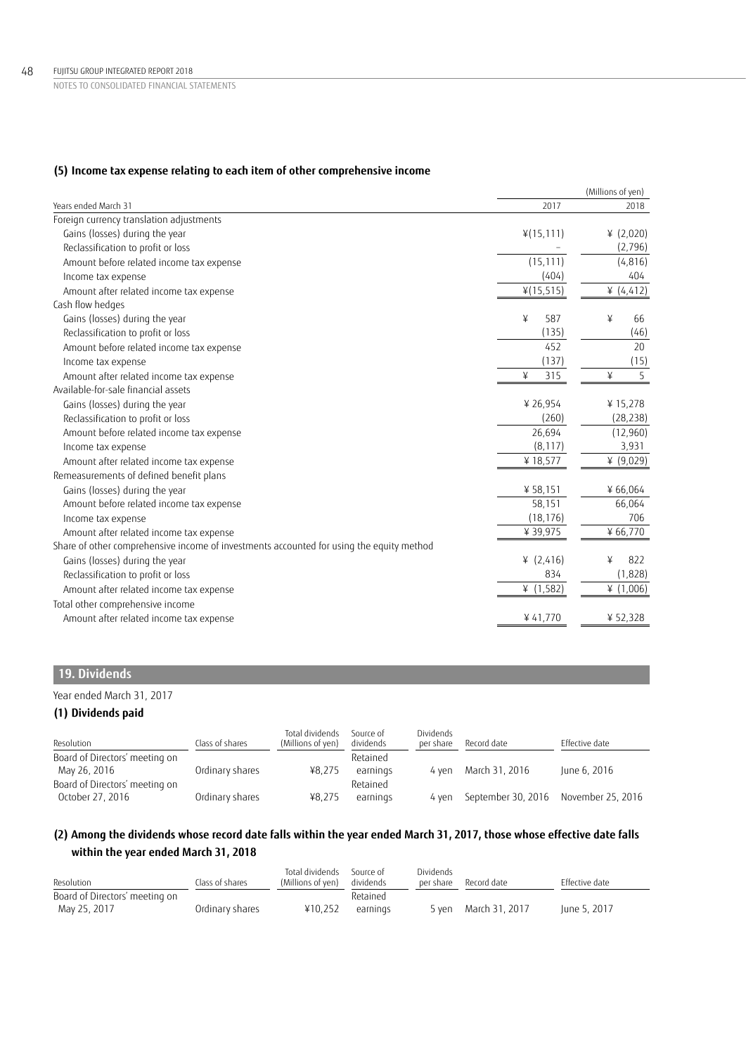### (5) Income tax expense relating to each item of other comprehensive income

(Millions of yen)

| Years ended March 31 | 2017 | 2018 |
|---|---|---|
| Foreign currency translation adjustments | | |
| Gains (losses) during the year | ¥(15,111) | ¥ (2,020) |
| Reclassification to profit or loss | – | (2,796) |
| Amount before related income tax expense | (15,111) | (4,816) |
| Income tax expense | (404) | 404 |
| Amount after related income tax expense | ¥(15,515) | ¥ (4,412) |
| Cash flow hedges | | |
| Gains (losses) during the year | ¥ 587 | ¥ 66 |
| Reclassification to profit or loss | (135) | (46) |
| Amount before related income tax expense | 452 | 20 |
| Income tax expense | (137) | (15) |
| Amount after related income tax expense | ¥ 315 | ¥ 5 |
| Available-for-sale financial assets | | |
| Gains (losses) during the year | ¥ 26,954 | ¥ 15,278 |
| Reclassification to profit or loss | (260) | (28,238) |
| Amount before related income tax expense | 26,694 | (12,960) |
| Income tax expense | (8,117) | 3,931 |
| Amount after related income tax expense | ¥ 18,577 | ¥ (9,029) |
| Remeasurements of defined benefit plans | | |
| Gains (losses) during the year | ¥ 58,151 | ¥ 66,064 |
| Amount before related income tax expense | 58,151 | 66,064 |
| Income tax expense | (18,176) | 706 |
| Amount after related income tax expense | ¥ 39,975 | ¥ 66,770 |
| Share of other comprehensive income of investments accounted for using the equity method | | |
| Gains (losses) during the year | ¥ (2,416) | ¥ 822 |
| Reclassification to profit or loss | 834 | (1,828) |
| Amount after related income tax expense | ¥ (1,582) | ¥ (1,006) |
| Total other comprehensive income | | |
| Amount after related income tax expense | ¥ 41,770 | ¥ 52,328 |

## 19. Dividends

Year ended March 31, 2017

### (1) Dividends paid

| Resolution | Class of shares | Total dividends (Millions of yen) | Source of dividends | Dividends per share | Record date | Effective date |
|---|---|---|---|---|---|---|
| Board of Directors' meeting on May 26, 2016 | Ordinary shares | ¥8,275 | Retained earnings | 4 yen | March 31, 2016 | June 6, 2016 |
| Board of Directors' meeting on October 27, 2016 | Ordinary shares | ¥8,275 | Retained earnings | 4 yen | September 30, 2016 | November 25, 2016 |

### (2) Among the dividends whose record date falls within the year ended March 31, 2017, those whose effective date falls within the year ended March 31, 2018

| Resolution | Class of shares | Total dividends (Millions of yen) | Source of dividends | Dividends per share | Record date | Effective date |
|---|---|---|---|---|---|---|
| Board of Directors' meeting on May 25, 2017 | Ordinary shares | ¥10,252 | Retained earnings | 5 yen | March 31, 2017 | June 5, 2017 |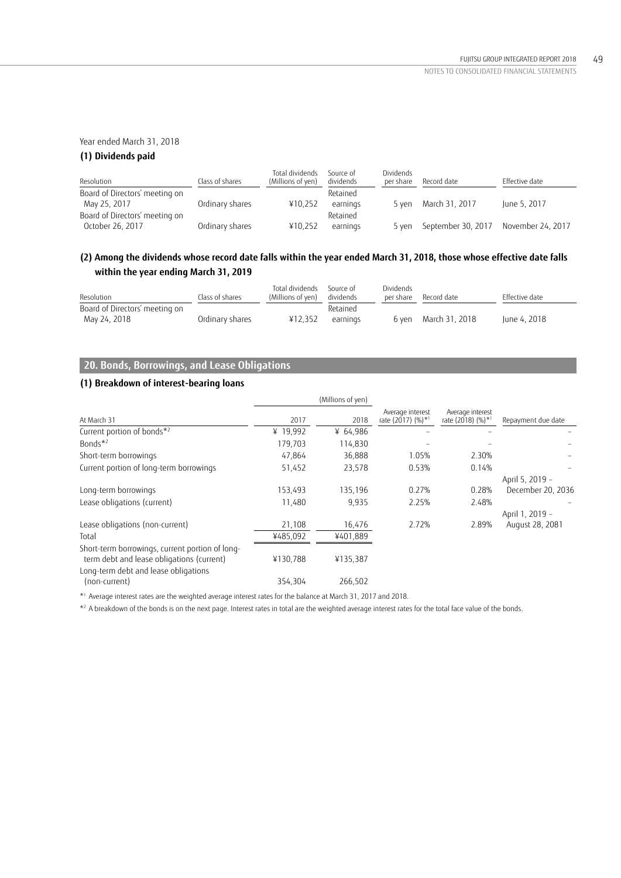Year ended March 31, 2018

### (1) Dividends paid

| Resolution | Class of shares | Total dividends (Millions of yen) | Source of dividends | Dividends per share | Record date | Effective date |
|---|---|---|---|---|---|---|
| Board of Directors' meeting on May 25, 2017 | Ordinary shares | ¥10,252 | Retained earnings | 5 yen | March 31, 2017 | June 5, 2017 |
| Board of Directors' meeting on October 26, 2017 | Ordinary shares | ¥10,252 | Retained earnings | 5 yen | September 30, 2017 | November 24, 2017 |

### (2) Among the dividends whose record date falls within the year ended March 31, 2018, those whose effective date falls within the year ending March 31, 2019

| Resolution | Class of shares | Total dividends (Millions of yen) | Source of dividends | Dividends per share | Record date | Effective date |
|---|---|---|---|---|---|---|
| Board of Directors' meeting on May 24, 2018 | Ordinary shares | ¥12,352 | Retained earnings | 6 yen | March 31, 2018 | June 4, 2018 |

## 20. Bonds, Borrowings, and Lease Obligations

### (1) Breakdown of interest-bearing loans

| | (Millions of yen) | | | | |
|---|---|---|---|---|---|
| At March 31 | 2017 | 2018 | Average interest rate (2017) (%)*1 | Average interest rate (2018) (%)*1 | Repayment due date |
| Current portion of bonds*2 | ¥ 19,992 | ¥ 64,986 | – | – | – |
| Bonds*2 | 179,703 | 114,830 | – | – | – |
| Short-term borrowings | 47,864 | 36,888 | 1.05% | 2.30% | – |
| Current portion of long-term borrowings | 51,452 | 23,578 | 0.53% | 0.14% | – |
| Long-term borrowings | 153,493 | 135,196 | 0.27% | 0.28% | April 5, 2019 – December 20, 2036 |
| Lease obligations (current) | 11,480 | 9,935 | 2.25% | 2.48% | – |
| Lease obligations (non-current) | 21,108 | 16,476 | 2.72% | 2.89% | April 1, 2019 – August 28, 2081 |
| Total | ¥485,092 | ¥401,889 | | | |
| Short-term borrowings, current portion of long-term debt and lease obligations (current) | ¥130,788 | ¥135,387 | | | |
| Long-term debt and lease obligations (non-current) | 354,304 | 266,502 | | | |

*1 Average interest rates are the weighted average interest rates for the balance at March 31, 2017 and 2018.

*2 A breakdown of the bonds is on the next page. Interest rates in total are the weighted average interest rates for the total face value of the bonds.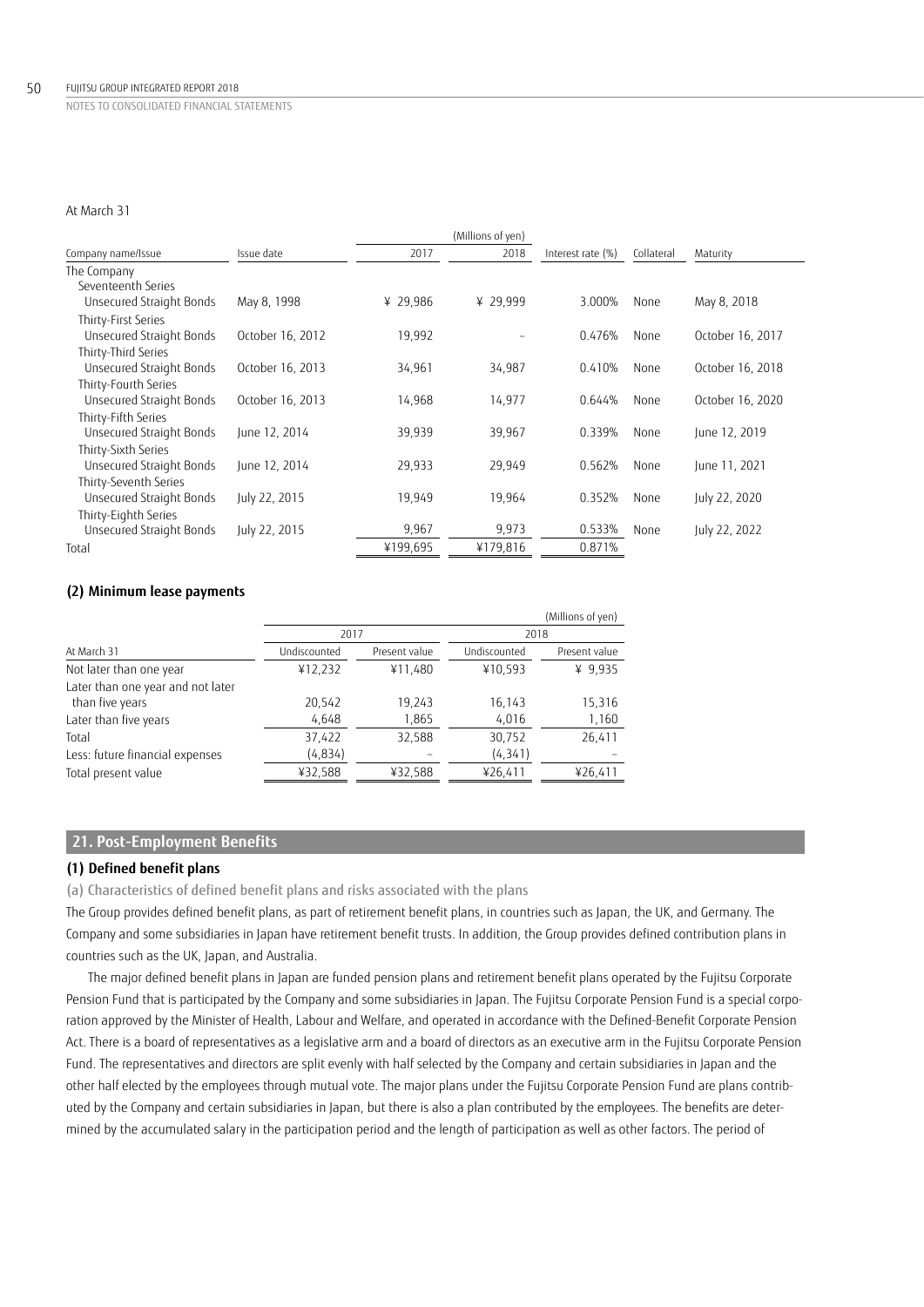At March 31

| Company name/Issue | Issue date | (Millions of yen) 2017 | 2018 | Interest rate (%) | Collateral | Maturity |
|---|---|---|---|---|---|---|
| The Company | | | | | | |
| Seventeenth Series Unsecured Straight Bonds | May 8, 1998 | ¥ 29,986 | ¥ 29,999 | 3.000% | None | May 8, 2018 |
| Thirty-First Series Unsecured Straight Bonds | October 16, 2012 | 19,992 | – | 0.476% | None | October 16, 2017 |
| Thirty-Third Series Unsecured Straight Bonds | October 16, 2013 | 34,961 | 34,987 | 0.410% | None | October 16, 2018 |
| Thirty-Fourth Series Unsecured Straight Bonds | October 16, 2013 | 14,968 | 14,977 | 0.644% | None | October 16, 2020 |
| Thirty-Fifth Series Unsecured Straight Bonds | June 12, 2014 | 39,939 | 39,967 | 0.339% | None | June 12, 2019 |
| Thirty-Sixth Series Unsecured Straight Bonds | June 12, 2014 | 29,933 | 29,949 | 0.562% | None | June 11, 2021 |
| Thirty-Seventh Series Unsecured Straight Bonds | July 22, 2015 | 19,949 | 19,964 | 0.352% | None | July 22, 2020 |
| Thirty-Eighth Series Unsecured Straight Bonds | July 22, 2015 | 9,967 | 9,973 | 0.533% | None | July 22, 2022 |
| Total | | ¥199,695 | ¥179,816 | 0.871% | | |

**(2) Minimum lease payments**

(Millions of yen)

| At March 31 | 2017 Undiscounted | 2017 Present value | 2018 Undiscounted | 2018 Present value |
|---|---|---|---|---|
| Not later than one year | ¥12,232 | ¥11,480 | ¥10,593 | ¥ 9,935 |
| Later than one year and not later than five years | 20,542 | 19,243 | 16,143 | 15,316 |
| Later than five years | 4,648 | 1,865 | 4,016 | 1,160 |
| Total | 37,422 | 32,588 | 30,752 | 26,411 |
| Less: future financial expenses | (4,834) | – | (4,341) | – |
| Total present value | ¥32,588 | ¥32,588 | ¥26,411 | ¥26,411 |

## 21. Post-Employment Benefits

**(1) Defined benefit plans**

(a) Characteristics of defined benefit plans and risks associated with the plans

The Group provides defined benefit plans, as part of retirement benefit plans, in countries such as Japan, the UK, and Germany. The Company and some subsidiaries in Japan have retirement benefit trusts. In addition, the Group provides defined contribution plans in countries such as the UK, Japan, and Australia.

The major defined benefit plans in Japan are funded pension plans and retirement benefit plans operated by the Fujitsu Corporate Pension Fund that is participated by the Company and some subsidiaries in Japan. The Fujitsu Corporate Pension Fund is a special corporation approved by the Minister of Health, Labour and Welfare, and operated in accordance with the Defined-Benefit Corporate Pension Act. There is a board of representatives as a legislative arm and a board of directors as an executive arm in the Fujitsu Corporate Pension Fund. The representatives and directors are split evenly with half selected by the Company and certain subsidiaries in Japan and the other half elected by the employees through mutual vote. The major plans under the Fujitsu Corporate Pension Fund are plans contributed by the Company and certain subsidiaries in Japan, but there is also a plan contributed by the employees. The benefits are determined by the accumulated salary in the participation period and the length of participation as well as other factors. The period of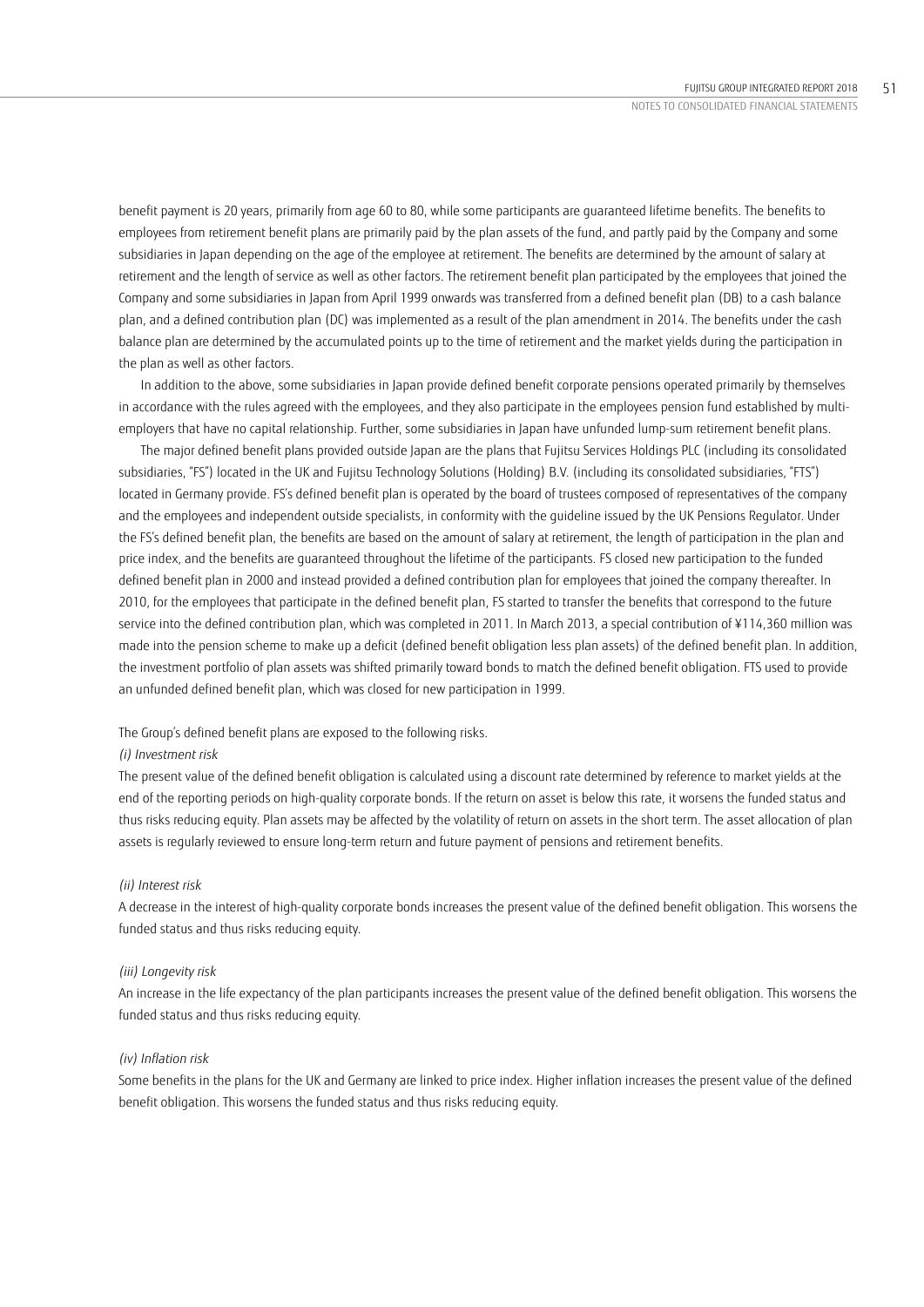benefit payment is 20 years, primarily from age 60 to 80, while some participants are guaranteed lifetime benefits. The benefits to employees from retirement benefit plans are primarily paid by the plan assets of the fund, and partly paid by the Company and some subsidiaries in Japan depending on the age of the employee at retirement. The benefits are determined by the amount of salary at retirement and the length of service as well as other factors. The retirement benefit plan participated by the employees that joined the Company and some subsidiaries in Japan from April 1999 onwards was transferred from a defined benefit plan (DB) to a cash balance plan, and a defined contribution plan (DC) was implemented as a result of the plan amendment in 2014. The benefits under the cash balance plan are determined by the accumulated points up to the time of retirement and the market yields during the participation in the plan as well as other factors.

In addition to the above, some subsidiaries in Japan provide defined benefit corporate pensions operated primarily by themselves in accordance with the rules agreed with the employees, and they also participate in the employees pension fund established by multi-employers that have no capital relationship. Further, some subsidiaries in Japan have unfunded lump-sum retirement benefit plans.

The major defined benefit plans provided outside Japan are the plans that Fujitsu Services Holdings PLC (including its consolidated subsidiaries, "FS") located in the UK and Fujitsu Technology Solutions (Holding) B.V. (including its consolidated subsidiaries, "FTS") located in Germany provide. FS's defined benefit plan is operated by the board of trustees composed of representatives of the company and the employees and independent outside specialists, in conformity with the guideline issued by the UK Pensions Regulator. Under the FS's defined benefit plan, the benefits are based on the amount of salary at retirement, the length of participation in the plan and price index, and the benefits are guaranteed throughout the lifetime of the participants. FS closed new participation to the funded defined benefit plan in 2000 and instead provided a defined contribution plan for employees that joined the company thereafter. In 2010, for the employees that participate in the defined benefit plan, FS started to transfer the benefits that correspond to the future service into the defined contribution plan, which was completed in 2011. In March 2013, a special contribution of ¥114,360 million was made into the pension scheme to make up a deficit (defined benefit obligation less plan assets) of the defined benefit plan. In addition, the investment portfolio of plan assets was shifted primarily toward bonds to match the defined benefit obligation. FTS used to provide an unfunded defined benefit plan, which was closed for new participation in 1999.

The Group's defined benefit plans are exposed to the following risks.

*(i) Investment risk*

The present value of the defined benefit obligation is calculated using a discount rate determined by reference to market yields at the end of the reporting periods on high-quality corporate bonds. If the return on asset is below this rate, it worsens the funded status and thus risks reducing equity. Plan assets may be affected by the volatility of return on assets in the short term. The asset allocation of plan assets is regularly reviewed to ensure long-term return and future payment of pensions and retirement benefits.

*(ii) Interest risk*

A decrease in the interest of high-quality corporate bonds increases the present value of the defined benefit obligation. This worsens the funded status and thus risks reducing equity.

*(iii) Longevity risk*

An increase in the life expectancy of the plan participants increases the present value of the defined benefit obligation. This worsens the funded status and thus risks reducing equity.

*(iv) Inflation risk*

Some benefits in the plans for the UK and Germany are linked to price index. Higher inflation increases the present value of the defined benefit obligation. This worsens the funded status and thus risks reducing equity.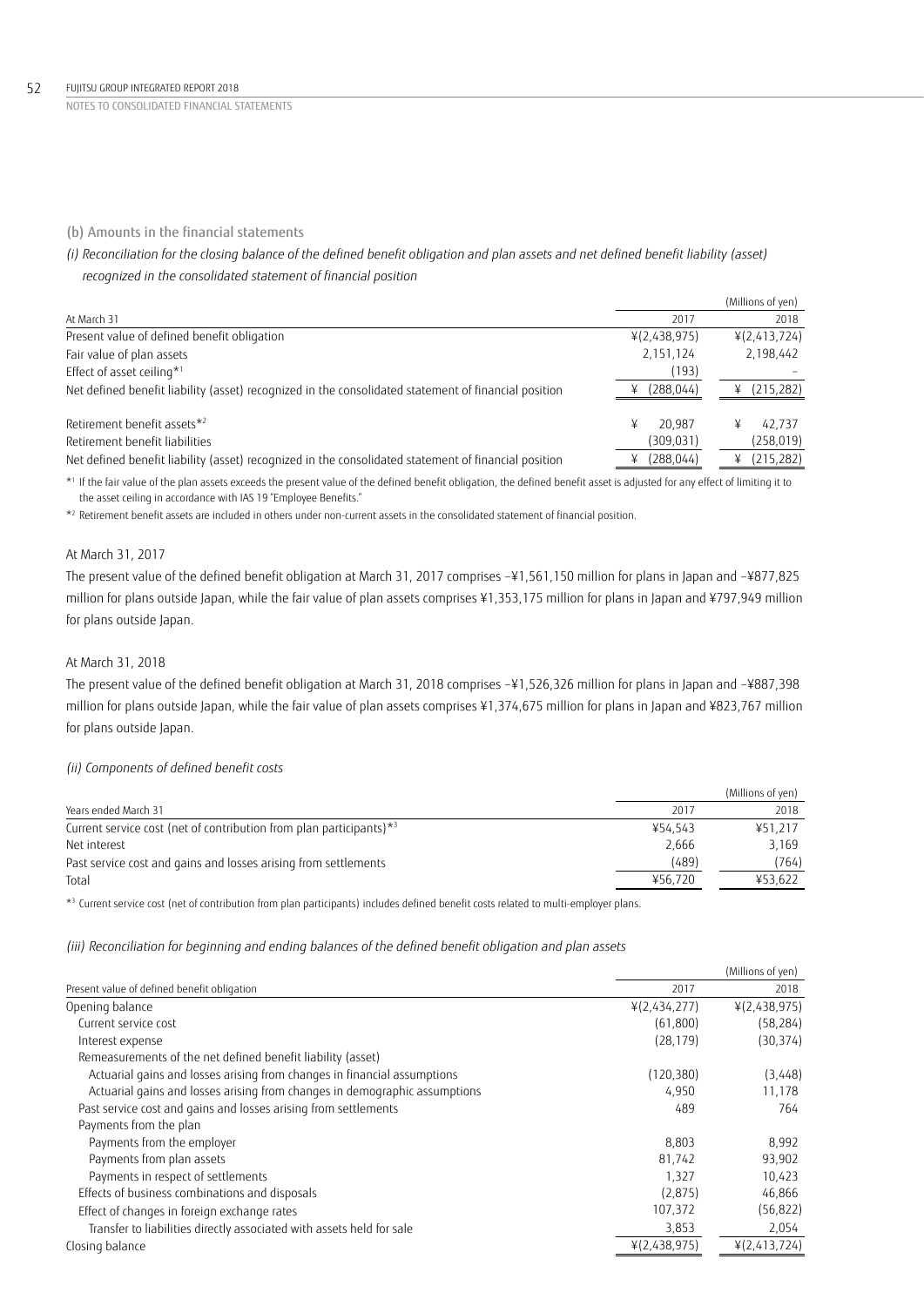### (b) Amounts in the financial statements

*(i) Reconciliation for the closing balance of the defined benefit obligation and plan assets and net defined benefit liability (asset) recognized in the consolidated statement of financial position*

| At March 31 | 2017 | 2018 |
|---|---|---|
| | | (Millions of yen) |
| Present value of defined benefit obligation | ¥(2,438,975) | ¥(2,413,724) |
| Fair value of plan assets | 2,151,124 | 2,198,442 |
| Effect of asset ceiling*1 | (193) | – |
| Net defined benefit liability (asset) recognized in the consolidated statement of financial position | ¥ (288,044) | ¥ (215,282) |
| Retirement benefit assets*2 | ¥ 20,987 | ¥ 42,737 |
| Retirement benefit liabilities | (309,031) | (258,019) |
| Net defined benefit liability (asset) recognized in the consolidated statement of financial position | ¥ (288,044) | ¥ (215,282) |

*1 If the fair value of the plan assets exceeds the present value of the defined benefit obligation, the defined benefit asset is adjusted for any effect of limiting it to the asset ceiling in accordance with IAS 19 "Employee Benefits."

*2 Retirement benefit assets are included in others under non-current assets in the consolidated statement of financial position.

At March 31, 2017

The present value of the defined benefit obligation at March 31, 2017 comprises –¥1,561,150 million for plans in Japan and –¥877,825 million for plans outside Japan, while the fair value of plan assets comprises ¥1,353,175 million for plans in Japan and ¥797,949 million for plans outside Japan.

At March 31, 2018

The present value of the defined benefit obligation at March 31, 2018 comprises –¥1,526,326 million for plans in Japan and –¥887,398 million for plans outside Japan, while the fair value of plan assets comprises ¥1,374,675 million for plans in Japan and ¥823,767 million for plans outside Japan.

*(ii) Components of defined benefit costs*

| Years ended March 31 | 2017 | 2018 |
|---|---|---|
| | | (Millions of yen) |
| Current service cost (net of contribution from plan participants)*3 | ¥54,543 | ¥51,217 |
| Net interest | 2,666 | 3,169 |
| Past service cost and gains and losses arising from settlements | (489) | (764) |
| Total | ¥56,720 | ¥53,622 |

*3 Current service cost (net of contribution from plan participants) includes defined benefit costs related to multi-employer plans.

*(iii) Reconciliation for beginning and ending balances of the defined benefit obligation and plan assets*

| Present value of defined benefit obligation | 2017 | 2018 |
|---|---|---|
| | | (Millions of yen) |
| Opening balance | ¥(2,434,277) | ¥(2,438,975) |
| Current service cost | (61,800) | (58,284) |
| Interest expense | (28,179) | (30,374) |
| Remeasurements of the net defined benefit liability (asset) | | |
| Actuarial gains and losses arising from changes in financial assumptions | (120,380) | (3,448) |
| Actuarial gains and losses arising from changes in demographic assumptions | 4,950 | 11,178 |
| Past service cost and gains and losses arising from settlements | 489 | 764 |
| Payments from the plan | | |
| Payments from the employer | 8,803 | 8,992 |
| Payments from plan assets | 81,742 | 93,902 |
| Payments in respect of settlements | 1,327 | 10,423 |
| Effects of business combinations and disposals | (2,875) | 46,866 |
| Effect of changes in foreign exchange rates | 107,372 | (56,822) |
| Transfer to liabilities directly associated with assets held for sale | 3,853 | 2,054 |
| Closing balance | ¥(2,438,975) | ¥(2,413,724) |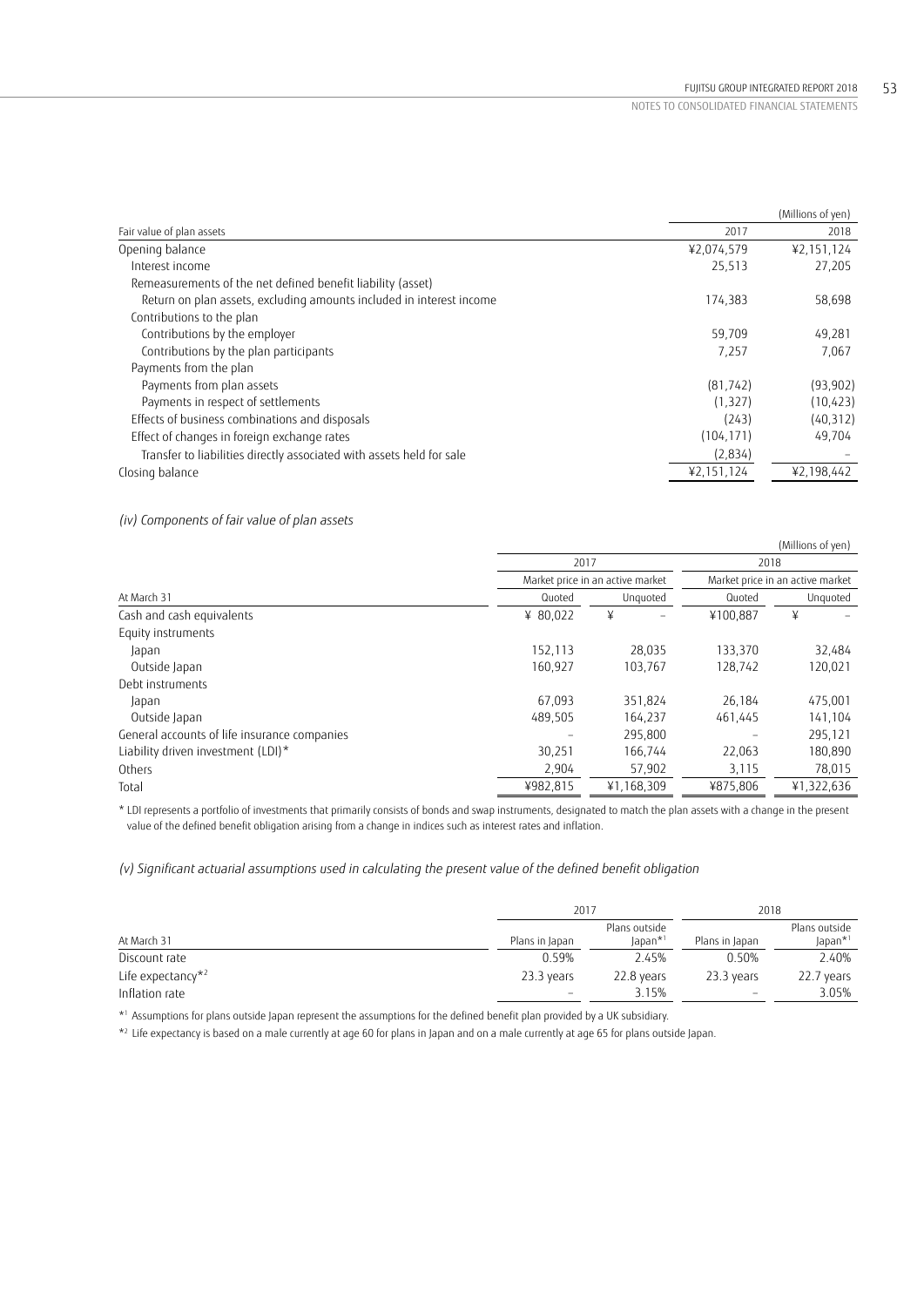| Fair value of plan assets | 2017 | 2018 |
|---|---|---|
| | | (Millions of yen) |
| Opening balance | ¥2,074,579 | ¥2,151,124 |
| Interest income | 25,513 | 27,205 |
| Remeasurements of the net defined benefit liability (asset) | | |
| Return on plan assets, excluding amounts included in interest income | 174,383 | 58,698 |
| Contributions to the plan | | |
| Contributions by the employer | 59,709 | 49,281 |
| Contributions by the plan participants | 7,257 | 7,067 |
| Payments from the plan | | |
| Payments from plan assets | (81,742) | (93,902) |
| Payments in respect of settlements | (1,327) | (10,423) |
| Effects of business combinations and disposals | (243) | (40,312) |
| Effect of changes in foreign exchange rates | (104,171) | 49,704 |
| Transfer to liabilities directly associated with assets held for sale | (2,834) | – |
| Closing balance | ¥2,151,124 | ¥2,198,442 |

*(iv) Components of fair value of plan assets*

(Millions of yen)

| At March 31 | 2017 Market price in an active market | | 2018 Market price in an active market | |
|---|---|---|---|---|
| | Quoted | Unquoted | Quoted | Unquoted |
| Cash and cash equivalents | ¥ 80,022 | ¥ – | ¥100,887 | ¥ – |
| Equity instruments | | | | |
| Japan | 152,113 | 28,035 | 133,370 | 32,484 |
| Outside Japan | 160,927 | 103,767 | 128,742 | 120,021 |
| Debt instruments | | | | |
| Japan | 67,093 | 351,824 | 26,184 | 475,001 |
| Outside Japan | 489,505 | 164,237 | 461,445 | 141,104 |
| General accounts of life insurance companies | – | 295,800 | – | 295,121 |
| Liability driven investment (LDI)* | 30,251 | 166,744 | 22,063 | 180,890 |
| Others | 2,904 | 57,902 | 3,115 | 78,015 |
| Total | ¥982,815 | ¥1,168,309 | ¥875,806 | ¥1,322,636 |

\* LDI represents a portfolio of investments that primarily consists of bonds and swap instruments, designated to match the plan assets with a change in the present value of the defined benefit obligation arising from a change in indices such as interest rates and inflation.

*(v) Significant actuarial assumptions used in calculating the present value of the defined benefit obligation*

| At March 31 | 2017 Plans in Japan | 2017 Plans outside Japan*[1] | 2018 Plans in Japan | 2018 Plans outside Japan*[1] |
|---|---|---|---|---|
| Discount rate | 0.59% | 2.45% | 0.50% | 2.40% |
| Life expectancy*[2] | 23.3 years | 22.8 years | 23.3 years | 22.7 years |
| Inflation rate | – | 3.15% | – | 3.05% |

*[1] Assumptions for plans outside Japan represent the assumptions for the defined benefit plan provided by a UK subsidiary.

*[2] Life expectancy is based on a male currently at age 60 for plans in Japan and on a male currently at age 65 for plans outside Japan.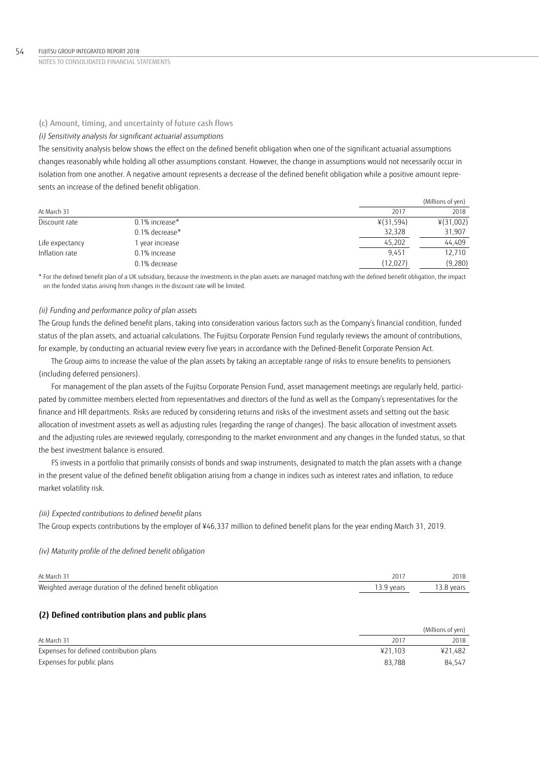(c) Amount, timing, and uncertainty of future cash flows

*(i) Sensitivity analysis for significant actuarial assumptions*

The sensitivity analysis below shows the effect on the defined benefit obligation when one of the significant actuarial assumptions changes reasonably while holding all other assumptions constant. However, the change in assumptions would not necessarily occur in isolation from one another. A negative amount represents a decrease of the defined benefit obligation while a positive amount represents an increase of the defined benefit obligation.

| | | | (Millions of yen) |
|---|---|---|---|
| At March 31 | | 2017 | 2018 |
| Discount rate | 0.1% increase* | ¥(31,594) | ¥(31,002) |
| | 0.1% decrease* | 32,328 | 31,907 |
| Life expectancy | 1 year increase | 45,202 | 44,409 |
| Inflation rate | 0.1% increase | 9,451 | 12,710 |
| | 0.1% decrease | (12,027) | (9,280) |

* For the defined benefit plan of a UK subsidiary, because the investments in the plan assets are managed matching with the defined benefit obligation, the impact on the funded status arising from changes in the discount rate will be limited.

*(ii) Funding and performance policy of plan assets*

The Group funds the defined benefit plans, taking into consideration various factors such as the Company's financial condition, funded status of the plan assets, and actuarial calculations. The Fujitsu Corporate Pension Fund regularly reviews the amount of contributions, for example, by conducting an actuarial review every five years in accordance with the Defined-Benefit Corporate Pension Act.

The Group aims to increase the value of the plan assets by taking an acceptable range of risks to ensure benefits to pensioners (including deferred pensioners).

For management of the plan assets of the Fujitsu Corporate Pension Fund, asset management meetings are regularly held, participated by committee members elected from representatives and directors of the fund as well as the Company's representatives for the finance and HR departments. Risks are reduced by considering returns and risks of the investment assets and setting out the basic allocation of investment assets as well as adjusting rules (regarding the range of changes). The basic allocation of investment assets and the adjusting rules are reviewed regularly, corresponding to the market environment and any changes in the funded status, so that the best investment balance is ensured.

FS invests in a portfolio that primarily consists of bonds and swap instruments, designated to match the plan assets with a change in the present value of the defined benefit obligation arising from a change in indices such as interest rates and inflation, to reduce market volatility risk.

*(iii) Expected contributions to defined benefit plans*

The Group expects contributions by the employer of ¥46,337 million to defined benefit plans for the year ending March 31, 2019.

*(iv) Maturity profile of the defined benefit obligation*

| At March 31 | 2017 | 2018 |
|---|---|---|
| Weighted average duration of the defined benefit obligation | 13.9 years | 13.8 years |

## (2) Defined contribution plans and public plans

| | | (Millions of yen) |
|---|---|---|
| At March 31 | 2017 | 2018 |
| Expenses for defined contribution plans | ¥21,103 | ¥21,482 |
| Expenses for public plans | 83,788 | 84,547 |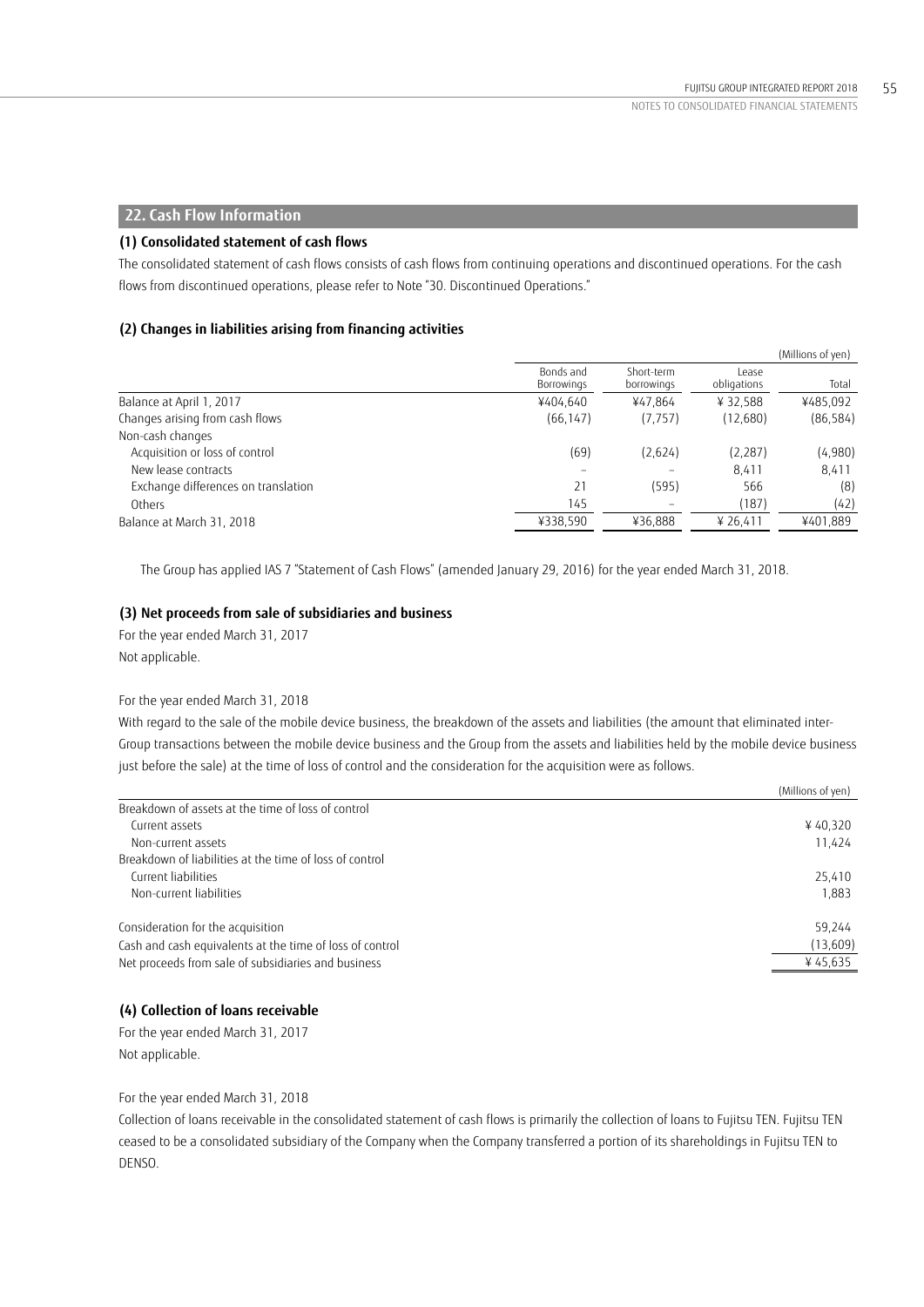## 22. Cash Flow Information

### (1) Consolidated statement of cash flows

The consolidated statement of cash flows consists of cash flows from continuing operations and discontinued operations. For the cash flows from discontinued operations, please refer to Note "30. Discontinued Operations."

### (2) Changes in liabilities arising from financing activities

(Millions of yen)

| | Bonds and Borrowings | Short-term borrowings | Lease obligations | Total |
|---|---|---|---|---|
| Balance at April 1, 2017 | ¥404,640 | ¥47,864 | ¥ 32,588 | ¥485,092 |
| Changes arising from cash flows | (66,147) | (7,757) | (12,680) | (86,584) |
| Non-cash changes | | | | |
| Acquisition or loss of control | (69) | (2,624) | (2,287) | (4,980) |
| New lease contracts | – | – | 8,411 | 8,411 |
| Exchange differences on translation | 21 | (595) | 566 | (8) |
| Others | 145 | – | (187) | (42) |
| Balance at March 31, 2018 | ¥338,590 | ¥36,888 | ¥ 26,411 | ¥401,889 |

The Group has applied IAS 7 "Statement of Cash Flows" (amended January 29, 2016) for the year ended March 31, 2018.

### (3) Net proceeds from sale of subsidiaries and business

For the year ended March 31, 2017
Not applicable.

For the year ended March 31, 2018
With regard to the sale of the mobile device business, the breakdown of the assets and liabilities (the amount that eliminated inter-Group transactions between the mobile device business and the Group from the assets and liabilities held by the mobile device business just before the sale) at the time of loss of control and the consideration for the acquisition were as follows.

(Millions of yen)

| | |
|---|---|
| Breakdown of assets at the time of loss of control | |
| Current assets | ¥ 40,320 |
| Non-current assets | 11,424 |
| Breakdown of liabilities at the time of loss of control | |
| Current liabilities | 25,410 |
| Non-current liabilities | 1,883 |
| Consideration for the acquisition | 59,244 |
| Cash and cash equivalents at the time of loss of control | (13,609) |
| Net proceeds from sale of subsidiaries and business | ¥ 45,635 |

### (4) Collection of loans receivable

For the year ended March 31, 2017
Not applicable.

For the year ended March 31, 2018
Collection of loans receivable in the consolidated statement of cash flows is primarily the collection of loans to Fujitsu TEN. Fujitsu TEN ceased to be a consolidated subsidiary of the Company when the Company transferred a portion of its shareholdings in Fujitsu TEN to DENSO.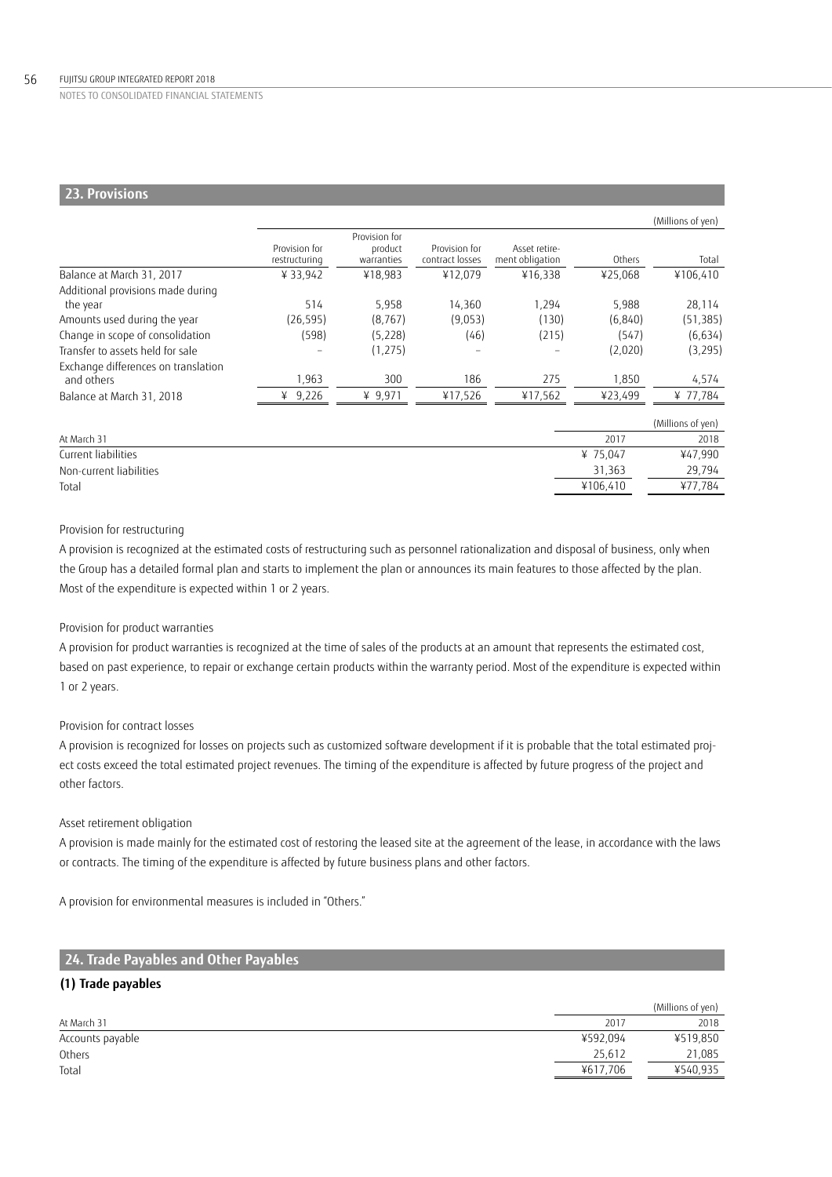## 23. Provisions

(Millions of yen)

| | Provision for restructuring | Provision for product warranties | Provision for contract losses | Asset retire-ment obligation | Others | Total |
|---|---|---|---|---|---|---|
| Balance at March 31, 2017 | ¥ 33,942 | ¥18,983 | ¥12,079 | ¥16,338 | ¥25,068 | ¥106,410 |
| Additional provisions made during the year | 514 | 5,958 | 14,360 | 1,294 | 5,988 | 28,114 |
| Amounts used during the year | (26,595) | (8,767) | (9,053) | (130) | (6,840) | (51,385) |
| Change in scope of consolidation | (598) | (5,228) | (46) | (215) | (547) | (6,634) |
| Transfer to assets held for sale | – | (1,275) | – | – | (2,020) | (3,295) |
| Exchange differences on translation and others | 1,963 | 300 | 186 | 275 | 1,850 | 4,574 |
| Balance at March 31, 2018 | ¥ 9,226 | ¥ 9,971 | ¥17,526 | ¥17,562 | ¥23,499 | ¥ 77,784 |

(Millions of yen)

| At March 31 | 2017 | 2018 |
|---|---|---|
| Current liabilities | ¥ 75,047 | ¥47,990 |
| Non-current liabilities | 31,363 | 29,794 |
| Total | ¥106,410 | ¥77,784 |

Provision for restructuring

A provision is recognized at the estimated costs of restructuring such as personnel rationalization and disposal of business, only when the Group has a detailed formal plan and starts to implement the plan or announces its main features to those affected by the plan. Most of the expenditure is expected within 1 or 2 years.

Provision for product warranties

A provision for product warranties is recognized at the time of sales of the products at an amount that represents the estimated cost, based on past experience, to repair or exchange certain products within the warranty period. Most of the expenditure is expected within 1 or 2 years.

Provision for contract losses

A provision is recognized for losses on projects such as customized software development if it is probable that the total estimated project costs exceed the total estimated project revenues. The timing of the expenditure is affected by future progress of the project and other factors.

Asset retirement obligation

A provision is made mainly for the estimated cost of restoring the leased site at the agreement of the lease, in accordance with the laws or contracts. The timing of the expenditure is affected by future business plans and other factors.

A provision for environmental measures is included in "Others."

## 24. Trade Payables and Other Payables

### (1) Trade payables

(Millions of yen)

| At March 31 | 2017 | 2018 |
|---|---|---|
| Accounts payable | ¥592,094 | ¥519,850 |
| Others | 25,612 | 21,085 |
| Total | ¥617,706 | ¥540,935 |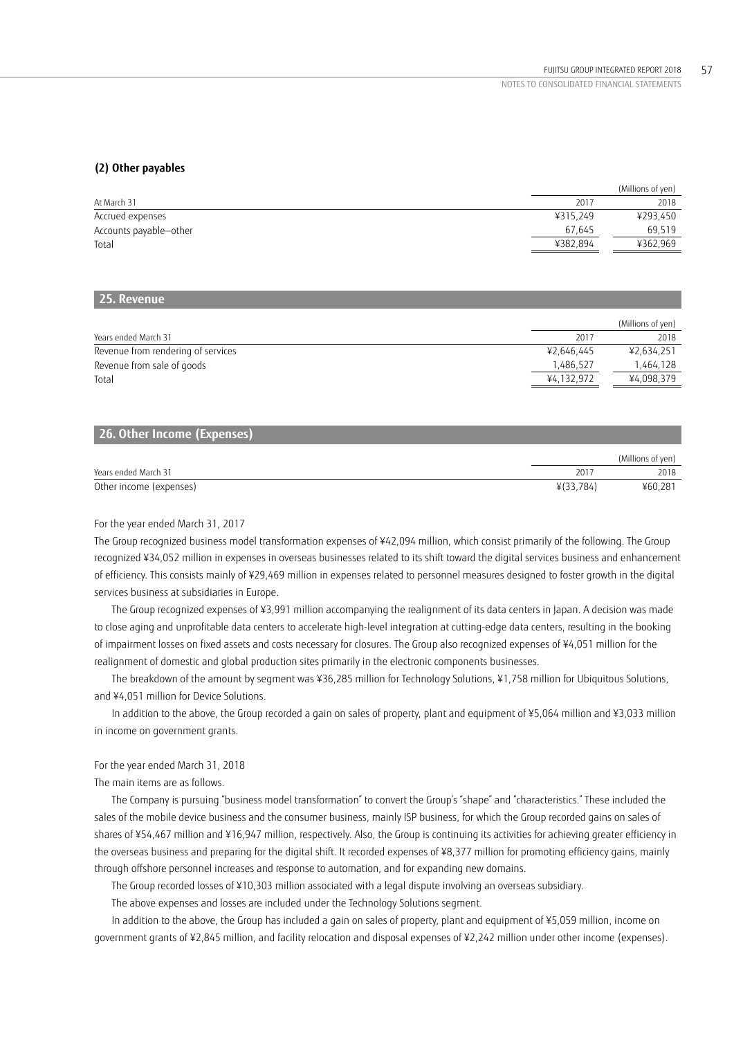### (2) Other payables

| At March 31 | 2017 | 2018 |
|---|---|---|
| | | (Millions of yen) |
| Accrued expenses | ¥315,249 | ¥293,450 |
| Accounts payable–other | 67,645 | 69,519 |
| Total | ¥382,894 | ¥362,969 |

## 25. Revenue

| Years ended March 31 | 2017 | 2018 |
|---|---|---|
| | | (Millions of yen) |
| Revenue from rendering of services | ¥2,646,445 | ¥2,634,251 |
| Revenue from sale of goods | 1,486,527 | 1,464,128 |
| Total | ¥4,132,972 | ¥4,098,379 |

## 26. Other Income (Expenses)

| Years ended March 31 | 2017 | 2018 |
|---|---|---|
| | | (Millions of yen) |
| Other income (expenses) | ¥(33,784) | ¥60,281 |

For the year ended March 31, 2017

The Group recognized business model transformation expenses of ¥42,094 million, which consist primarily of the following. The Group recognized ¥34,052 million in expenses in overseas businesses related to its shift toward the digital services business and enhancement of efficiency. This consists mainly of ¥29,469 million in expenses related to personnel measures designed to foster growth in the digital services business at subsidiaries in Europe.

The Group recognized expenses of ¥3,991 million accompanying the realignment of its data centers in Japan. A decision was made to close aging and unprofitable data centers to accelerate high-level integration at cutting-edge data centers, resulting in the booking of impairment losses on fixed assets and costs necessary for closures. The Group also recognized expenses of ¥4,051 million for the realignment of domestic and global production sites primarily in the electronic components businesses.

The breakdown of the amount by segment was ¥36,285 million for Technology Solutions, ¥1,758 million for Ubiquitous Solutions, and ¥4,051 million for Device Solutions.

In addition to the above, the Group recorded a gain on sales of property, plant and equipment of ¥5,064 million and ¥3,033 million in income on government grants.

For the year ended March 31, 2018

The main items are as follows.

The Company is pursuing "business model transformation" to convert the Group's "shape" and "characteristics." These included the sales of the mobile device business and the consumer business, mainly ISP business, for which the Group recorded gains on sales of shares of ¥54,467 million and ¥16,947 million, respectively. Also, the Group is continuing its activities for achieving greater efficiency in the overseas business and preparing for the digital shift. It recorded expenses of ¥8,377 million for promoting efficiency gains, mainly through offshore personnel increases and response to automation, and for expanding new domains.

The Group recorded losses of ¥10,303 million associated with a legal dispute involving an overseas subsidiary.

The above expenses and losses are included under the Technology Solutions segment.

In addition to the above, the Group has included a gain on sales of property, plant and equipment of ¥5,059 million, income on government grants of ¥2,845 million, and facility relocation and disposal expenses of ¥2,242 million under other income (expenses).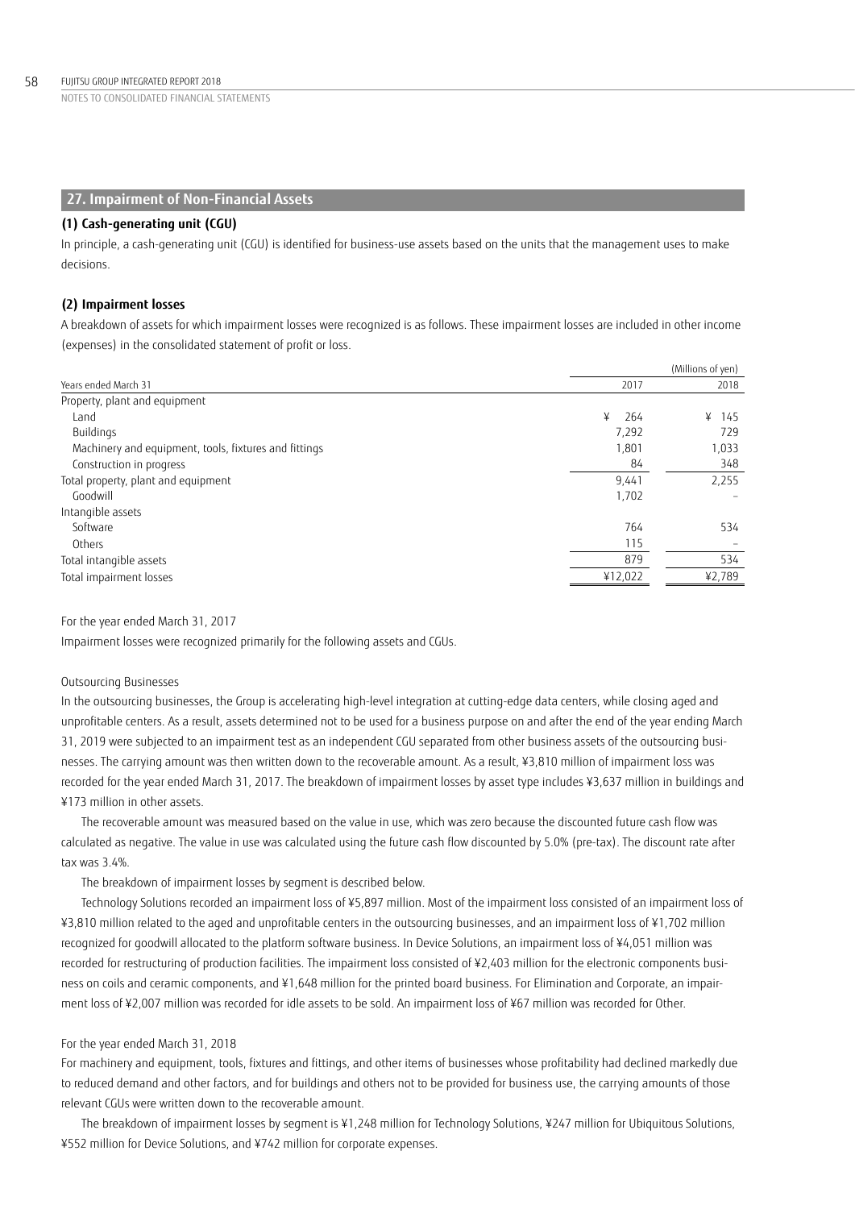## 27. Impairment of Non-Financial Assets

### (1) Cash-generating unit (CGU)

In principle, a cash-generating unit (CGU) is identified for business-use assets based on the units that the management uses to make decisions.

### (2) Impairment losses

A breakdown of assets for which impairment losses were recognized is as follows. These impairment losses are included in other income (expenses) in the consolidated statement of profit or loss.

(Millions of yen)

| Years ended March 31 | 2017 | 2018 |
|---|---|---|
| Property, plant and equipment | | |
| Land | ¥ 264 | ¥ 145 |
| Buildings | 7,292 | 729 |
| Machinery and equipment, tools, fixtures and fittings | 1,801 | 1,033 |
| Construction in progress | 84 | 348 |
| Total property, plant and equipment | 9,441 | 2,255 |
| Goodwill | 1,702 | – |
| Intangible assets | | |
| Software | 764 | 534 |
| Others | 115 | – |
| Total intangible assets | 879 | 534 |
| Total impairment losses | ¥12,022 | ¥2,789 |

For the year ended March 31, 2017

Impairment losses were recognized primarily for the following assets and CGUs.

Outsourcing Businesses

In the outsourcing businesses, the Group is accelerating high-level integration at cutting-edge data centers, while closing aged and unprofitable centers. As a result, assets determined not to be used for a business purpose on and after the end of the year ending March 31, 2019 were subjected to an impairment test as an independent CGU separated from other business assets of the outsourcing businesses. The carrying amount was then written down to the recoverable amount. As a result, ¥3,810 million of impairment loss was recorded for the year ended March 31, 2017. The breakdown of impairment losses by asset type includes ¥3,637 million in buildings and ¥173 million in other assets.

The recoverable amount was measured based on the value in use, which was zero because the discounted future cash flow was calculated as negative. The value in use was calculated using the future cash flow discounted by 5.0% (pre-tax). The discount rate after tax was 3.4%.

The breakdown of impairment losses by segment is described below.

Technology Solutions recorded an impairment loss of ¥5,897 million. Most of the impairment loss consisted of an impairment loss of ¥3,810 million related to the aged and unprofitable centers in the outsourcing businesses, and an impairment loss of ¥1,702 million recognized for goodwill allocated to the platform software business. In Device Solutions, an impairment loss of ¥4,051 million was recorded for restructuring of production facilities. The impairment loss consisted of ¥2,403 million for the electronic components business on coils and ceramic components, and ¥1,648 million for the printed board business. For Elimination and Corporate, an impairment loss of ¥2,007 million was recorded for idle assets to be sold. An impairment loss of ¥67 million was recorded for Other.

For the year ended March 31, 2018

For machinery and equipment, tools, fixtures and fittings, and other items of businesses whose profitability had declined markedly due to reduced demand and other factors, and for buildings and others not to be provided for business use, the carrying amounts of those relevant CGUs were written down to the recoverable amount.

The breakdown of impairment losses by segment is ¥1,248 million for Technology Solutions, ¥247 million for Ubiquitous Solutions, ¥552 million for Device Solutions, and ¥742 million for corporate expenses.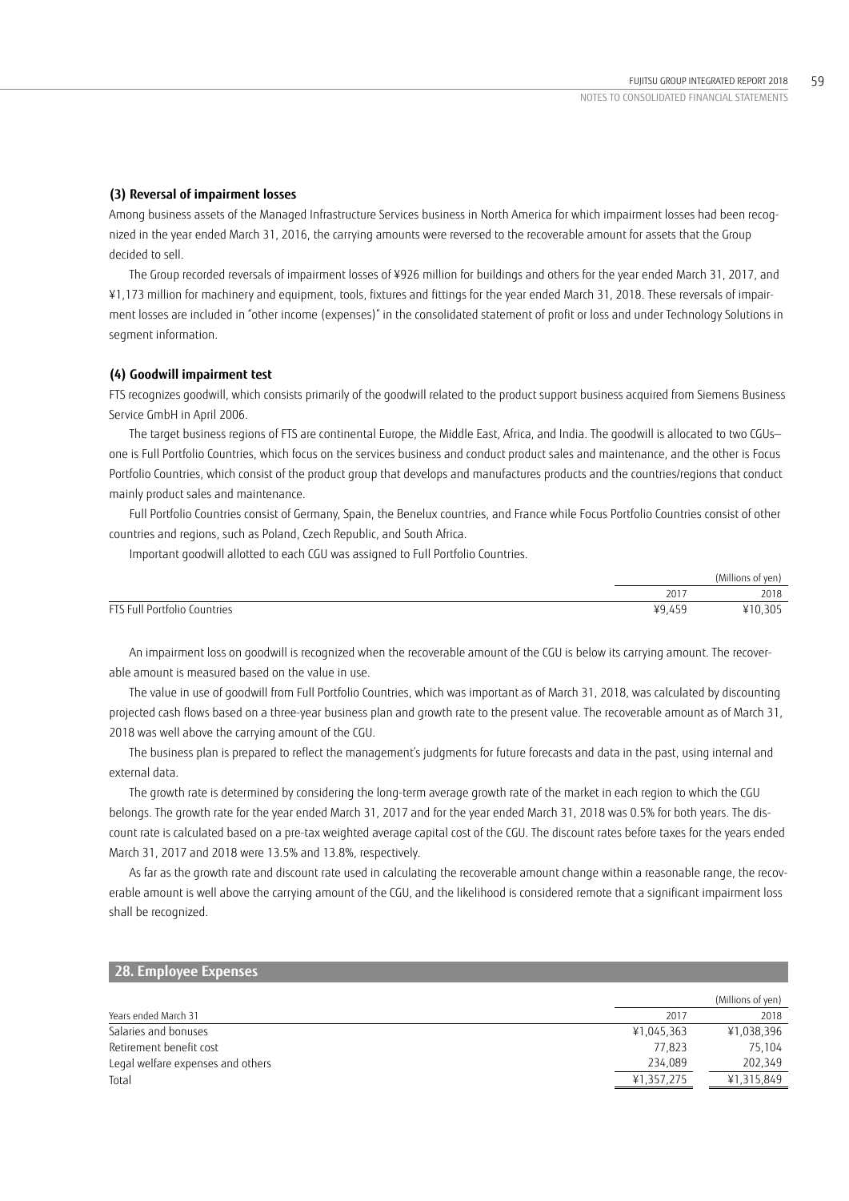### (3) Reversal of impairment losses

Among business assets of the Managed Infrastructure Services business in North America for which impairment losses had been recognized in the year ended March 31, 2016, the carrying amounts were reversed to the recoverable amount for assets that the Group decided to sell.

The Group recorded reversals of impairment losses of ¥926 million for buildings and others for the year ended March 31, 2017, and ¥1,173 million for machinery and equipment, tools, fixtures and fittings for the year ended March 31, 2018. These reversals of impairment losses are included in "other income (expenses)" in the consolidated statement of profit or loss and under Technology Solutions in segment information.

### (4) Goodwill impairment test

FTS recognizes goodwill, which consists primarily of the goodwill related to the product support business acquired from Siemens Business Service GmbH in April 2006.

The target business regions of FTS are continental Europe, the Middle East, Africa, and India. The goodwill is allocated to two CGUs—one is Full Portfolio Countries, which focus on the services business and conduct product sales and maintenance, and the other is Focus Portfolio Countries, which consist of the product group that develops and manufactures products and the countries/regions that conduct mainly product sales and maintenance.

Full Portfolio Countries consist of Germany, Spain, the Benelux countries, and France while Focus Portfolio Countries consist of other countries and regions, such as Poland, Czech Republic, and South Africa.

Important goodwill allotted to each CGU was assigned to Full Portfolio Countries.

| | | (Millions of yen) |
|---|---|---|
| | 2017 | 2018 |
| FTS Full Portfolio Countries | ¥9,459 | ¥10,305 |

An impairment loss on goodwill is recognized when the recoverable amount of the CGU is below its carrying amount. The recoverable amount is measured based on the value in use.

The value in use of goodwill from Full Portfolio Countries, which was important as of March 31, 2018, was calculated by discounting projected cash flows based on a three-year business plan and growth rate to the present value. The recoverable amount as of March 31, 2018 was well above the carrying amount of the CGU.

The business plan is prepared to reflect the management's judgments for future forecasts and data in the past, using internal and external data.

The growth rate is determined by considering the long-term average growth rate of the market in each region to which the CGU belongs. The growth rate for the year ended March 31, 2017 and for the year ended March 31, 2018 was 0.5% for both years. The discount rate is calculated based on a pre-tax weighted average capital cost of the CGU. The discount rates before taxes for the years ended March 31, 2017 and 2018 were 13.5% and 13.8%, respectively.

As far as the growth rate and discount rate used in calculating the recoverable amount change within a reasonable range, the recoverable amount is well above the carrying amount of the CGU, and the likelihood is considered remote that a significant impairment loss shall be recognized.

## 28. Employee Expenses

| | | (Millions of yen) |
|---|---|---|
| Years ended March 31 | 2017 | 2018 |
| Salaries and bonuses | ¥1,045,363 | ¥1,038,396 |
| Retirement benefit cost | 77,823 | 75,104 |
| Legal welfare expenses and others | 234,089 | 202,349 |
| Total | ¥1,357,275 | ¥1,315,849 |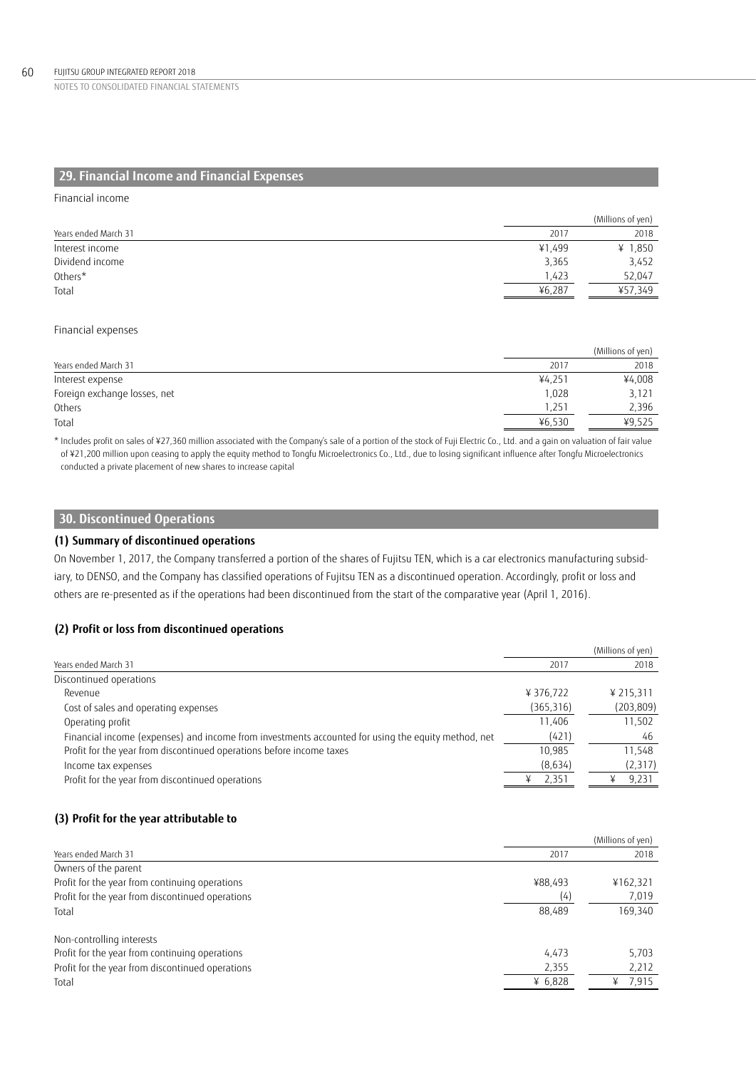## 29. Financial Income and Financial Expenses

Financial income

| Years ended March 31 | 2017 | 2018 |
|---|---|---|
| | | (Millions of yen) |
| Interest income | ¥1,499 | ¥ 1,850 |
| Dividend income | 3,365 | 3,452 |
| Others* | 1,423 | 52,047 |
| Total | ¥6,287 | ¥57,349 |

Financial expenses

| Years ended March 31 | 2017 | 2018 |
|---|---|---|
| | | (Millions of yen) |
| Interest expense | ¥4,251 | ¥4,008 |
| Foreign exchange losses, net | 1,028 | 3,121 |
| Others | 1,251 | 2,396 |
| Total | ¥6,530 | ¥9,525 |

* Includes profit on sales of ¥27,360 million associated with the Company's sale of a portion of the stock of Fuji Electric Co., Ltd. and a gain on valuation of fair value of ¥21,200 million upon ceasing to apply the equity method to Tongfu Microelectronics Co., Ltd., due to losing significant influence after Tongfu Microelectronics conducted a private placement of new shares to increase capital

## 30. Discontinued Operations

### (1) Summary of discontinued operations

On November 1, 2017, the Company transferred a portion of the shares of Fujitsu TEN, which is a car electronics manufacturing subsidiary, to DENSO, and the Company has classified operations of Fujitsu TEN as a discontinued operation. Accordingly, profit or loss and others are re-presented as if the operations had been discontinued from the start of the comparative year (April 1, 2016).

### (2) Profit or loss from discontinued operations

| Years ended March 31 | 2017 | 2018 |
|---|---|---|
| | | (Millions of yen) |
| Discontinued operations | | |
| Revenue | ¥ 376,722 | ¥ 215,311 |
| Cost of sales and operating expenses | (365,316) | (203,809) |
| Operating profit | 11,406 | 11,502 |
| Financial income (expenses) and income from investments accounted for using the equity method, net | (421) | 46 |
| Profit for the year from discontinued operations before income taxes | 10,985 | 11,548 |
| Income tax expenses | (8,634) | (2,317) |
| Profit for the year from discontinued operations | ¥ 2,351 | ¥ 9,231 |

### (3) Profit for the year attributable to

| Years ended March 31 | 2017 | 2018 |
|---|---|---|
| | | (Millions of yen) |
| Owners of the parent | | |
| Profit for the year from continuing operations | ¥88,493 | ¥162,321 |
| Profit for the year from discontinued operations | (4) | 7,019 |
| Total | 88,489 | 169,340 |
| Non-controlling interests | | |
| Profit for the year from continuing operations | 4,473 | 5,703 |
| Profit for the year from discontinued operations | 2,355 | 2,212 |
| Total | ¥ 6,828 | ¥ 7,915 |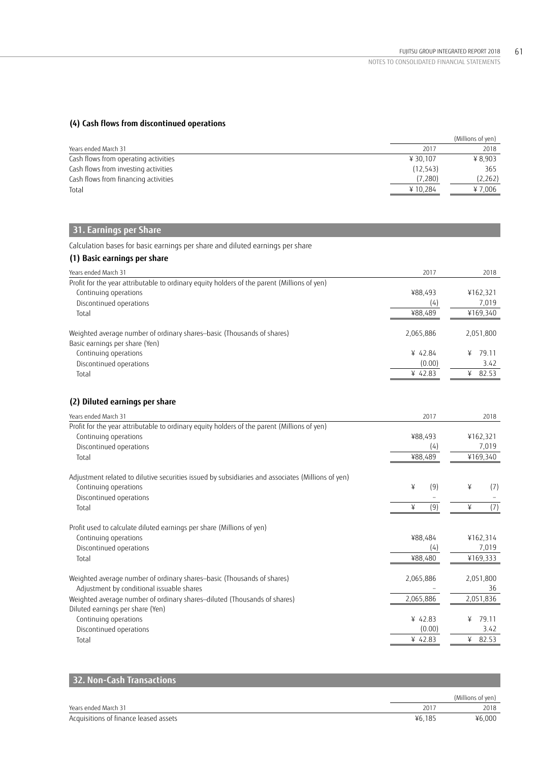### (4) Cash flows from discontinued operations

| Years ended March 31 | 2017 | 2018 |
|---|---|---|
| | | (Millions of yen) |
| Cash flows from operating activities | ¥ 30,107 | ¥ 8,903 |
| Cash flows from investing activities | (12,543) | 365 |
| Cash flows from financing activities | (7,280) | (2,262) |
| Total | ¥ 10,284 | ¥ 7,006 |

## 31. Earnings per Share

Calculation bases for basic earnings per share and diluted earnings per share

### (1) Basic earnings per share

| Years ended March 31 | 2017 | 2018 |
|---|---|---|
| Profit for the year attributable to ordinary equity holders of the parent (Millions of yen) | | |
| Continuing operations | ¥88,493 | ¥162,321 |
| Discontinued operations | (4) | 7,019 |
| Total | ¥88,489 | ¥169,340 |
| Weighted average number of ordinary shares–basic (Thousands of shares) | 2,065,886 | 2,051,800 |
| Basic earnings per share (Yen) | | |
| Continuing operations | ¥ 42.84 | ¥ 79.11 |
| Discontinued operations | (0.00) | 3.42 |
| Total | ¥ 42.83 | ¥ 82.53 |

### (2) Diluted earnings per share

| Years ended March 31 | 2017 | 2018 |
|---|---|---|
| Profit for the year attributable to ordinary equity holders of the parent (Millions of yen) | | |
| Continuing operations | ¥88,493 | ¥162,321 |
| Discontinued operations | (4) | 7,019 |
| Total | ¥88,489 | ¥169,340 |
| Adjustment related to dilutive securities issued by subsidiaries and associates (Millions of yen) | | |
| Continuing operations | ¥ (9) | ¥ (7) |
| Discontinued operations | – | – |
| Total | ¥ (9) | ¥ (7) |
| Profit used to calculate diluted earnings per share (Millions of yen) | | |
| Continuing operations | ¥88,484 | ¥162,314 |
| Discontinued operations | (4) | 7,019 |
| Total | ¥88,480 | ¥169,333 |
| Weighted average number of ordinary shares–basic (Thousands of shares) | 2,065,886 | 2,051,800 |
| Adjustment by conditional issuable shares | – | 36 |
| Weighted average number of ordinary shares–diluted (Thousands of shares) | 2,065,886 | 2,051,836 |
| Diluted earnings per share (Yen) | | |
| Continuing operations | ¥ 42.83 | ¥ 79.11 |
| Discontinued operations | (0.00) | 3.42 |
| Total | ¥ 42.83 | ¥ 82.53 |

## 32. Non-Cash Transactions

| Years ended March 31 | 2017 | 2018 |
|---|---|---|
| | | (Millions of yen) |
| Acquisitions of finance leased assets | ¥6,185 | ¥6,000 |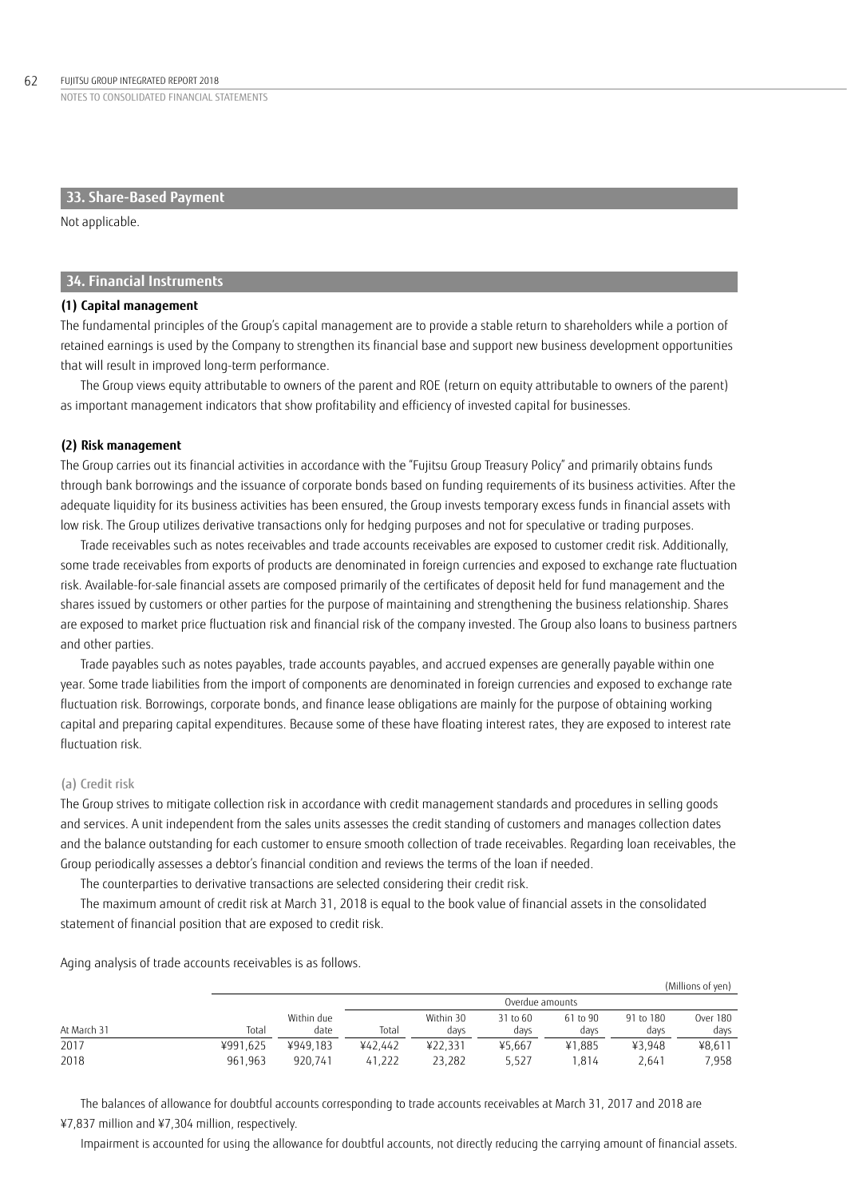## 33. Share-Based Payment

Not applicable.

## 34. Financial Instruments

### (1) Capital management

The fundamental principles of the Group's capital management are to provide a stable return to shareholders while a portion of retained earnings is used by the Company to strengthen its financial base and support new business development opportunities that will result in improved long-term performance.

The Group views equity attributable to owners of the parent and ROE (return on equity attributable to owners of the parent) as important management indicators that show profitability and efficiency of invested capital for businesses.

### (2) Risk management

The Group carries out its financial activities in accordance with the "Fujitsu Group Treasury Policy" and primarily obtains funds through bank borrowings and the issuance of corporate bonds based on funding requirements of its business activities. After the adequate liquidity for its business activities has been ensured, the Group invests temporary excess funds in financial assets with low risk. The Group utilizes derivative transactions only for hedging purposes and not for speculative or trading purposes.

Trade receivables such as notes receivables and trade accounts receivables are exposed to customer credit risk. Additionally, some trade receivables from exports of products are denominated in foreign currencies and exposed to exchange rate fluctuation risk. Available-for-sale financial assets are composed primarily of the certificates of deposit held for fund management and the shares issued by customers or other parties for the purpose of maintaining and strengthening the business relationship. Shares are exposed to market price fluctuation risk and financial risk of the company invested. The Group also loans to business partners and other parties.

Trade payables such as notes payables, trade accounts payables, and accrued expenses are generally payable within one year. Some trade liabilities from the import of components are denominated in foreign currencies and exposed to exchange rate fluctuation risk. Borrowings, corporate bonds, and finance lease obligations are mainly for the purpose of obtaining working capital and preparing capital expenditures. Because some of these have floating interest rates, they are exposed to interest rate fluctuation risk.

#### (a) Credit risk

The Group strives to mitigate collection risk in accordance with credit management standards and procedures in selling goods and services. A unit independent from the sales units assesses the credit standing of customers and manages collection dates and the balance outstanding for each customer to ensure smooth collection of trade receivables. Regarding loan receivables, the Group periodically assesses a debtor's financial condition and reviews the terms of the loan if needed.

The counterparties to derivative transactions are selected considering their credit risk.

The maximum amount of credit risk at March 31, 2018 is equal to the book value of financial assets in the consolidated statement of financial position that are exposed to credit risk.

Aging analysis of trade accounts receivables is as follows.

(Millions of yen)

| | | | Overdue amounts | | | | | |
|---|---|---|---|---|---|---|---|---|
| At March 31 | Total | Within due date | Total | Within 30 days | 31 to 60 days | 61 to 90 days | 91 to 180 days | Over 180 days |
| 2017 | ¥991,625 | ¥949,183 | ¥42,442 | ¥22,331 | ¥5,667 | ¥1,885 | ¥3,948 | ¥8,611 |
| 2018 | 961,963 | 920,741 | 41,222 | 23,282 | 5,527 | 1,814 | 2,641 | 7,958 |

The balances of allowance for doubtful accounts corresponding to trade accounts receivables at March 31, 2017 and 2018 are ¥7,837 million and ¥7,304 million, respectively.

Impairment is accounted for using the allowance for doubtful accounts, not directly reducing the carrying amount of financial assets.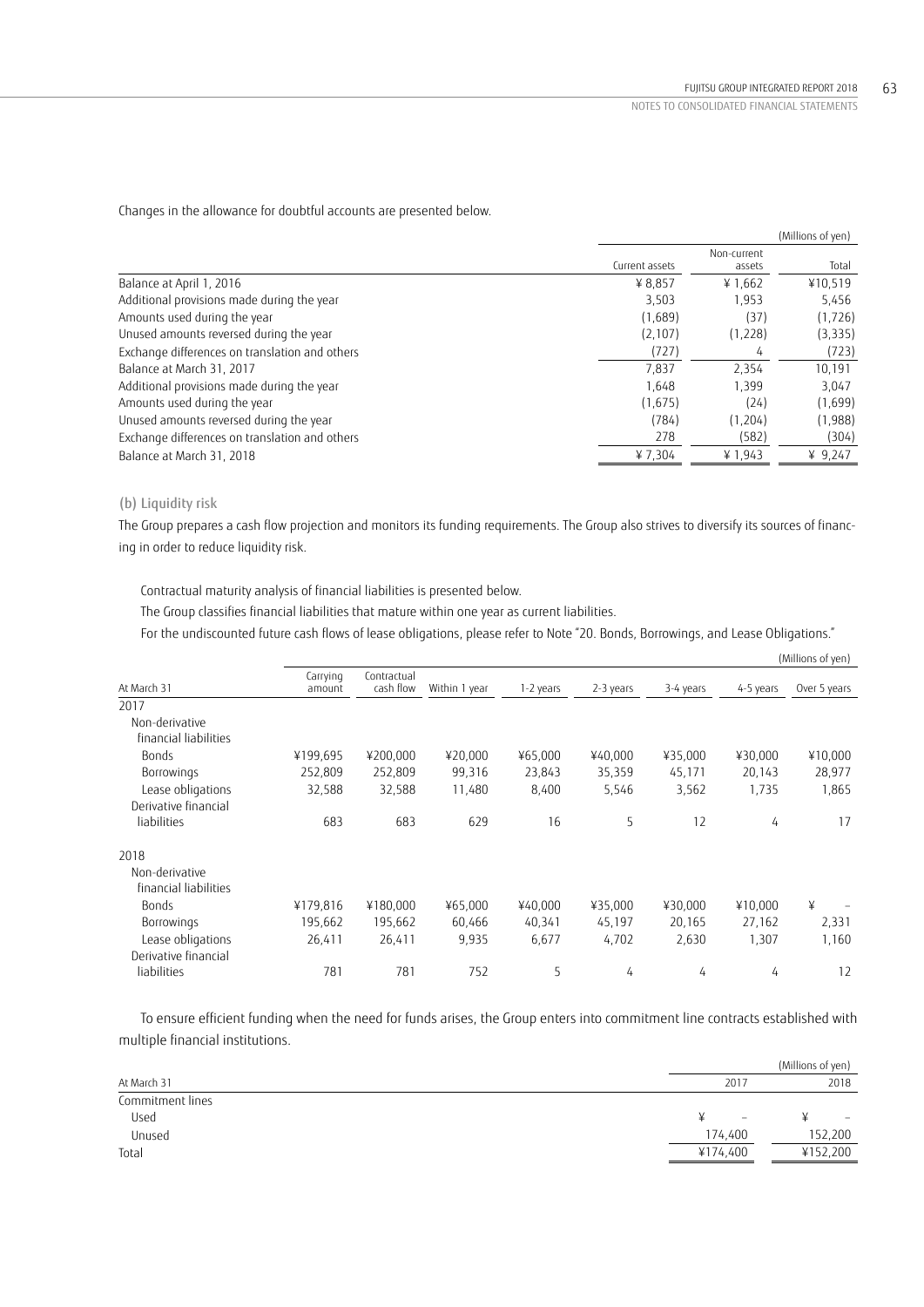Changes in the allowance for doubtful accounts are presented below.

(Millions of yen)

| | Current assets | Non-current assets | Total |
|---|---|---|---|
| Balance at April 1, 2016 | ¥ 8,857 | ¥ 1,662 | ¥10,519 |
| Additional provisions made during the year | 3,503 | 1,953 | 5,456 |
| Amounts used during the year | (1,689) | (37) | (1,726) |
| Unused amounts reversed during the year | (2,107) | (1,228) | (3,335) |
| Exchange differences on translation and others | (727) | 4 | (723) |
| Balance at March 31, 2017 | 7,837 | 2,354 | 10,191 |
| Additional provisions made during the year | 1,648 | 1,399 | 3,047 |
| Amounts used during the year | (1,675) | (24) | (1,699) |
| Unused amounts reversed during the year | (784) | (1,204) | (1,988) |
| Exchange differences on translation and others | 278 | (582) | (304) |
| Balance at March 31, 2018 | ¥ 7,304 | ¥ 1,943 | ¥ 9,247 |

### (b) Liquidity risk

The Group prepares a cash flow projection and monitors its funding requirements. The Group also strives to diversify its sources of financing in order to reduce liquidity risk.

Contractual maturity analysis of financial liabilities is presented below.

The Group classifies financial liabilities that mature within one year as current liabilities.

For the undiscounted future cash flows of lease obligations, please refer to Note "20. Bonds, Borrowings, and Lease Obligations."

(Millions of yen)

| At March 31 | Carrying amount | Contractual cash flow | Within 1 year | 1-2 years | 2-3 years | 3-4 years | 4-5 years | Over 5 years |
|---|---|---|---|---|---|---|---|---|
| 2017 | | | | | | | | |
| Non-derivative financial liabilities | | | | | | | | |
| Bonds | ¥199,695 | ¥200,000 | ¥20,000 | ¥65,000 | ¥40,000 | ¥35,000 | ¥30,000 | ¥10,000 |
| Borrowings | 252,809 | 252,809 | 99,316 | 23,843 | 35,359 | 45,171 | 20,143 | 28,977 |
| Lease obligations | 32,588 | 32,588 | 11,480 | 8,400 | 5,546 | 3,562 | 1,735 | 1,865 |
| Derivative financial liabilities | 683 | 683 | 629 | 16 | 5 | 12 | 4 | 17 |
| 2018 | | | | | | | | |
| Non-derivative financial liabilities | | | | | | | | |
| Bonds | ¥179,816 | ¥180,000 | ¥65,000 | ¥40,000 | ¥35,000 | ¥30,000 | ¥10,000 | ¥ – |
| Borrowings | 195,662 | 195,662 | 60,466 | 40,341 | 45,197 | 20,165 | 27,162 | 2,331 |
| Lease obligations | 26,411 | 26,411 | 9,935 | 6,677 | 4,702 | 2,630 | 1,307 | 1,160 |
| Derivative financial liabilities | 781 | 781 | 752 | 5 | 4 | 4 | 4 | 12 |

To ensure efficient funding when the need for funds arises, the Group enters into commitment line contracts established with multiple financial institutions.

(Millions of yen)

| At March 31 | 2017 | 2018 |
|---|---|---|
| Commitment lines | | |
| Used | ¥ – | ¥ – |
| Unused | 174,400 | 152,200 |
| Total | ¥174,400 | ¥152,200 |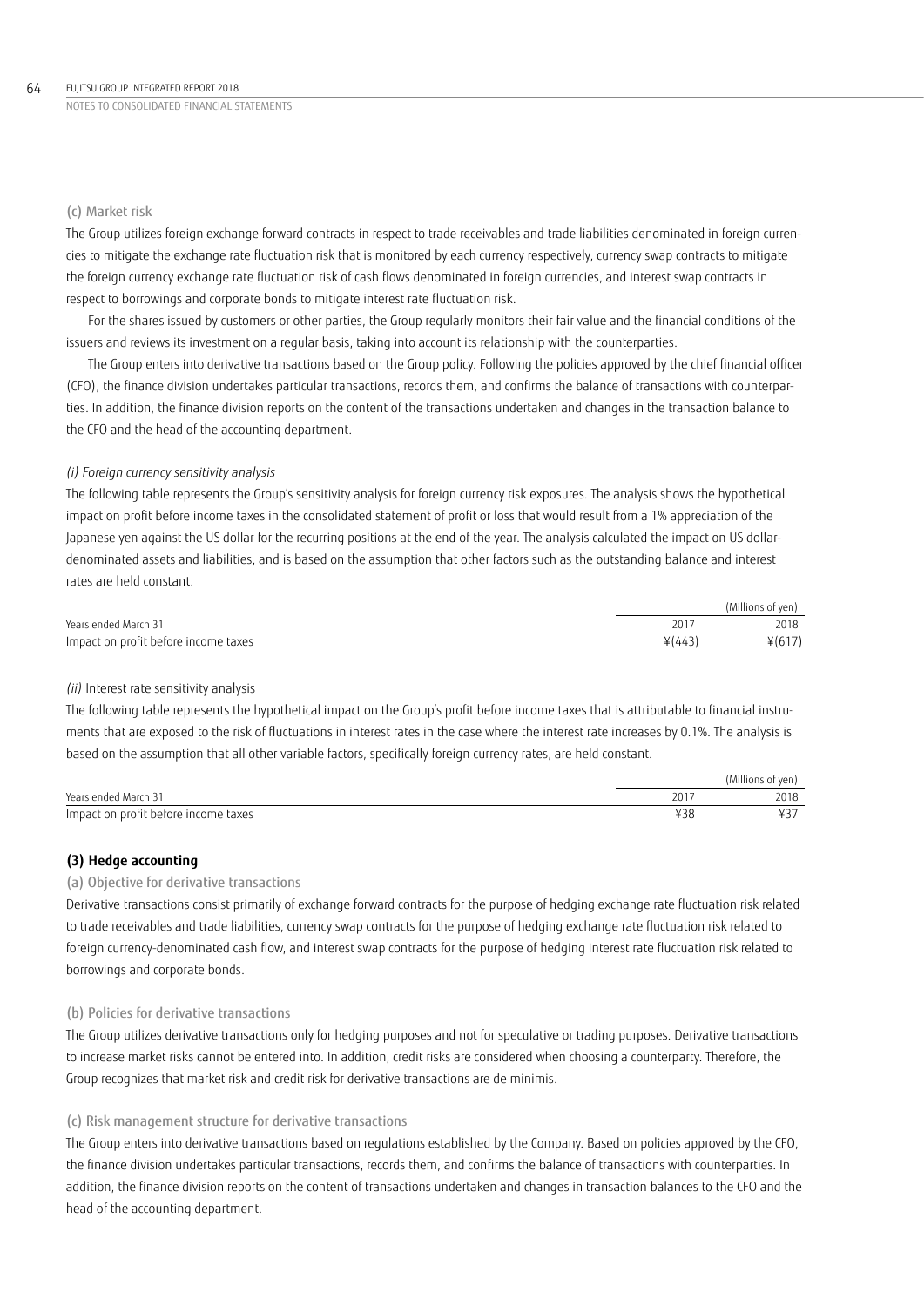(c) Market risk

The Group utilizes foreign exchange forward contracts in respect to trade receivables and trade liabilities denominated in foreign currencies to mitigate the exchange rate fluctuation risk that is monitored by each currency respectively, currency swap contracts to mitigate the foreign currency exchange rate fluctuation risk of cash flows denominated in foreign currencies, and interest swap contracts in respect to borrowings and corporate bonds to mitigate interest rate fluctuation risk.

For the shares issued by customers or other parties, the Group regularly monitors their fair value and the financial conditions of the issuers and reviews its investment on a regular basis, taking into account its relationship with the counterparties.

The Group enters into derivative transactions based on the Group policy. Following the policies approved by the chief financial officer (CFO), the finance division undertakes particular transactions, records them, and confirms the balance of transactions with counterparties. In addition, the finance division reports on the content of the transactions undertaken and changes in the transaction balance to the CFO and the head of the accounting department.

*(i) Foreign currency sensitivity analysis*

The following table represents the Group's sensitivity analysis for foreign currency risk exposures. The analysis shows the hypothetical impact on profit before income taxes in the consolidated statement of profit or loss that would result from a 1% appreciation of the Japanese yen against the US dollar for the recurring positions at the end of the year. The analysis calculated the impact on US dollar-denominated assets and liabilities, and is based on the assumption that other factors such as the outstanding balance and interest rates are held constant.

| | | (Millions of yen) |
|---|---|---|
| Years ended March 31 | 2017 | 2018 |
| Impact on profit before income taxes | ¥(443) | ¥(617) |

*(ii)* Interest rate sensitivity analysis

The following table represents the hypothetical impact on the Group's profit before income taxes that is attributable to financial instruments that are exposed to the risk of fluctuations in interest rates in the case where the interest rate increases by 0.1%. The analysis is based on the assumption that all other variable factors, specifically foreign currency rates, are held constant.

| | | (Millions of yen) |
|---|---|---|
| Years ended March 31 | 2017 | 2018 |
| Impact on profit before income taxes | ¥38 | ¥37 |

### (3) Hedge accounting

(a) Objective for derivative transactions

Derivative transactions consist primarily of exchange forward contracts for the purpose of hedging exchange rate fluctuation risk related to trade receivables and trade liabilities, currency swap contracts for the purpose of hedging exchange rate fluctuation risk related to foreign currency-denominated cash flow, and interest swap contracts for the purpose of hedging interest rate fluctuation risk related to borrowings and corporate bonds.

(b) Policies for derivative transactions

The Group utilizes derivative transactions only for hedging purposes and not for speculative or trading purposes. Derivative transactions to increase market risks cannot be entered into. In addition, credit risks are considered when choosing a counterparty. Therefore, the Group recognizes that market risk and credit risk for derivative transactions are de minimis.

(c) Risk management structure for derivative transactions

The Group enters into derivative transactions based on regulations established by the Company. Based on policies approved by the CFO, the finance division undertakes particular transactions, records them, and confirms the balance of transactions with counterparties. In addition, the finance division reports on the content of transactions undertaken and changes in transaction balances to the CFO and the head of the accounting department.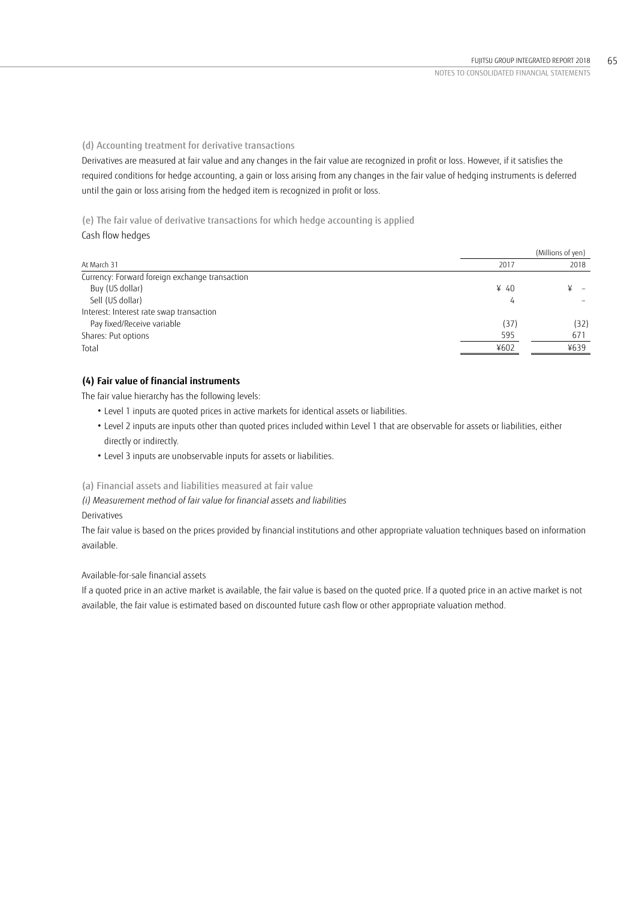(d) Accounting treatment for derivative transactions

Derivatives are measured at fair value and any changes in the fair value are recognized in profit or loss. However, if it satisfies the required conditions for hedge accounting, a gain or loss arising from any changes in the fair value of hedging instruments is deferred until the gain or loss arising from the hedged item is recognized in profit or loss.

(e) The fair value of derivative transactions for which hedge accounting is applied

Cash flow hedges

| At March 31 | 2017 | 2018 |
|---|---|---|
| | | (Millions of yen) |
| Currency: Forward foreign exchange transaction | | |
| Buy (US dollar) | ¥ 40 | ¥ – |
| Sell (US dollar) | 4 | – |
| Interest: Interest rate swap transaction | | |
| Pay fixed/Receive variable | (37) | (32) |
| Shares: Put options | 595 | 671 |
| Total | ¥602 | ¥639 |

### (4) Fair value of financial instruments

The fair value hierarchy has the following levels:

- Level 1 inputs are quoted prices in active markets for identical assets or liabilities.
- Level 2 inputs are inputs other than quoted prices included within Level 1 that are observable for assets or liabilities, either directly or indirectly.
- Level 3 inputs are unobservable inputs for assets or liabilities.

(a) Financial assets and liabilities measured at fair value

*(i) Measurement method of fair value for financial assets and liabilities*

Derivatives

The fair value is based on the prices provided by financial institutions and other appropriate valuation techniques based on information available.

Available-for-sale financial assets

If a quoted price in an active market is available, the fair value is based on the quoted price. If a quoted price in an active market is not available, the fair value is estimated based on discounted future cash flow or other appropriate valuation method.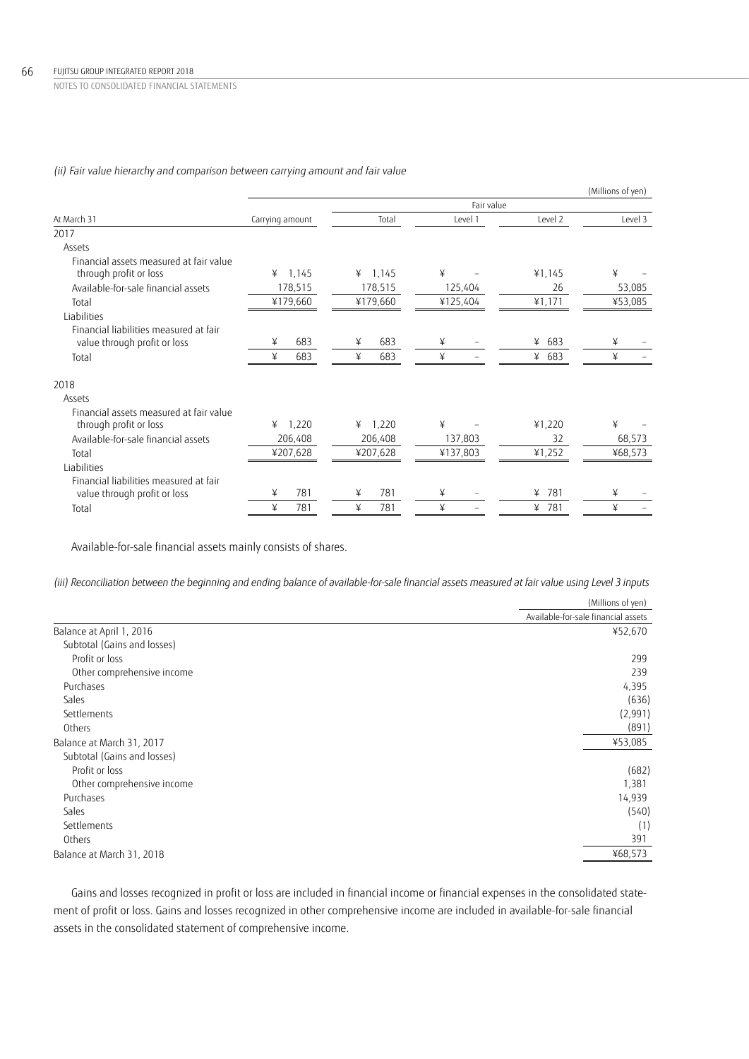*(ii) Fair value hierarchy and comparison between carrying amount and fair value*

(Millions of yen)

| At March 31 | Carrying amount | Fair value | | | |
|---|---|---|---|---|---|
| | | Total | Level 1 | Level 2 | Level 3 |
| **2017** | | | | | |
| Assets | | | | | |
| Financial assets measured at fair value through profit or loss | ¥ 1,145 | ¥ 1,145 | ¥ – | ¥1,145 | ¥ – |
| Available-for-sale financial assets | 178,515 | 178,515 | 125,404 | 26 | 53,085 |
| Total | ¥179,660 | ¥179,660 | ¥125,404 | ¥1,171 | ¥53,085 |
| Liabilities | | | | | |
| Financial liabilities measured at fair value through profit or loss | ¥ 683 | ¥ 683 | ¥ – | ¥ 683 | ¥ – |
| Total | ¥ 683 | ¥ 683 | ¥ – | ¥ 683 | ¥ – |
| **2018** | | | | | |
| Assets | | | | | |
| Financial assets measured at fair value through profit or loss | ¥ 1,220 | ¥ 1,220 | ¥ – | ¥1,220 | ¥ – |
| Available-for-sale financial assets | 206,408 | 206,408 | 137,803 | 32 | 68,573 |
| Total | ¥207,628 | ¥207,628 | ¥137,803 | ¥1,252 | ¥68,573 |
| Liabilities | | | | | |
| Financial liabilities measured at fair value through profit or loss | ¥ 781 | ¥ 781 | ¥ – | ¥ 781 | ¥ – |
| Total | ¥ 781 | ¥ 781 | ¥ – | ¥ 781 | ¥ – |

Available-for-sale financial assets mainly consists of shares.

*(iii) Reconciliation between the beginning and ending balance of available-for-sale financial assets measured at fair value using Level 3 inputs*

(Millions of yen)

| | Available-for-sale financial assets |
|---|---|
| Balance at April 1, 2016 | ¥52,670 |
| Subtotal (Gains and losses) | |
| Profit or loss | 299 |
| Other comprehensive income | 239 |
| Purchases | 4,395 |
| Sales | (636) |
| Settlements | (2,991) |
| Others | (891) |
| Balance at March 31, 2017 | ¥53,085 |
| Subtotal (Gains and losses) | |
| Profit or loss | (682) |
| Other comprehensive income | 1,381 |
| Purchases | 14,939 |
| Sales | (540) |
| Settlements | (1) |
| Others | 391 |
| Balance at March 31, 2018 | ¥68,573 |

Gains and losses recognized in profit or loss are included in financial income or financial expenses in the consolidated statement of profit or loss. Gains and losses recognized in other comprehensive income are included in available-for-sale financial assets in the consolidated statement of comprehensive income.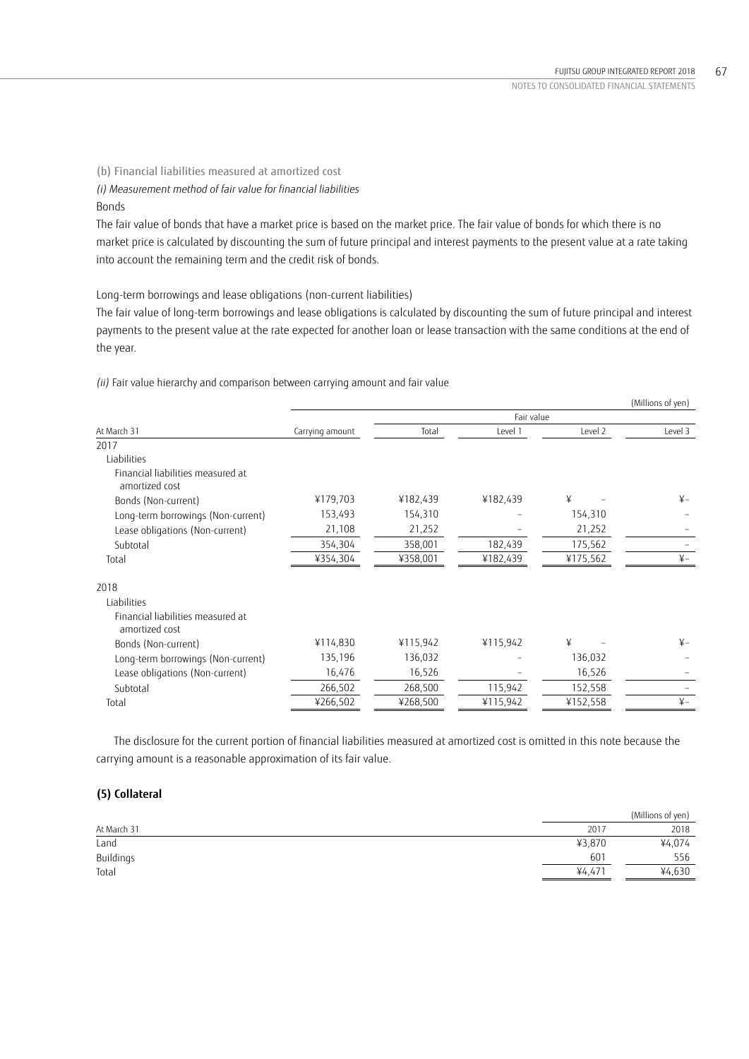(b) Financial liabilities measured at amortized cost

*(i) Measurement method of fair value for financial liabilities*

Bonds

The fair value of bonds that have a market price is based on the market price. The fair value of bonds for which there is no market price is calculated by discounting the sum of future principal and interest payments to the present value at a rate taking into account the remaining term and the credit risk of bonds.

Long-term borrowings and lease obligations (non-current liabilities)

The fair value of long-term borrowings and lease obligations is calculated by discounting the sum of future principal and interest payments to the present value at the rate expected for another loan or lease transaction with the same conditions at the end of the year.

*(ii)* Fair value hierarchy and comparison between carrying amount and fair value

(Millions of yen)

| At March 31 | Carrying amount | Fair value | | | |
|---|---|---|---|---|---|
| | | Total | Level 1 | Level 2 | Level 3 |
| 2017 | | | | | |
| Liabilities | | | | | |
| Financial liabilities measured at amortized cost | | | | | |
| Bonds (Non-current) | ¥179,703 | ¥182,439 | ¥182,439 | ¥ – | ¥– |
| Long-term borrowings (Non-current) | 153,493 | 154,310 | – | 154,310 | – |
| Lease obligations (Non-current) | 21,108 | 21,252 | – | 21,252 | – |
| Subtotal | 354,304 | 358,001 | 182,439 | 175,562 | – |
| Total | ¥354,304 | ¥358,001 | ¥182,439 | ¥175,562 | ¥– |
| 2018 | | | | | |
| Liabilities | | | | | |
| Financial liabilities measured at amortized cost | | | | | |
| Bonds (Non-current) | ¥114,830 | ¥115,942 | ¥115,942 | ¥ – | ¥– |
| Long-term borrowings (Non-current) | 135,196 | 136,032 | – | 136,032 | – |
| Lease obligations (Non-current) | 16,476 | 16,526 | – | 16,526 | – |
| Subtotal | 266,502 | 268,500 | 115,942 | 152,558 | – |
| Total | ¥266,502 | ¥268,500 | ¥115,942 | ¥152,558 | ¥– |

The disclosure for the current portion of financial liabilities measured at amortized cost is omitted in this note because the carrying amount is a reasonable approximation of its fair value.

**(5) Collateral**

(Millions of yen)

| At March 31 | 2017 | 2018 |
|---|---|---|
| Land | ¥3,870 | ¥4,074 |
| Buildings | 601 | 556 |
| Total | ¥4,471 | ¥4,630 |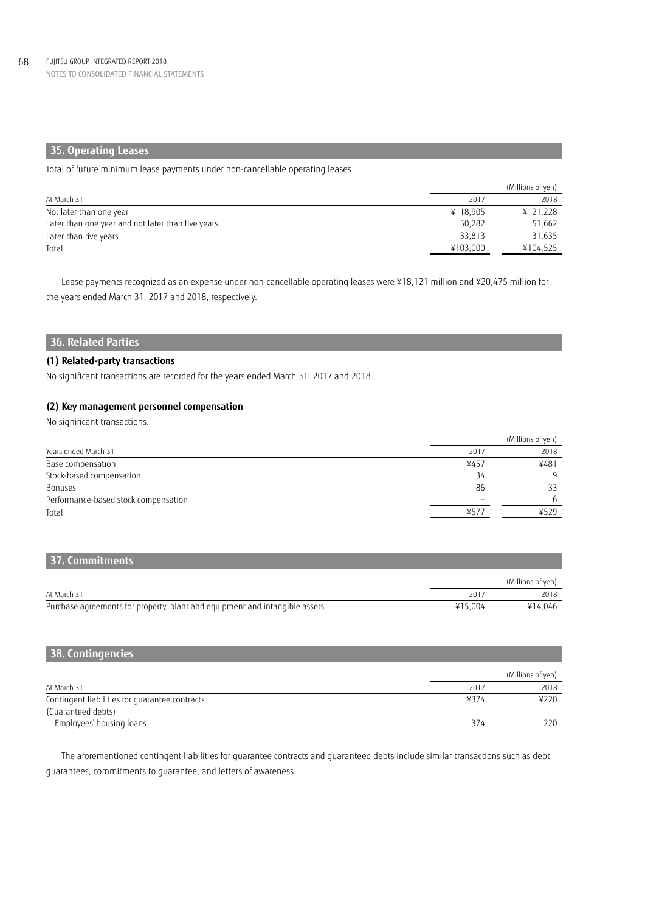## 35. Operating Leases

Total of future minimum lease payments under non-cancellable operating leases

| | | (Millions of yen) |
|---|---|---|
| At March 31 | 2017 | 2018 |
| Not later than one year | ¥ 18,905 | ¥ 21,228 |
| Later than one year and not later than five years | 50,282 | 51,662 |
| Later than five years | 33,813 | 31,635 |
| Total | ¥103,000 | ¥104,525 |

Lease payments recognized as an expense under non-cancellable operating leases were ¥18,121 million and ¥20,475 million for the years ended March 31, 2017 and 2018, respectively.

## 36. Related Parties

### (1) Related-party transactions

No significant transactions are recorded for the years ended March 31, 2017 and 2018.

### (2) Key management personnel compensation

No significant transactions.

| | | (Millions of yen) |
|---|---|---|
| Years ended March 31 | 2017 | 2018 |
| Base compensation | ¥457 | ¥481 |
| Stock-based compensation | 34 | 9 |
| Bonuses | 86 | 33 |
| Performance-based stock compensation | – | 6 |
| Total | ¥577 | ¥529 |

## 37. Commitments

| | | (Millions of yen) |
|---|---|---|
| At March 31 | 2017 | 2018 |
| Purchase agreements for property, plant and equipment and intangible assets | ¥15,004 | ¥14,046 |

## 38. Contingencies

| | | (Millions of yen) |
|---|---|---|
| At March 31 | 2017 | 2018 |
| Contingent liabilities for guarantee contracts | ¥374 | ¥220 |
| (Guaranteed debts) | | |
| Employees' housing loans | 374 | 220 |

The aforementioned contingent liabilities for guarantee contracts and guaranteed debts include similar transactions such as debt guarantees, commitments to guarantee, and letters of awareness.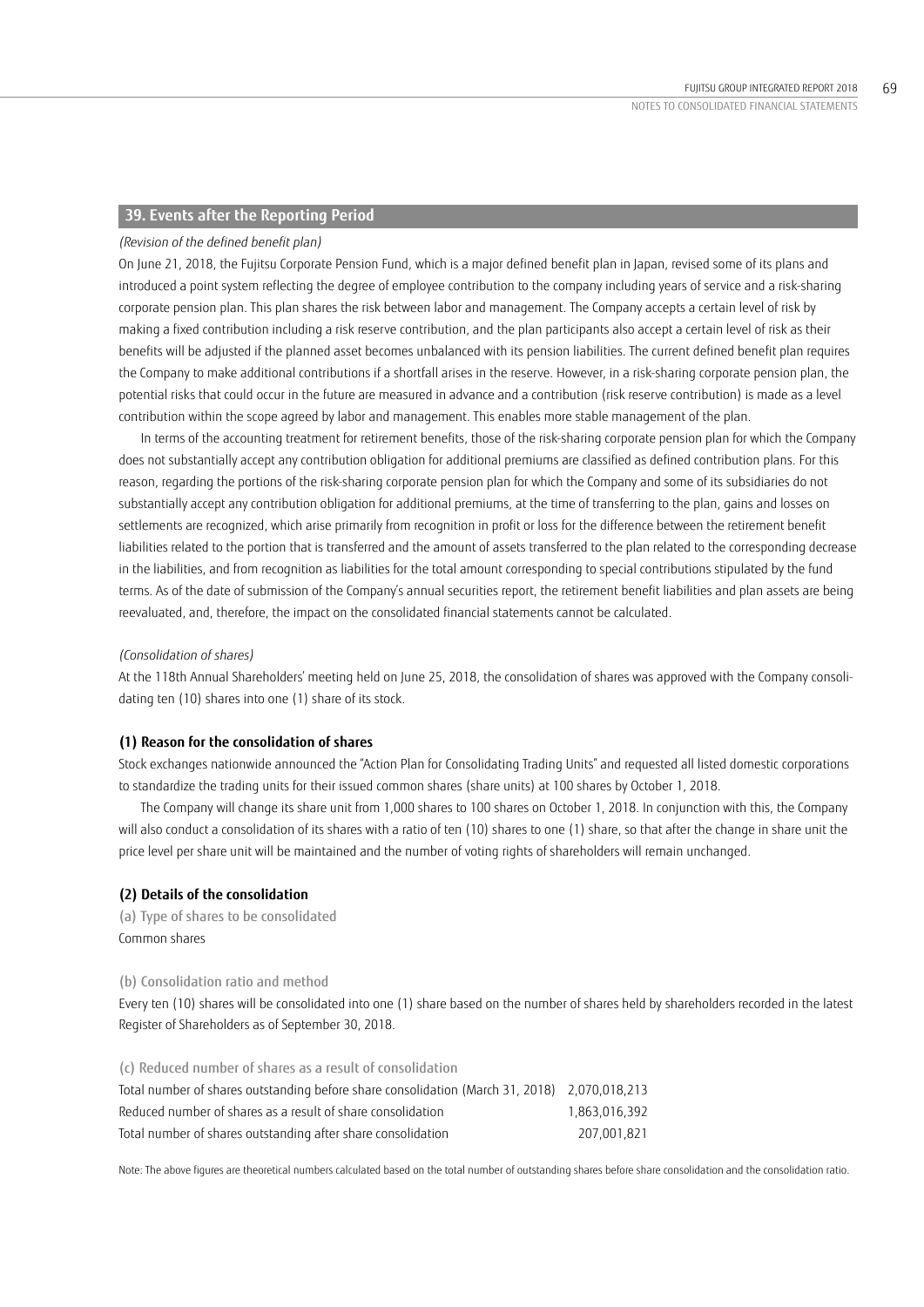## 39. Events after the Reporting Period

*(Revision of the defined benefit plan)*

On June 21, 2018, the Fujitsu Corporate Pension Fund, which is a major defined benefit plan in Japan, revised some of its plans and introduced a point system reflecting the degree of employee contribution to the company including years of service and a risk-sharing corporate pension plan. This plan shares the risk between labor and management. The Company accepts a certain level of risk by making a fixed contribution including a risk reserve contribution, and the plan participants also accept a certain level of risk as their benefits will be adjusted if the planned asset becomes unbalanced with its pension liabilities. The current defined benefit plan requires the Company to make additional contributions if a shortfall arises in the reserve. However, in a risk-sharing corporate pension plan, the potential risks that could occur in the future are measured in advance and a contribution (risk reserve contribution) is made as a level contribution within the scope agreed by labor and management. This enables more stable management of the plan.

In terms of the accounting treatment for retirement benefits, those of the risk-sharing corporate pension plan for which the Company does not substantially accept any contribution obligation for additional premiums are classified as defined contribution plans. For this reason, regarding the portions of the risk-sharing corporate pension plan for which the Company and some of its subsidiaries do not substantially accept any contribution obligation for additional premiums, at the time of transferring to the plan, gains and losses on settlements are recognized, which arise primarily from recognition in profit or loss for the difference between the retirement benefit liabilities related to the portion that is transferred and the amount of assets transferred to the plan related to the corresponding decrease in the liabilities, and from recognition as liabilities for the total amount corresponding to special contributions stipulated by the fund terms. As of the date of submission of the Company's annual securities report, the retirement benefit liabilities and plan assets are being reevaluated, and, therefore, the impact on the consolidated financial statements cannot be calculated.

*(Consolidation of shares)*

At the 118th Annual Shareholders' meeting held on June 25, 2018, the consolidation of shares was approved with the Company consolidating ten (10) shares into one (1) share of its stock.

### (1) Reason for the consolidation of shares

Stock exchanges nationwide announced the "Action Plan for Consolidating Trading Units" and requested all listed domestic corporations to standardize the trading units for their issued common shares (share units) at 100 shares by October 1, 2018.

The Company will change its share unit from 1,000 shares to 100 shares on October 1, 2018. In conjunction with this, the Company will also conduct a consolidation of its shares with a ratio of ten (10) shares to one (1) share, so that after the change in share unit the price level per share unit will be maintained and the number of voting rights of shareholders will remain unchanged.

### (2) Details of the consolidation

(a) Type of shares to be consolidated

Common shares

(b) Consolidation ratio and method

Every ten (10) shares will be consolidated into one (1) share based on the number of shares held by shareholders recorded in the latest Register of Shareholders as of September 30, 2018.

(c) Reduced number of shares as a result of consolidation

| | |
|---|---|
| Total number of shares outstanding before share consolidation (March 31, 2018) | 2,070,018,213 |
| Reduced number of shares as a result of share consolidation | 1,863,016,392 |
| Total number of shares outstanding after share consolidation | 207,001,821 |

Note: The above figures are theoretical numbers calculated based on the total number of outstanding shares before share consolidation and the consolidation ratio.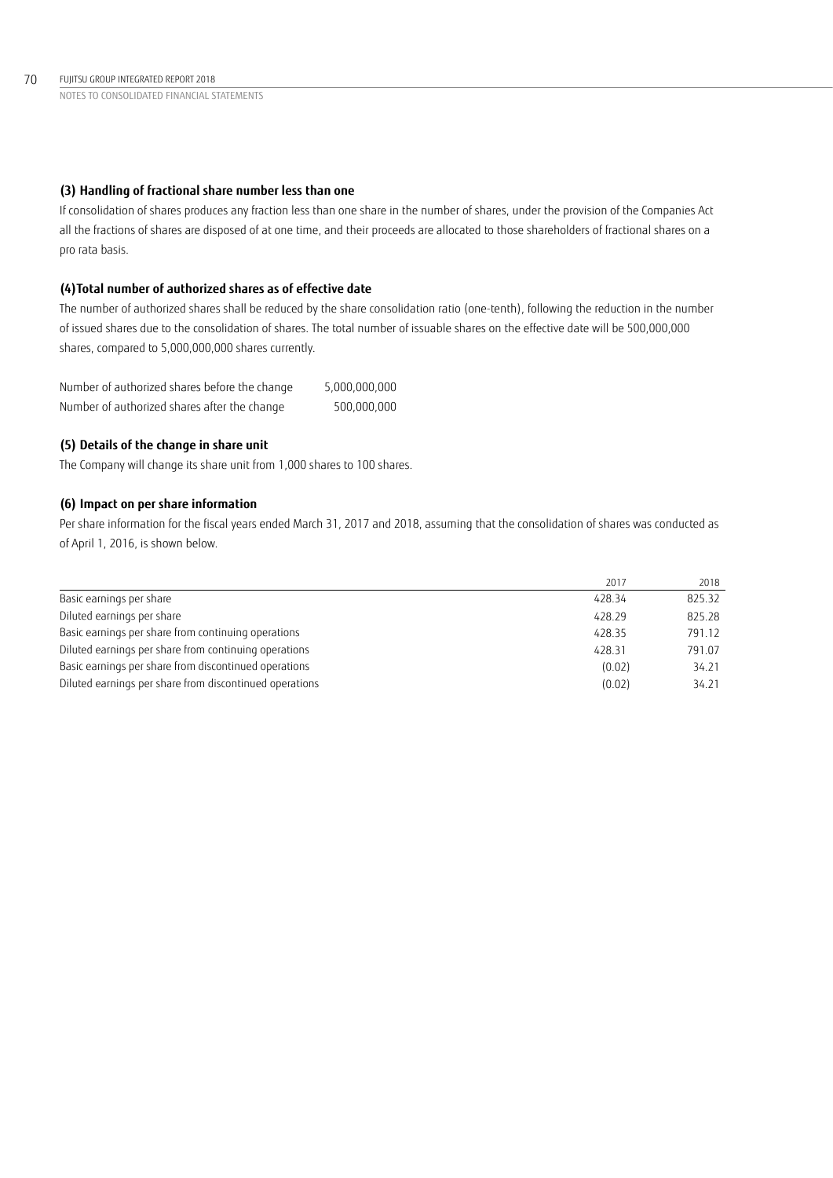### (3) Handling of fractional share number less than one

If consolidation of shares produces any fraction less than one share in the number of shares, under the provision of the Companies Act all the fractions of shares are disposed of at one time, and their proceeds are allocated to those shareholders of fractional shares on a pro rata basis.

### (4)Total number of authorized shares as of effective date

The number of authorized shares shall be reduced by the share consolidation ratio (one-tenth), following the reduction in the number of issued shares due to the consolidation of shares. The total number of issuable shares on the effective date will be 500,000,000 shares, compared to 5,000,000,000 shares currently.

| | |
|---|---|
| Number of authorized shares before the change | 5,000,000,000 |
| Number of authorized shares after the change | 500,000,000 |

### (5) Details of the change in share unit

The Company will change its share unit from 1,000 shares to 100 shares.

### (6) Impact on per share information

Per share information for the fiscal years ended March 31, 2017 and 2018, assuming that the consolidation of shares was conducted as of April 1, 2016, is shown below.

| | 2017 | 2018 |
|---|---|---|
| Basic earnings per share | 428.34 | 825.32 |
| Diluted earnings per share | 428.29 | 825.28 |
| Basic earnings per share from continuing operations | 428.35 | 791.12 |
| Diluted earnings per share from continuing operations | 428.31 | 791.07 |
| Basic earnings per share from discontinued operations | (0.02) | 34.21 |
| Diluted earnings per share from discontinued operations | (0.02) | 34.21 |